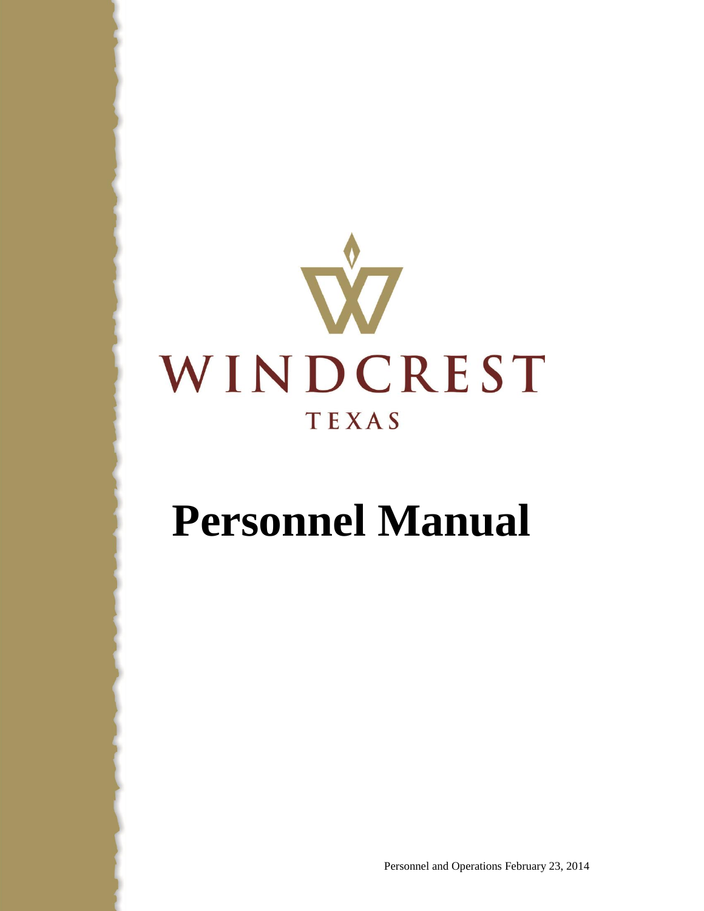WINDCREST

TEXAS

# Personnel Manual

Personnel and Operations February 23, 2014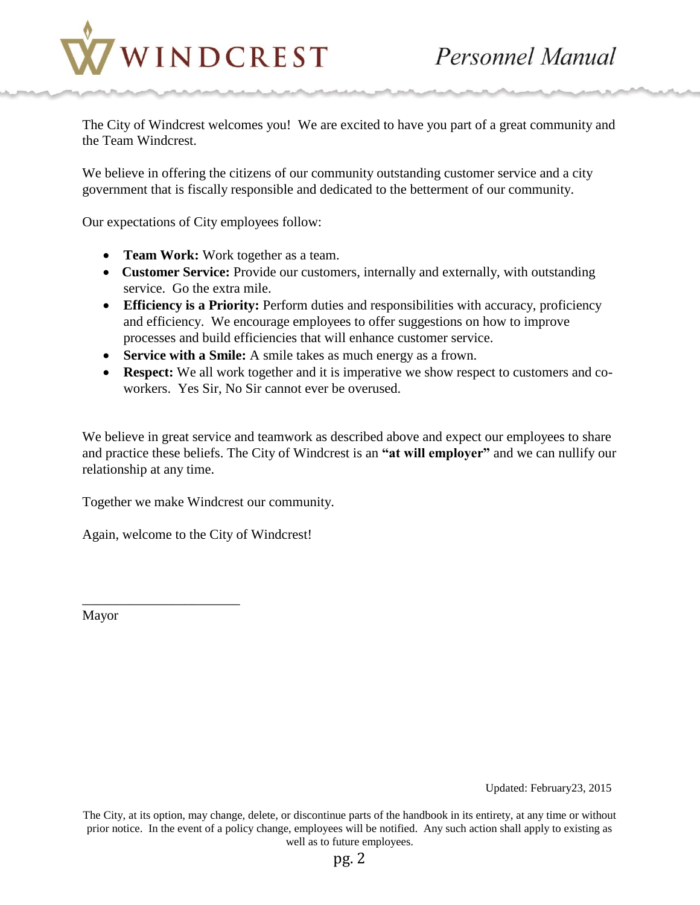The City of Windcrest welcomes you! We are excited to have you part of a great community and the Team Windcrest.

We believe in offering the citizens of our community outstanding customer service and a city government that is fiscally responsible and dedicated to the betterment of our community.

Our expectations of City employees follow:

- **Team Work:** Work together as a team.
- **Customer Service:** Provide our customers, internally and externally, with outstanding service. Go the extra mile.
- **Efficiency is a Priority:** Perform duties and responsibilities with accuracy, proficiency and efficiency. We encourage employees to offer suggestions on how to improve processes and build efficiencies that will enhance customer service.
- **Service with a Smile:** A smile takes as much energy as a frown.
- **Respect:** We all work together and it is imperative we show respect to customers and co-workers. Yes Sir, No Sir cannot ever be overused.

We believe in great service and teamwork as described above and expect our employees to share and practice these beliefs. The City of Windcrest is an **"at will employer"** and we can nullify our relationship at any time.

Together we make Windcrest our community.

Again, welcome to the City of Windcrest!

\_\_\_\_\_\_\_\_\_\_\_\_\_\_\_\_\_\_\_\_\_\_\_

Mayor

Updated: February23, 2015

The City, at its option, may change, delete, or discontinue parts of the handbook in its entirety, at any time or without prior notice. In the event of a policy change, employees will be notified. Any such action shall apply to existing as well as to future employees.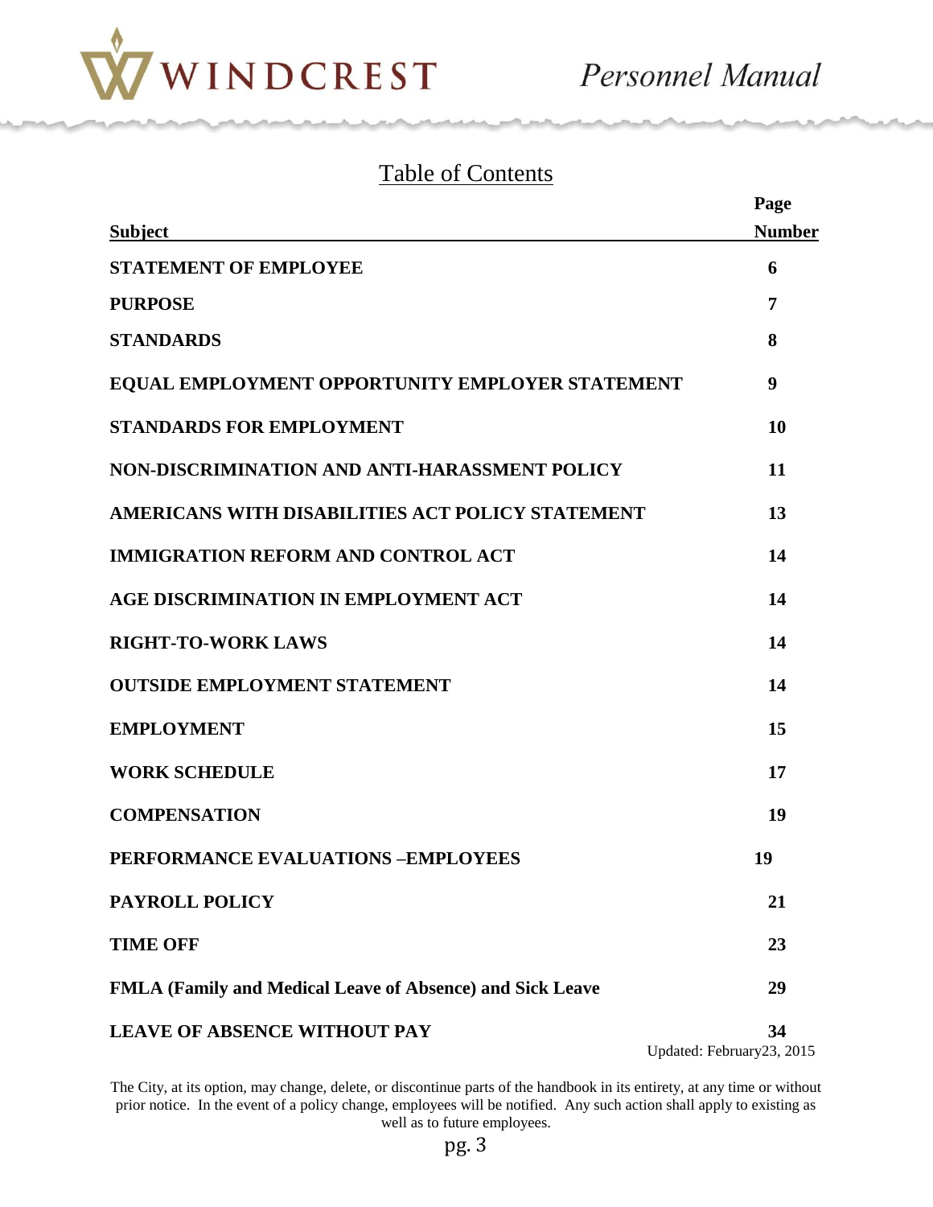## Table of Contents

| Subject | Page Number |
|---|---|
| **STATEMENT OF EMPLOYEE** | **6** |
| **PURPOSE** | **7** |
| **STANDARDS** | **8** |
| **EQUAL EMPLOYMENT OPPORTUNITY EMPLOYER STATEMENT** | **9** |
| **STANDARDS FOR EMPLOYMENT** | **10** |
| **NON-DISCRIMINATION AND ANTI-HARASSMENT POLICY** | **11** |
| **AMERICANS WITH DISABILITIES ACT POLICY STATEMENT** | **13** |
| **IMMIGRATION REFORM AND CONTROL ACT** | **14** |
| **AGE DISCRIMINATION IN EMPLOYMENT ACT** | **14** |
| **RIGHT-TO-WORK LAWS** | **14** |
| **OUTSIDE EMPLOYMENT STATEMENT** | **14** |
| **EMPLOYMENT** | **15** |
| **WORK SCHEDULE** | **17** |
| **COMPENSATION** | **19** |
| **PERFORMANCE EVALUATIONS –EMPLOYEES** | **19** |
| **PAYROLL POLICY** | **21** |
| **TIME OFF** | **23** |
| **FMLA (Family and Medical Leave of Absence) and Sick Leave** | **29** |
| **LEAVE OF ABSENCE WITHOUT PAY** | **34** |

Updated: February23, 2015

The City, at its option, may change, delete, or discontinue parts of the handbook in its entirety, at any time or without prior notice. In the event of a policy change, employees will be notified. Any such action shall apply to existing as well as to future employees.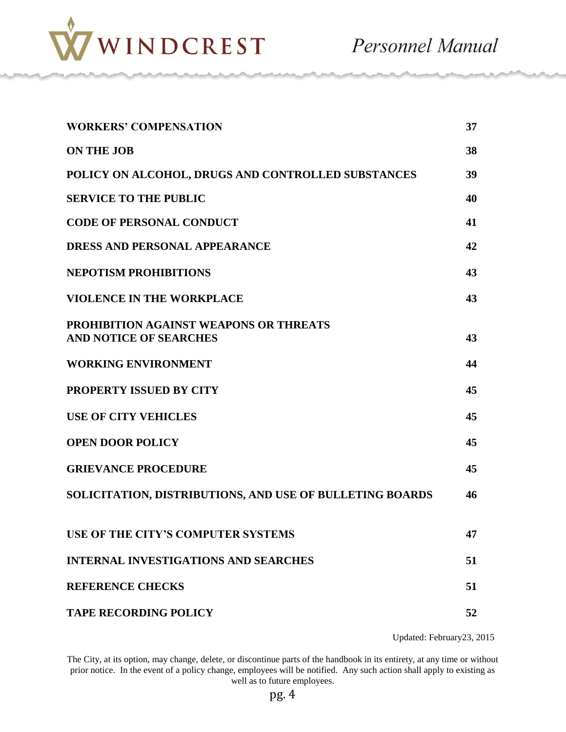| | |
|---|---|
| **WORKERS' COMPENSATION** | **37** |
| **ON THE JOB** | **38** |
| **POLICY ON ALCOHOL, DRUGS AND CONTROLLED SUBSTANCES** | **39** |
| **SERVICE TO THE PUBLIC** | **40** |
| **CODE OF PERSONAL CONDUCT** | **41** |
| **DRESS AND PERSONAL APPEARANCE** | **42** |
| **NEPOTISM PROHIBITIONS** | **43** |
| **VIOLENCE IN THE WORKPLACE** | **43** |
| **PROHIBITION AGAINST WEAPONS OR THREATS AND NOTICE OF SEARCHES** | **43** |
| **WORKING ENVIRONMENT** | **44** |
| **PROPERTY ISSUED BY CITY** | **45** |
| **USE OF CITY VEHICLES** | **45** |
| **OPEN DOOR POLICY** | **45** |
| **GRIEVANCE PROCEDURE** | **45** |
| **SOLICITATION, DISTRIBUTIONS, AND USE OF BULLETING BOARDS** | **46** |
| **USE OF THE CITY'S COMPUTER SYSTEMS** | **47** |
| **INTERNAL INVESTIGATIONS AND SEARCHES** | **51** |
| **REFERENCE CHECKS** | **51** |
| **TAPE RECORDING POLICY** | **52** |

Updated: February23, 2015

The City, at its option, may change, delete, or discontinue parts of the handbook in its entirety, at any time or without prior notice. In the event of a policy change, employees will be notified. Any such action shall apply to existing as well as to future employees.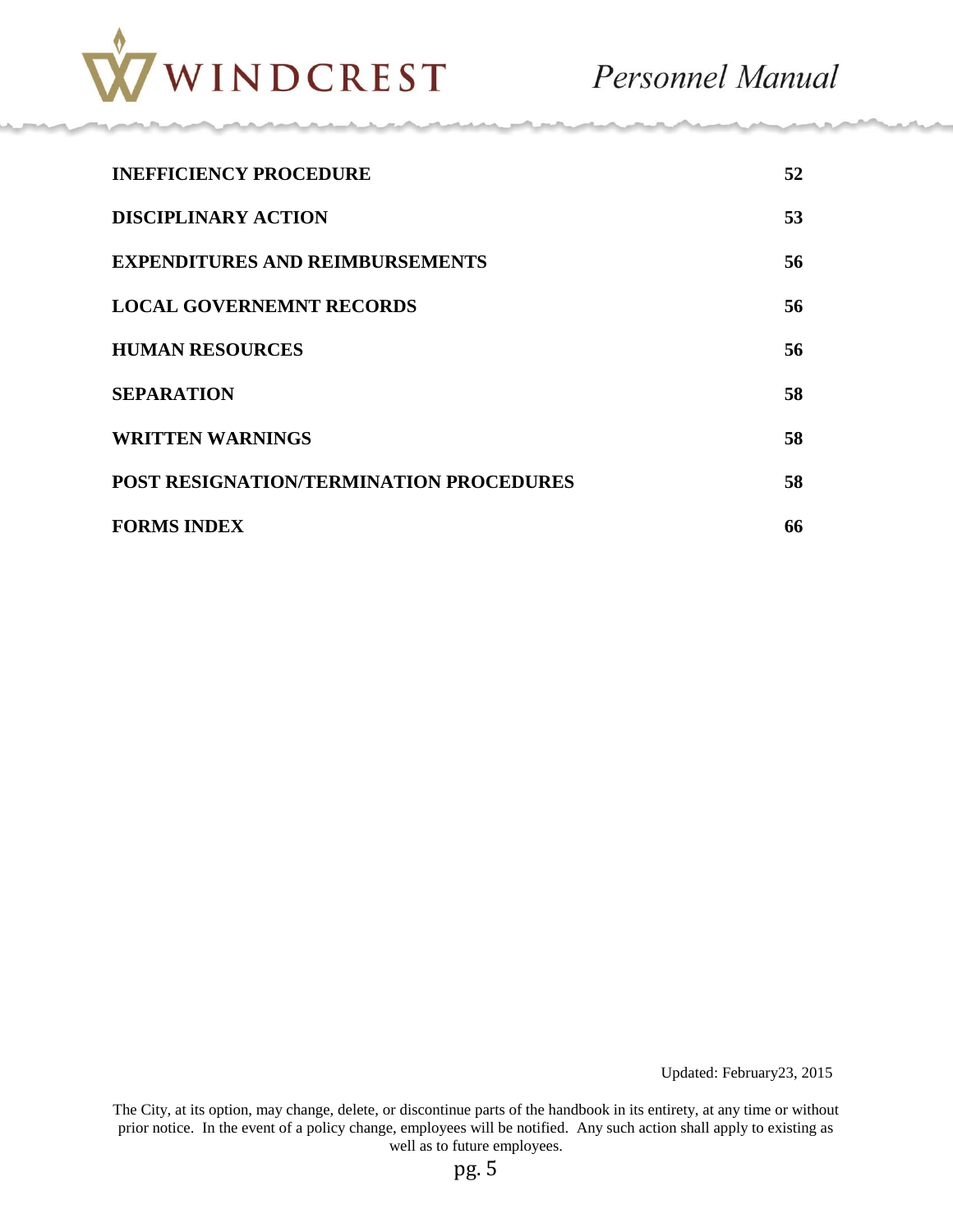| | |
|---|---|
| **INEFFICIENCY PROCEDURE** | **52** |
| **DISCIPLINARY ACTION** | **53** |
| **EXPENDITURES AND REIMBURSEMENTS** | **56** |
| **LOCAL GOVERNEMNT RECORDS** | **56** |
| **HUMAN RESOURCES** | **56** |
| **SEPARATION** | **58** |
| **WRITTEN WARNINGS** | **58** |
| **POST RESIGNATION/TERMINATION PROCEDURES** | **58** |
| **FORMS INDEX** | **66** |

Updated: February23, 2015

The City, at its option, may change, delete, or discontinue parts of the handbook in its entirety, at any time or without prior notice. In the event of a policy change, employees will be notified. Any such action shall apply to existing as well as to future employees.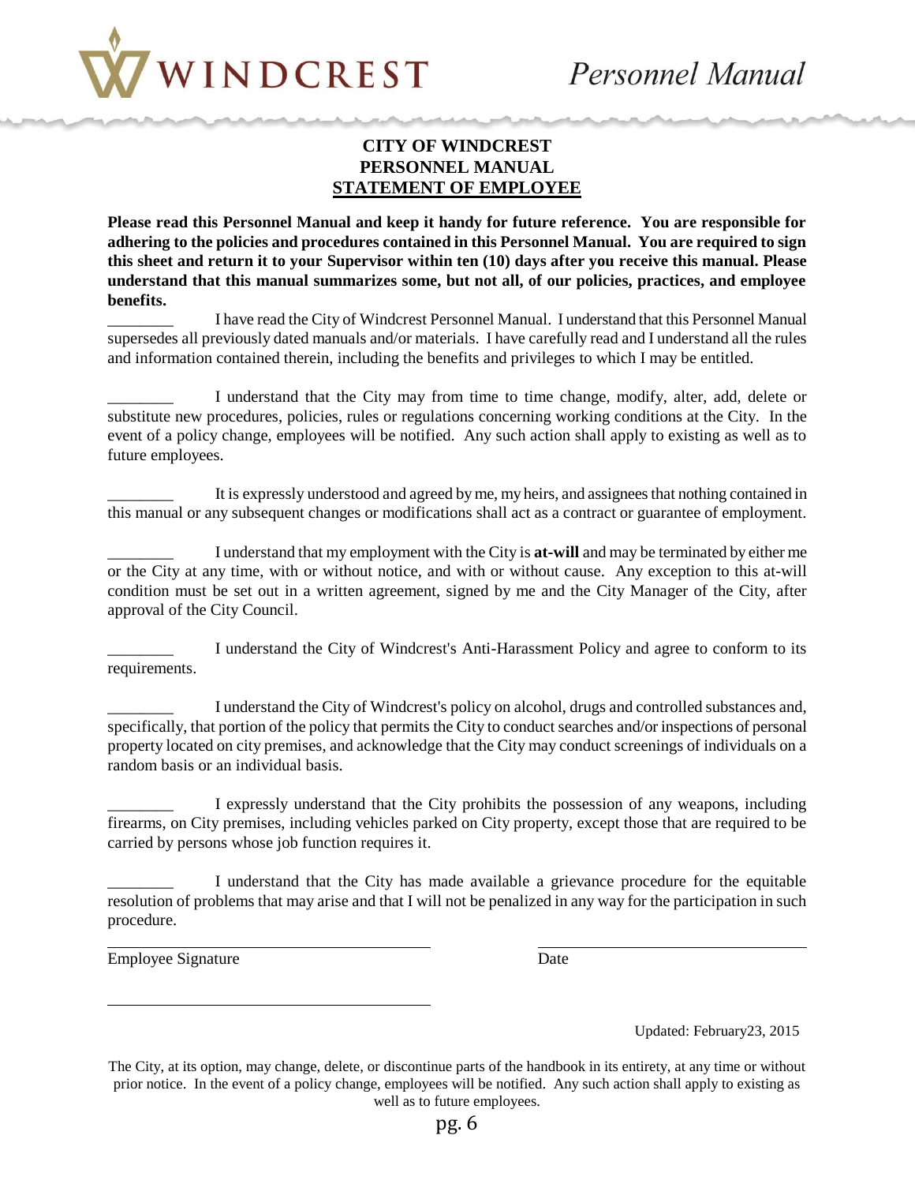# CITY OF WINDCREST
# PERSONNEL MANUAL
## STATEMENT OF EMPLOYEE

**Please read this Personnel Manual and keep it handy for future reference. You are responsible for adhering to the policies and procedures contained in this Personnel Manual. You are required to sign this sheet and return it to your Supervisor within ten (10) days after you receive this manual. Please understand that this manual summarizes some, but not all, of our policies, practices, and employee benefits.**

________ I have read the City of Windcrest Personnel Manual. I understand that this Personnel Manual supersedes all previously dated manuals and/or materials. I have carefully read and I understand all the rules and information contained therein, including the benefits and privileges to which I may be entitled.

________ I understand that the City may from time to time change, modify, alter, add, delete or substitute new procedures, policies, rules or regulations concerning working conditions at the City. In the event of a policy change, employees will be notified. Any such action shall apply to existing as well as to future employees.

________ It is expressly understood and agreed by me, my heirs, and assignees that nothing contained in this manual or any subsequent changes or modifications shall act as a contract or guarantee of employment.

________ I understand that my employment with the City is **at-will** and may be terminated by either me or the City at any time, with or without notice, and with or without cause. Any exception to this at-will condition must be set out in a written agreement, signed by me and the City Manager of the City, after approval of the City Council.

________ I understand the City of Windcrest's Anti-Harassment Policy and agree to conform to its requirements.

________ I understand the City of Windcrest's policy on alcohol, drugs and controlled substances and, specifically, that portion of the policy that permits the City to conduct searches and/or inspections of personal property located on city premises, and acknowledge that the City may conduct screenings of individuals on a random basis or an individual basis.

________ I expressly understand that the City prohibits the possession of any weapons, including firearms, on City premises, including vehicles parked on City property, except those that are required to be carried by persons whose job function requires it.

________ I understand that the City has made available a grievance procedure for the equitable resolution of problems that may arise and that I will not be penalized in any way for the participation in such procedure.

______________________________ ______________________________

Employee Signature Date

______________________________

Updated: February23, 2015

The City, at its option, may change, delete, or discontinue parts of the handbook in its entirety, at any time or without prior notice. In the event of a policy change, employees will be notified. Any such action shall apply to existing as well as to future employees.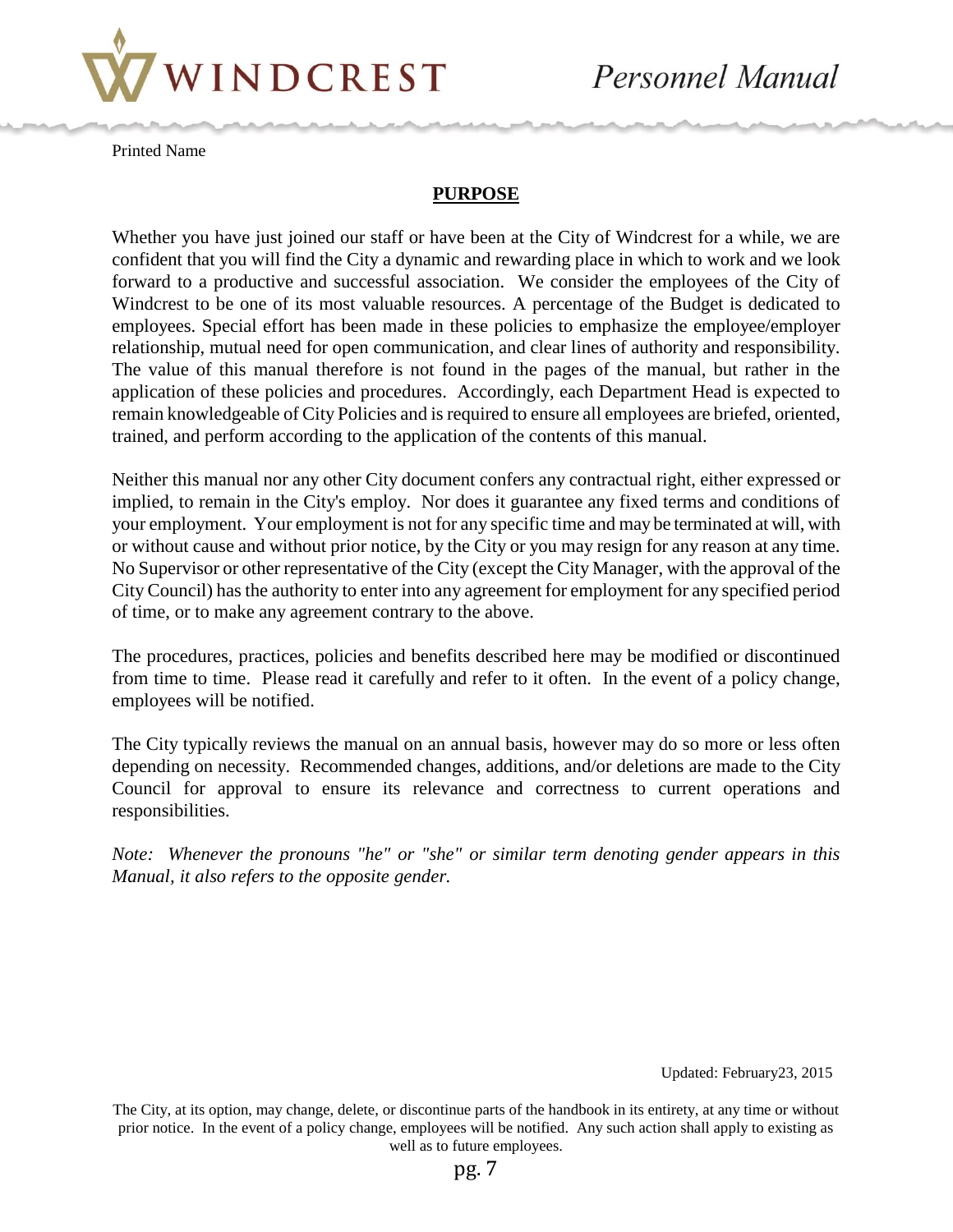Printed Name

## PURPOSE

Whether you have just joined our staff or have been at the City of Windcrest for a while, we are confident that you will find the City a dynamic and rewarding place in which to work and we look forward to a productive and successful association. We consider the employees of the City of Windcrest to be one of its most valuable resources. A percentage of the Budget is dedicated to employees. Special effort has been made in these policies to emphasize the employee/employer relationship, mutual need for open communication, and clear lines of authority and responsibility. The value of this manual therefore is not found in the pages of the manual, but rather in the application of these policies and procedures. Accordingly, each Department Head is expected to remain knowledgeable of City Policies and is required to ensure all employees are briefed, oriented, trained, and perform according to the application of the contents of this manual.

Neither this manual nor any other City document confers any contractual right, either expressed or implied, to remain in the City's employ. Nor does it guarantee any fixed terms and conditions of your employment. Your employment is not for any specific time and may be terminated at will, with or without cause and without prior notice, by the City or you may resign for any reason at any time. No Supervisor or other representative of the City (except the City Manager, with the approval of the City Council) has the authority to enter into any agreement for employment for any specified period of time, or to make any agreement contrary to the above.

The procedures, practices, policies and benefits described here may be modified or discontinued from time to time. Please read it carefully and refer to it often. In the event of a policy change, employees will be notified.

The City typically reviews the manual on an annual basis, however may do so more or less often depending on necessity. Recommended changes, additions, and/or deletions are made to the City Council for approval to ensure its relevance and correctness to current operations and responsibilities.

*Note: Whenever the pronouns "he" or "she" or similar term denoting gender appears in this Manual, it also refers to the opposite gender.*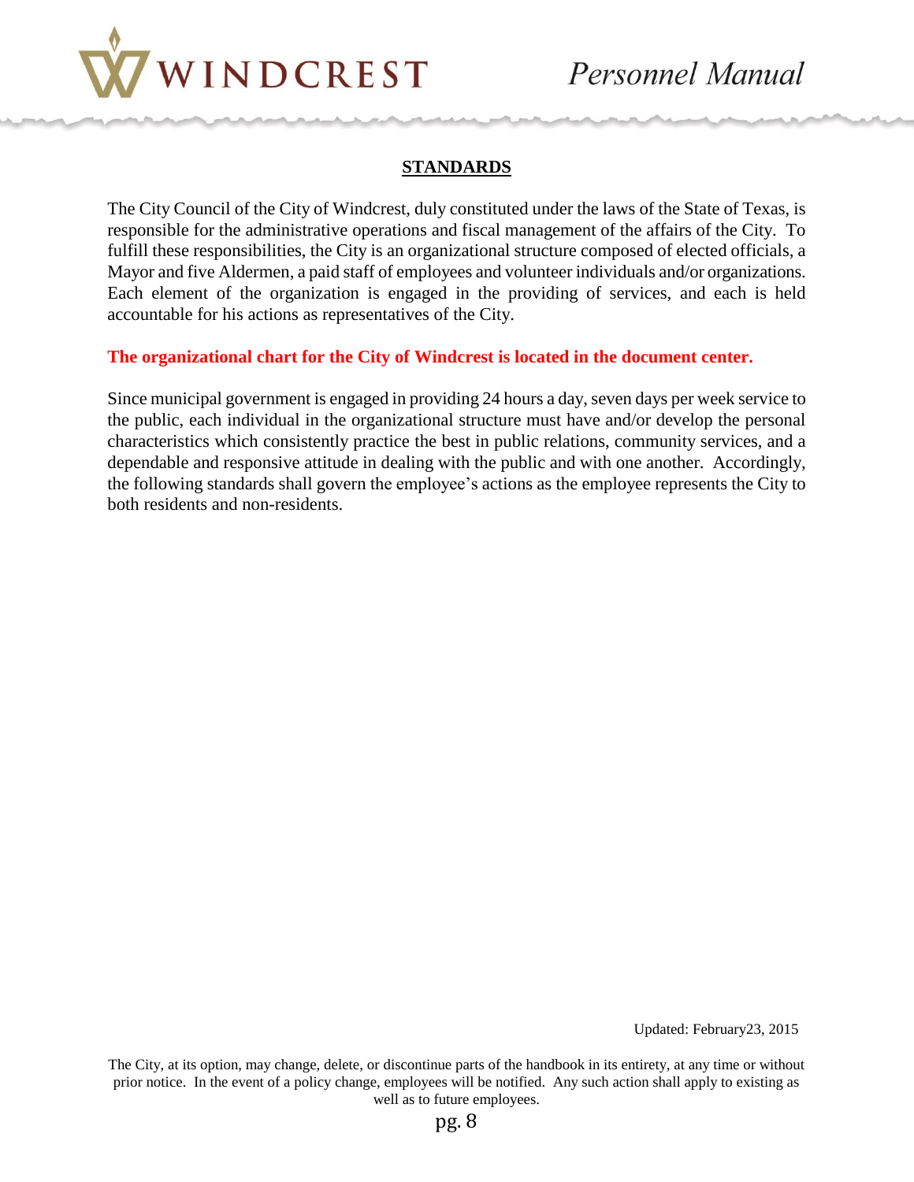## STANDARDS

The City Council of the City of Windcrest, duly constituted under the laws of the State of Texas, is responsible for the administrative operations and fiscal management of the affairs of the City. To fulfill these responsibilities, the City is an organizational structure composed of elected officials, a Mayor and five Aldermen, a paid staff of employees and volunteer individuals and/or organizations. Each element of the organization is engaged in the providing of services, and each is held accountable for his actions as representatives of the City.

**The organizational chart for the City of Windcrest is located in the document center.**

Since municipal government is engaged in providing 24 hours a day, seven days per week service to the public, each individual in the organizational structure must have and/or develop the personal characteristics which consistently practice the best in public relations, community services, and a dependable and responsive attitude in dealing with the public and with one another. Accordingly, the following standards shall govern the employee's actions as the employee represents the City to both residents and non-residents.

Updated: February23, 2015

The City, at its option, may change, delete, or discontinue parts of the handbook in its entirety, at any time or without prior notice. In the event of a policy change, employees will be notified. Any such action shall apply to existing as well as to future employees.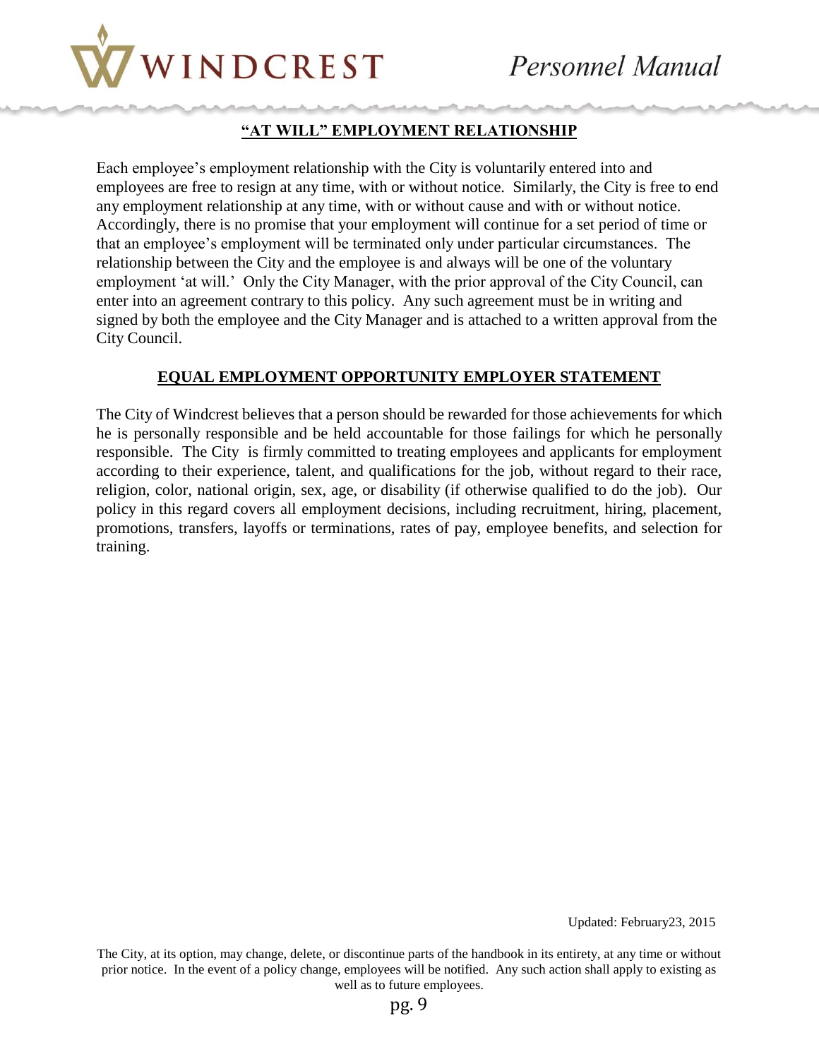## "AT WILL" EMPLOYMENT RELATIONSHIP

Each employee's employment relationship with the City is voluntarily entered into and employees are free to resign at any time, with or without notice. Similarly, the City is free to end any employment relationship at any time, with or without cause and with or without notice. Accordingly, there is no promise that your employment will continue for a set period of time or that an employee's employment will be terminated only under particular circumstances. The relationship between the City and the employee is and always will be one of the voluntary employment 'at will.' Only the City Manager, with the prior approval of the City Council, can enter into an agreement contrary to this policy. Any such agreement must be in writing and signed by both the employee and the City Manager and is attached to a written approval from the City Council.

## EQUAL EMPLOYMENT OPPORTUNITY EMPLOYER STATEMENT

The City of Windcrest believes that a person should be rewarded for those achievements for which he is personally responsible and be held accountable for those failings for which he personally responsible. The City is firmly committed to treating employees and applicants for employment according to their experience, talent, and qualifications for the job, without regard to their race, religion, color, national origin, sex, age, or disability (if otherwise qualified to do the job). Our policy in this regard covers all employment decisions, including recruitment, hiring, placement, promotions, transfers, layoffs or terminations, rates of pay, employee benefits, and selection for training.

Updated: February23, 2015

The City, at its option, may change, delete, or discontinue parts of the handbook in its entirety, at any time or without prior notice. In the event of a policy change, employees will be notified. Any such action shall apply to existing as well as to future employees.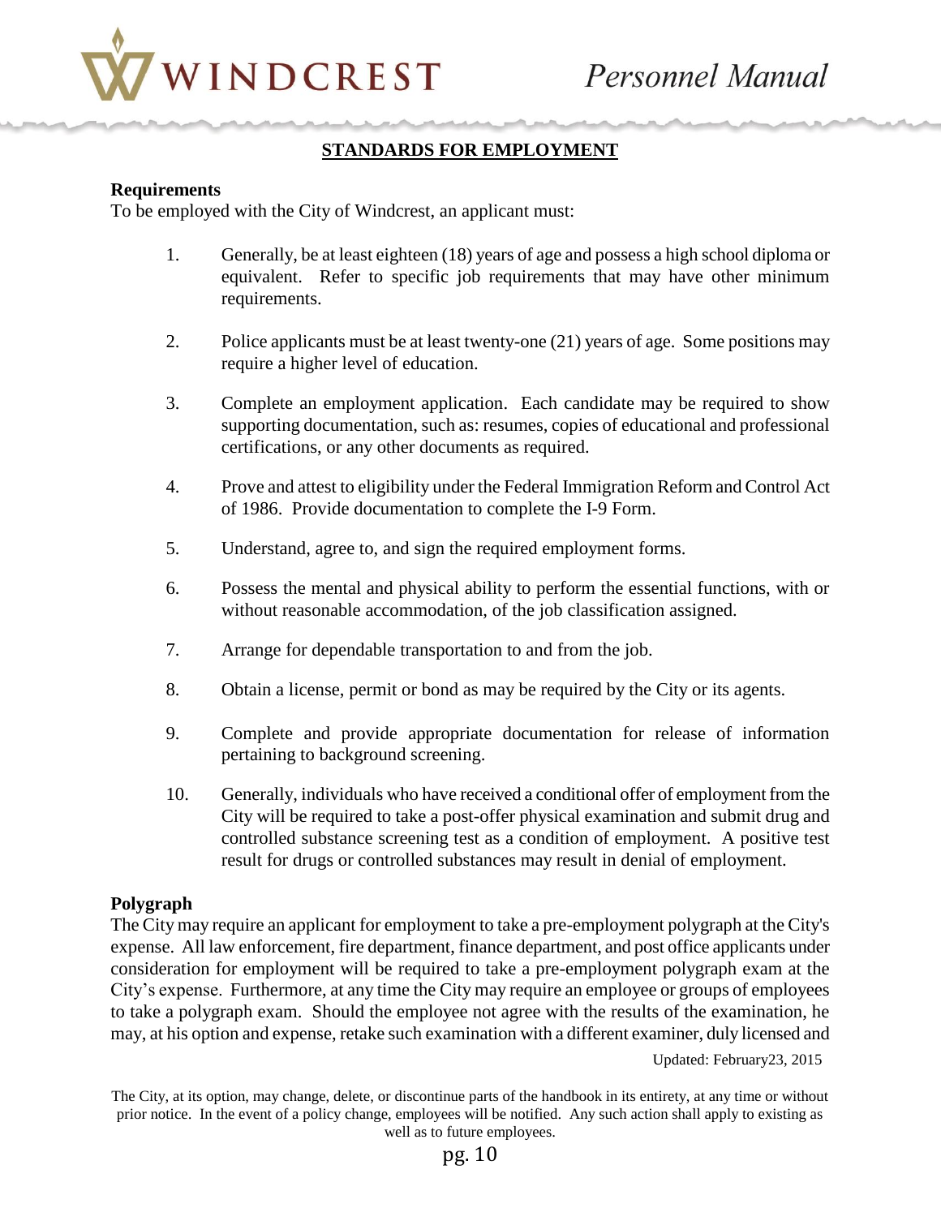## STANDARDS FOR EMPLOYMENT

**Requirements**

To be employed with the City of Windcrest, an applicant must:

1. Generally, be at least eighteen (18) years of age and possess a high school diploma or equivalent. Refer to specific job requirements that may have other minimum requirements.

2. Police applicants must be at least twenty-one (21) years of age. Some positions may require a higher level of education.

3. Complete an employment application. Each candidate may be required to show supporting documentation, such as: resumes, copies of educational and professional certifications, or any other documents as required.

4. Prove and attest to eligibility under the Federal Immigration Reform and Control Act of 1986. Provide documentation to complete the I-9 Form.

5. Understand, agree to, and sign the required employment forms.

6. Possess the mental and physical ability to perform the essential functions, with or without reasonable accommodation, of the job classification assigned.

7. Arrange for dependable transportation to and from the job.

8. Obtain a license, permit or bond as may be required by the City or its agents.

9. Complete and provide appropriate documentation for release of information pertaining to background screening.

10. Generally, individuals who have received a conditional offer of employment from the City will be required to take a post-offer physical examination and submit drug and controlled substance screening test as a condition of employment. A positive test result for drugs or controlled substances may result in denial of employment.

**Polygraph**

The City may require an applicant for employment to take a pre-employment polygraph at the City's expense. All law enforcement, fire department, finance department, and post office applicants under consideration for employment will be required to take a pre-employment polygraph exam at the City's expense. Furthermore, at any time the City may require an employee or groups of employees to take a polygraph exam. Should the employee not agree with the results of the examination, he may, at his option and expense, retake such examination with a different examiner, duly licensed and

Updated: February23, 2015

The City, at its option, may change, delete, or discontinue parts of the handbook in its entirety, at any time or without prior notice. In the event of a policy change, employees will be notified. Any such action shall apply to existing as well as to future employees.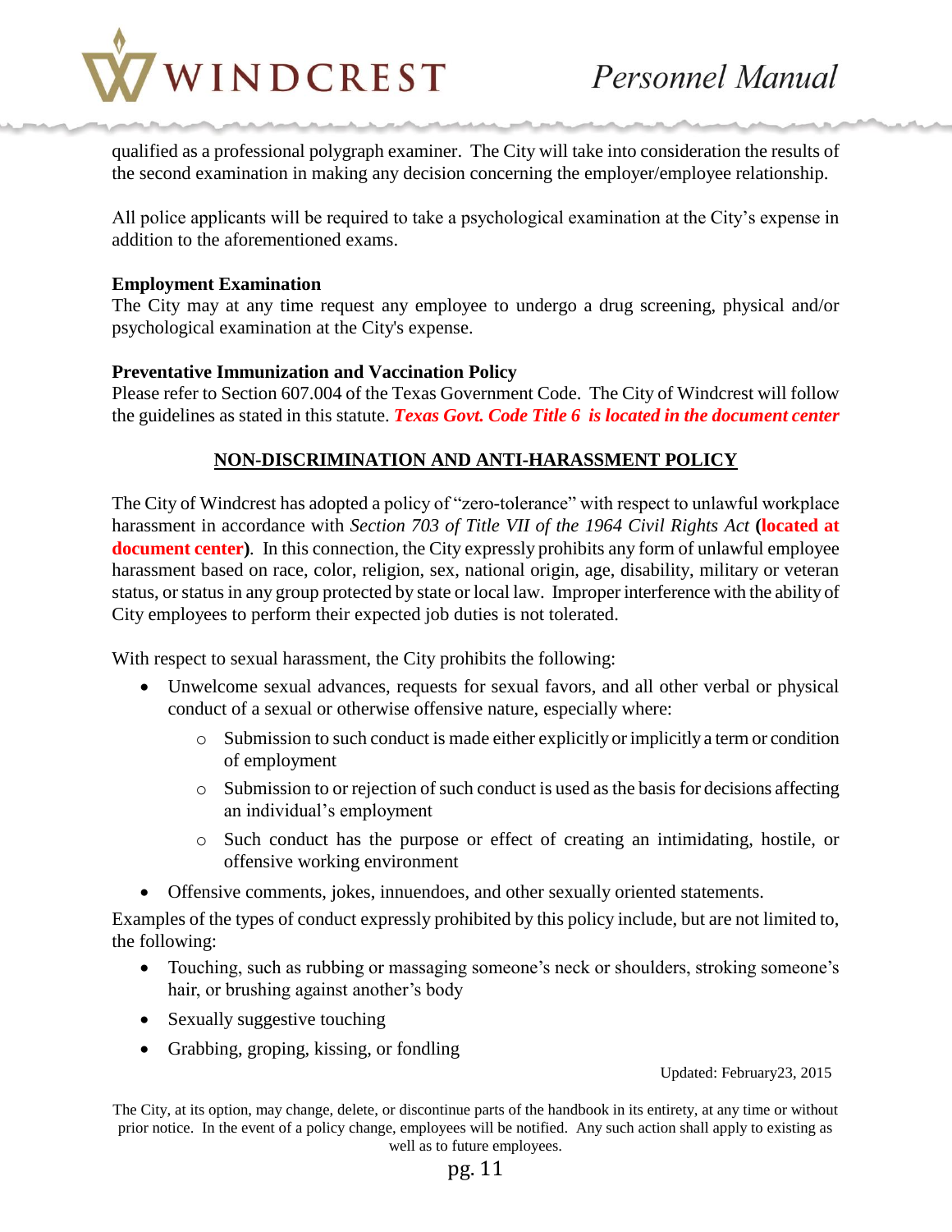qualified as a professional polygraph examiner. The City will take into consideration the results of the second examination in making any decision concerning the employer/employee relationship.

All police applicants will be required to take a psychological examination at the City's expense in addition to the aforementioned exams.

**Employment Examination**
The City may at any time request any employee to undergo a drug screening, physical and/or psychological examination at the City's expense.

**Preventative Immunization and Vaccination Policy**
Please refer to Section 607.004 of the Texas Government Code. The City of Windcrest will follow the guidelines as stated in this statute. ***Texas Govt. Code Title 6 is located in the document center***

## NON-DISCRIMINATION AND ANTI-HARASSMENT POLICY

The City of Windcrest has adopted a policy of "zero-tolerance" with respect to unlawful workplace harassment in accordance with *Section 703 of Title VII of the 1964 Civil Rights Act* **(located at document center)**. In this connection, the City expressly prohibits any form of unlawful employee harassment based on race, color, religion, sex, national origin, age, disability, military or veteran status, or status in any group protected by state or local law. Improper interference with the ability of City employees to perform their expected job duties is not tolerated.

With respect to sexual harassment, the City prohibits the following:

- Unwelcome sexual advances, requests for sexual favors, and all other verbal or physical conduct of a sexual or otherwise offensive nature, especially where:
  - Submission to such conduct is made either explicitly or implicitly a term or condition of employment
  - Submission to or rejection of such conduct is used as the basis for decisions affecting an individual's employment
  - Such conduct has the purpose or effect of creating an intimidating, hostile, or offensive working environment
- Offensive comments, jokes, innuendoes, and other sexually oriented statements.

Examples of the types of conduct expressly prohibited by this policy include, but are not limited to, the following:

- Touching, such as rubbing or massaging someone's neck or shoulders, stroking someone's hair, or brushing against another's body
- Sexually suggestive touching
- Grabbing, groping, kissing, or fondling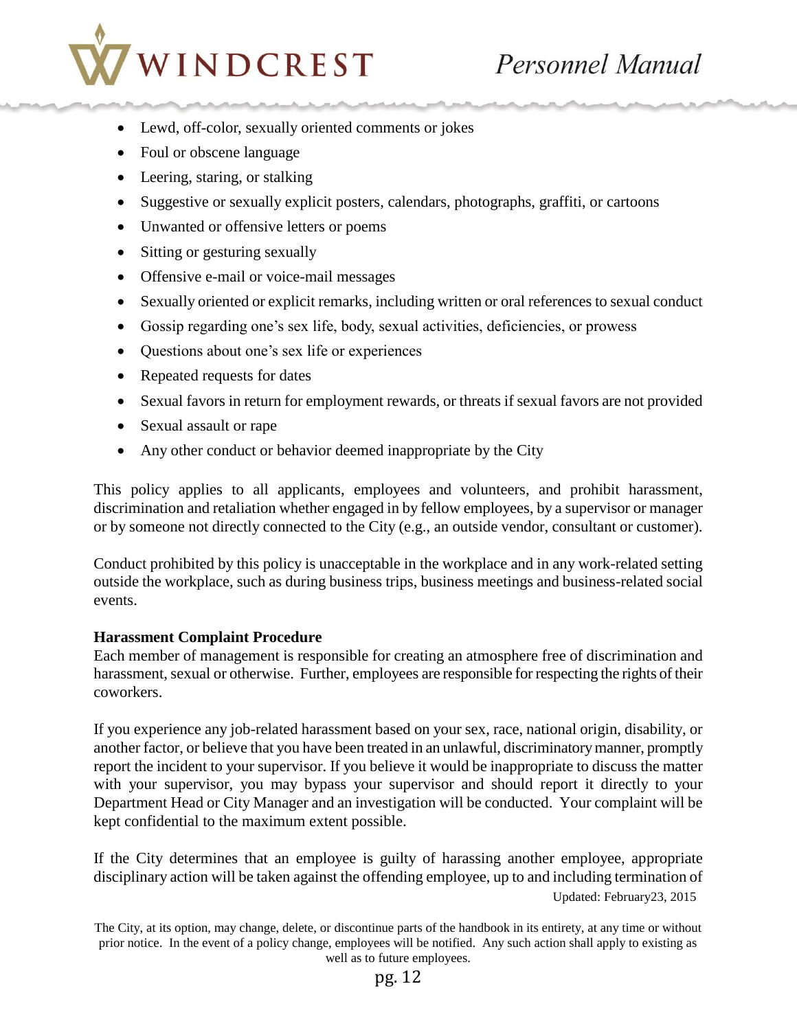- Lewd, off-color, sexually oriented comments or jokes
- Foul or obscene language
- Leering, staring, or stalking
- Suggestive or sexually explicit posters, calendars, photographs, graffiti, or cartoons
- Unwanted or offensive letters or poems
- Sitting or gesturing sexually
- Offensive e-mail or voice-mail messages
- Sexually oriented or explicit remarks, including written or oral references to sexual conduct
- Gossip regarding one's sex life, body, sexual activities, deficiencies, or prowess
- Questions about one's sex life or experiences
- Repeated requests for dates
- Sexual favors in return for employment rewards, or threats if sexual favors are not provided
- Sexual assault or rape
- Any other conduct or behavior deemed inappropriate by the City

This policy applies to all applicants, employees and volunteers, and prohibit harassment, discrimination and retaliation whether engaged in by fellow employees, by a supervisor or manager or by someone not directly connected to the City (e.g., an outside vendor, consultant or customer).

Conduct prohibited by this policy is unacceptable in the workplace and in any work-related setting outside the workplace, such as during business trips, business meetings and business-related social events.

**Harassment Complaint Procedure**

Each member of management is responsible for creating an atmosphere free of discrimination and harassment, sexual or otherwise. Further, employees are responsible for respecting the rights of their coworkers.

If you experience any job-related harassment based on your sex, race, national origin, disability, or another factor, or believe that you have been treated in an unlawful, discriminatory manner, promptly report the incident to your supervisor. If you believe it would be inappropriate to discuss the matter with your supervisor, you may bypass your supervisor and should report it directly to your Department Head or City Manager and an investigation will be conducted. Your complaint will be kept confidential to the maximum extent possible.

If the City determines that an employee is guilty of harassing another employee, appropriate disciplinary action will be taken against the offending employee, up to and including termination of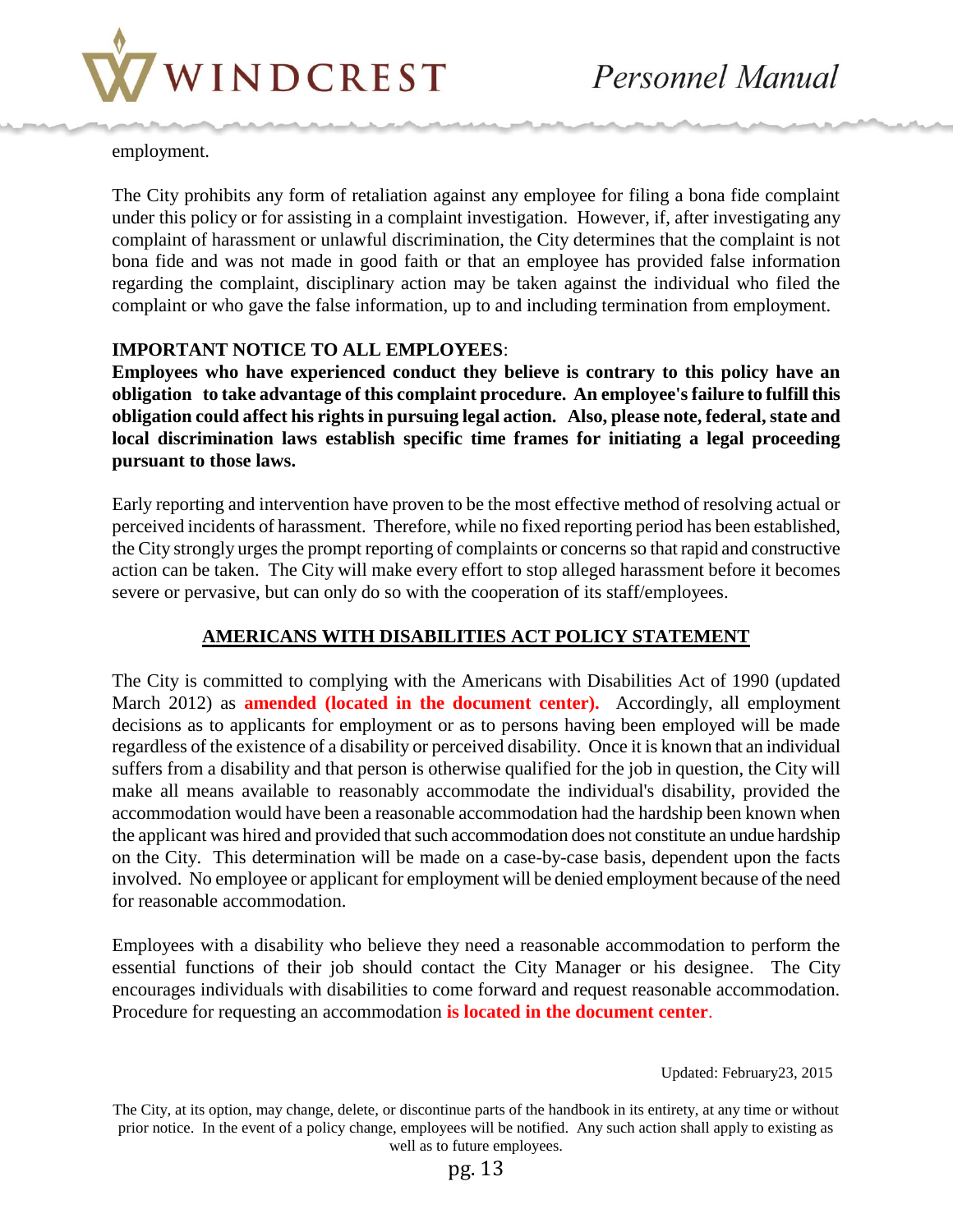employment.

The City prohibits any form of retaliation against any employee for filing a bona fide complaint under this policy or for assisting in a complaint investigation. However, if, after investigating any complaint of harassment or unlawful discrimination, the City determines that the complaint is not bona fide and was not made in good faith or that an employee has provided false information regarding the complaint, disciplinary action may be taken against the individual who filed the complaint or who gave the false information, up to and including termination from employment.

**IMPORTANT NOTICE TO ALL EMPLOYEES**:
**Employees who have experienced conduct they believe is contrary to this policy have an obligation to take advantage of this complaint procedure. An employee's failure to fulfill this obligation could affect his rights in pursuing legal action. Also, please note, federal, state and local discrimination laws establish specific time frames for initiating a legal proceeding pursuant to those laws.**

Early reporting and intervention have proven to be the most effective method of resolving actual or perceived incidents of harassment. Therefore, while no fixed reporting period has been established, the City strongly urges the prompt reporting of complaints or concerns so that rapid and constructive action can be taken. The City will make every effort to stop alleged harassment before it becomes severe or pervasive, but can only do so with the cooperation of its staff/employees.

## AMERICANS WITH DISABILITIES ACT POLICY STATEMENT

The City is committed to complying with the Americans with Disabilities Act of 1990 (updated March 2012) as **amended (located in the document center).** Accordingly, all employment decisions as to applicants for employment or as to persons having been employed will be made regardless of the existence of a disability or perceived disability. Once it is known that an individual suffers from a disability and that person is otherwise qualified for the job in question, the City will make all means available to reasonably accommodate the individual's disability, provided the accommodation would have been a reasonable accommodation had the hardship been known when the applicant was hired and provided that such accommodation does not constitute an undue hardship on the City. This determination will be made on a case-by-case basis, dependent upon the facts involved. No employee or applicant for employment will be denied employment because of the need for reasonable accommodation.

Employees with a disability who believe they need a reasonable accommodation to perform the essential functions of their job should contact the City Manager or his designee. The City encourages individuals with disabilities to come forward and request reasonable accommodation. Procedure for requesting an accommodation **is located in the document center**.

Updated: February23, 2015

The City, at its option, may change, delete, or discontinue parts of the handbook in its entirety, at any time or without prior notice. In the event of a policy change, employees will be notified. Any such action shall apply to existing as well as to future employees.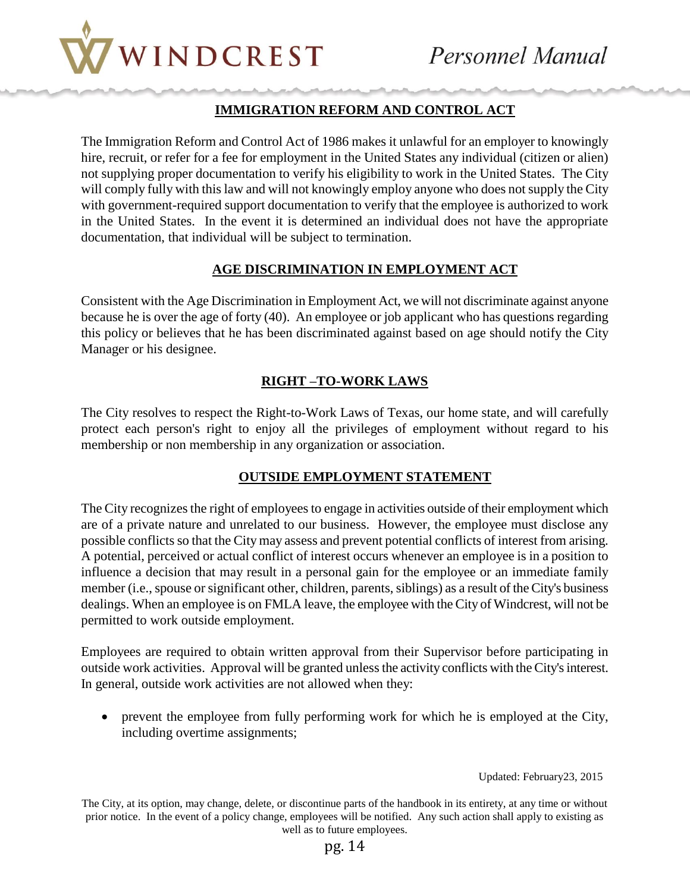## IMMIGRATION REFORM AND CONTROL ACT

The Immigration Reform and Control Act of 1986 makes it unlawful for an employer to knowingly hire, recruit, or refer for a fee for employment in the United States any individual (citizen or alien) not supplying proper documentation to verify his eligibility to work in the United States. The City will comply fully with this law and will not knowingly employ anyone who does not supply the City with government-required support documentation to verify that the employee is authorized to work in the United States. In the event it is determined an individual does not have the appropriate documentation, that individual will be subject to termination.

## AGE DISCRIMINATION IN EMPLOYMENT ACT

Consistent with the Age Discrimination in Employment Act, we will not discriminate against anyone because he is over the age of forty (40). An employee or job applicant who has questions regarding this policy or believes that he has been discriminated against based on age should notify the City Manager or his designee.

## RIGHT –TO-WORK LAWS

The City resolves to respect the Right-to-Work Laws of Texas, our home state, and will carefully protect each person's right to enjoy all the privileges of employment without regard to his membership or non membership in any organization or association.

## OUTSIDE EMPLOYMENT STATEMENT

The City recognizes the right of employees to engage in activities outside of their employment which are of a private nature and unrelated to our business. However, the employee must disclose any possible conflicts so that the City may assess and prevent potential conflicts of interest from arising. A potential, perceived or actual conflict of interest occurs whenever an employee is in a position to influence a decision that may result in a personal gain for the employee or an immediate family member (i.e., spouse or significant other, children, parents, siblings) as a result of the City's business dealings. When an employee is on FMLA leave, the employee with the City of Windcrest, will not be permitted to work outside employment.

Employees are required to obtain written approval from their Supervisor before participating in outside work activities. Approval will be granted unless the activity conflicts with the City's interest. In general, outside work activities are not allowed when they:

- prevent the employee from fully performing work for which he is employed at the City, including overtime assignments;

Updated: February23, 2015

The City, at its option, may change, delete, or discontinue parts of the handbook in its entirety, at any time or without prior notice. In the event of a policy change, employees will be notified. Any such action shall apply to existing as well as to future employees.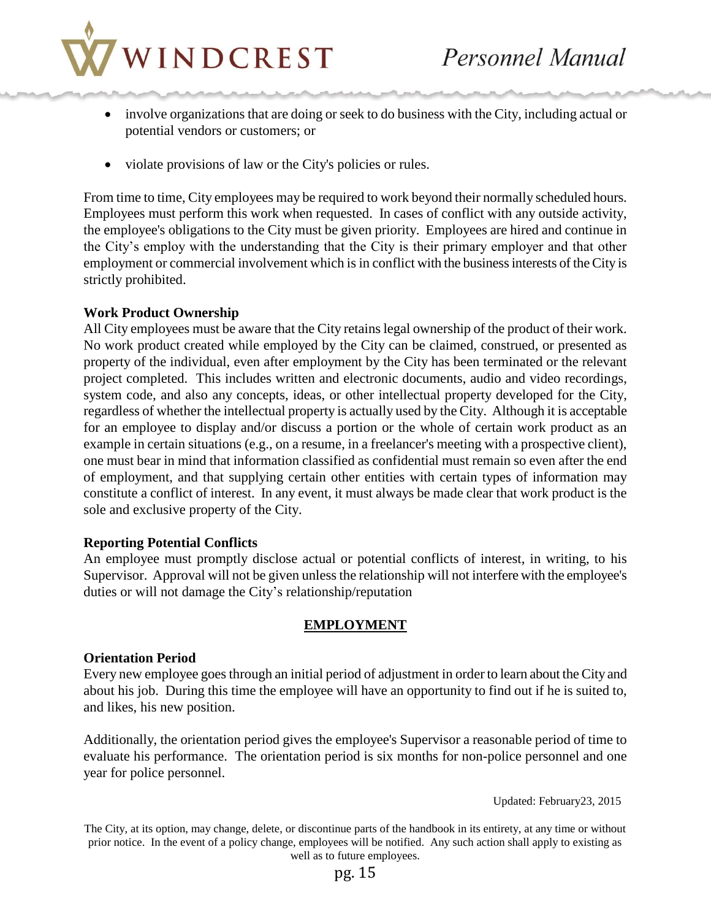- involve organizations that are doing or seek to do business with the City, including actual or potential vendors or customers; or
- violate provisions of law or the City's policies or rules.

From time to time, City employees may be required to work beyond their normally scheduled hours. Employees must perform this work when requested. In cases of conflict with any outside activity, the employee's obligations to the City must be given priority. Employees are hired and continue in the City's employ with the understanding that the City is their primary employer and that other employment or commercial involvement which is in conflict with the business interests of the City is strictly prohibited.

**Work Product Ownership**

All City employees must be aware that the City retains legal ownership of the product of their work. No work product created while employed by the City can be claimed, construed, or presented as property of the individual, even after employment by the City has been terminated or the relevant project completed. This includes written and electronic documents, audio and video recordings, system code, and also any concepts, ideas, or other intellectual property developed for the City, regardless of whether the intellectual property is actually used by the City. Although it is acceptable for an employee to display and/or discuss a portion or the whole of certain work product as an example in certain situations (e.g., on a resume, in a freelancer's meeting with a prospective client), one must bear in mind that information classified as confidential must remain so even after the end of employment, and that supplying certain other entities with certain types of information may constitute a conflict of interest. In any event, it must always be made clear that work product is the sole and exclusive property of the City.

**Reporting Potential Conflicts**

An employee must promptly disclose actual or potential conflicts of interest, in writing, to his Supervisor. Approval will not be given unless the relationship will not interfere with the employee's duties or will not damage the City's relationship/reputation

## EMPLOYMENT

**Orientation Period**

Every new employee goes through an initial period of adjustment in order to learn about the City and about his job. During this time the employee will have an opportunity to find out if he is suited to, and likes, his new position.

Additionally, the orientation period gives the employee's Supervisor a reasonable period of time to evaluate his performance. The orientation period is six months for non-police personnel and one year for police personnel.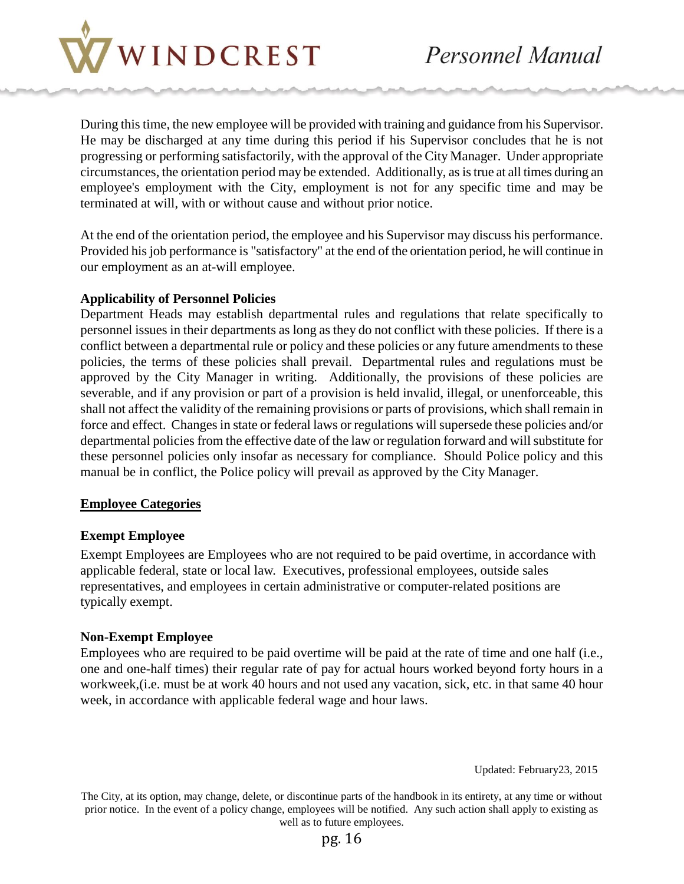During this time, the new employee will be provided with training and guidance from his Supervisor. He may be discharged at any time during this period if his Supervisor concludes that he is not progressing or performing satisfactorily, with the approval of the City Manager. Under appropriate circumstances, the orientation period may be extended. Additionally, as is true at all times during an employee's employment with the City, employment is not for any specific time and may be terminated at will, with or without cause and without prior notice.

At the end of the orientation period, the employee and his Supervisor may discuss his performance. Provided his job performance is "satisfactory" at the end of the orientation period, he will continue in our employment as an at-will employee.

**Applicability of Personnel Policies**

Department Heads may establish departmental rules and regulations that relate specifically to personnel issues in their departments as long as they do not conflict with these policies. If there is a conflict between a departmental rule or policy and these policies or any future amendments to these policies, the terms of these policies shall prevail. Departmental rules and regulations must be approved by the City Manager in writing. Additionally, the provisions of these policies are severable, and if any provision or part of a provision is held invalid, illegal, or unenforceable, this shall not affect the validity of the remaining provisions or parts of provisions, which shall remain in force and effect. Changes in state or federal laws or regulations will supersede these policies and/or departmental policies from the effective date of the law or regulation forward and will substitute for these personnel policies only insofar as necessary for compliance. Should Police policy and this manual be in conflict, the Police policy will prevail as approved by the City Manager.

## Employee Categories

**Exempt Employee**

Exempt Employees are Employees who are not required to be paid overtime, in accordance with applicable federal, state or local law. Executives, professional employees, outside sales representatives, and employees in certain administrative or computer-related positions are typically exempt.

**Non-Exempt Employee**

Employees who are required to be paid overtime will be paid at the rate of time and one half (i.e., one and one-half times) their regular rate of pay for actual hours worked beyond forty hours in a workweek,(i.e. must be at work 40 hours and not used any vacation, sick, etc. in that same 40 hour week, in accordance with applicable federal wage and hour laws.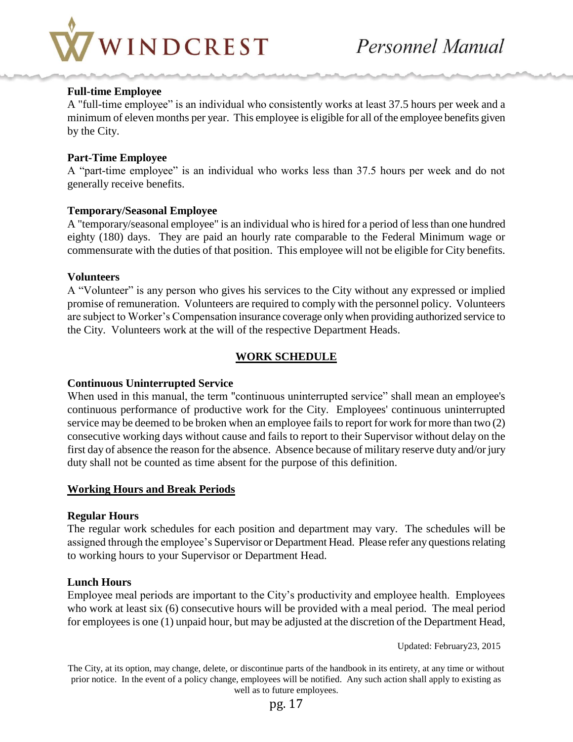**Full-time Employee**

A "full-time employee" is an individual who consistently works at least 37.5 hours per week and a minimum of eleven months per year. This employee is eligible for all of the employee benefits given by the City.

**Part-Time Employee**

A "part-time employee" is an individual who works less than 37.5 hours per week and do not generally receive benefits.

**Temporary/Seasonal Employee**

A "temporary/seasonal employee" is an individual who is hired for a period of less than one hundred eighty (180) days. They are paid an hourly rate comparable to the Federal Minimum wage or commensurate with the duties of that position. This employee will not be eligible for City benefits.

**Volunteers**

A "Volunteer" is any person who gives his services to the City without any expressed or implied promise of remuneration. Volunteers are required to comply with the personnel policy. Volunteers are subject to Worker's Compensation insurance coverage only when providing authorized service to the City. Volunteers work at the will of the respective Department Heads.

## WORK SCHEDULE

**Continuous Uninterrupted Service**

When used in this manual, the term "continuous uninterrupted service" shall mean an employee's continuous performance of productive work for the City. Employees' continuous uninterrupted service may be deemed to be broken when an employee fails to report for work for more than two (2) consecutive working days without cause and fails to report to their Supervisor without delay on the first day of absence the reason for the absence. Absence because of military reserve duty and/or jury duty shall not be counted as time absent for the purpose of this definition.

### Working Hours and Break Periods

**Regular Hours**

The regular work schedules for each position and department may vary. The schedules will be assigned through the employee's Supervisor or Department Head. Please refer any questions relating to working hours to your Supervisor or Department Head.

**Lunch Hours**

Employee meal periods are important to the City's productivity and employee health. Employees who work at least six (6) consecutive hours will be provided with a meal period. The meal period for employees is one (1) unpaid hour, but may be adjusted at the discretion of the Department Head,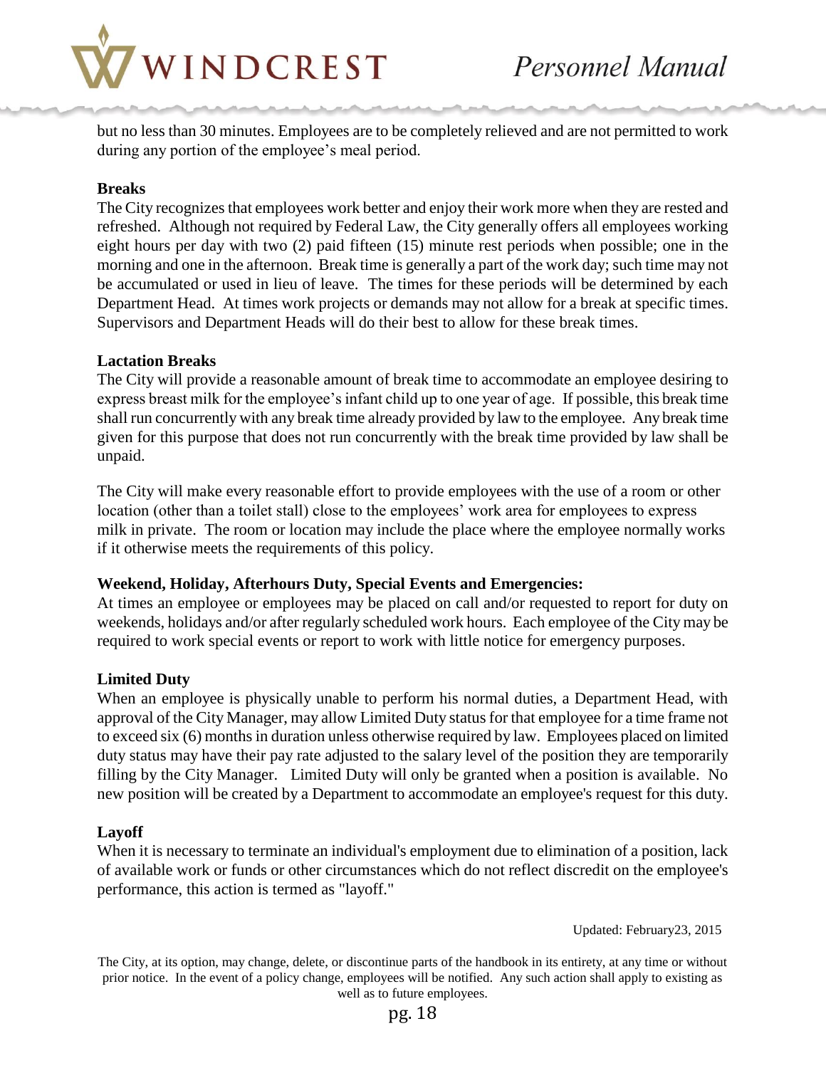but no less than 30 minutes. Employees are to be completely relieved and are not permitted to work during any portion of the employee's meal period.

**Breaks**

The City recognizes that employees work better and enjoy their work more when they are rested and refreshed. Although not required by Federal Law, the City generally offers all employees working eight hours per day with two (2) paid fifteen (15) minute rest periods when possible; one in the morning and one in the afternoon. Break time is generally a part of the work day; such time may not be accumulated or used in lieu of leave. The times for these periods will be determined by each Department Head. At times work projects or demands may not allow for a break at specific times. Supervisors and Department Heads will do their best to allow for these break times.

**Lactation Breaks**

The City will provide a reasonable amount of break time to accommodate an employee desiring to express breast milk for the employee's infant child up to one year of age. If possible, this break time shall run concurrently with any break time already provided by law to the employee. Any break time given for this purpose that does not run concurrently with the break time provided by law shall be unpaid.

The City will make every reasonable effort to provide employees with the use of a room or other location (other than a toilet stall) close to the employees' work area for employees to express milk in private. The room or location may include the place where the employee normally works if it otherwise meets the requirements of this policy.

**Weekend, Holiday, Afterhours Duty, Special Events and Emergencies:**

At times an employee or employees may be placed on call and/or requested to report for duty on weekends, holidays and/or after regularly scheduled work hours. Each employee of the City may be required to work special events or report to work with little notice for emergency purposes.

**Limited Duty**

When an employee is physically unable to perform his normal duties, a Department Head, with approval of the City Manager, may allow Limited Duty status for that employee for a time frame not to exceed six (6) months in duration unless otherwise required by law. Employees placed on limited duty status may have their pay rate adjusted to the salary level of the position they are temporarily filling by the City Manager. Limited Duty will only be granted when a position is available. No new position will be created by a Department to accommodate an employee's request for this duty.

**Layoff**

When it is necessary to terminate an individual's employment due to elimination of a position, lack of available work or funds or other circumstances which do not reflect discredit on the employee's performance, this action is termed as "layoff."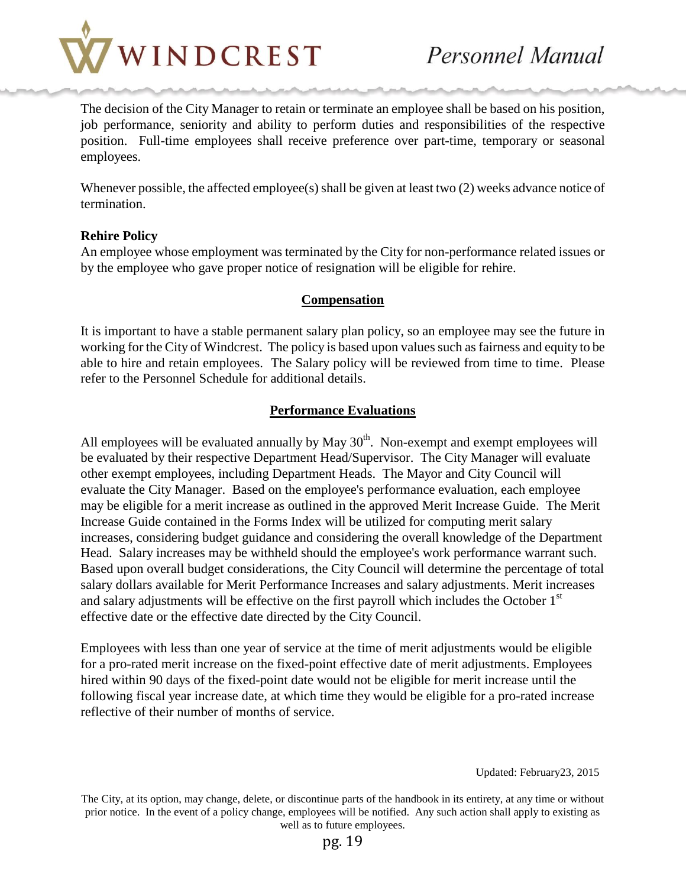The decision of the City Manager to retain or terminate an employee shall be based on his position, job performance, seniority and ability to perform duties and responsibilities of the respective position. Full-time employees shall receive preference over part-time, temporary or seasonal employees.

Whenever possible, the affected employee(s) shall be given at least two (2) weeks advance notice of termination.

**Rehire Policy**
An employee whose employment was terminated by the City for non-performance related issues or by the employee who gave proper notice of resignation will be eligible for rehire.

## Compensation

It is important to have a stable permanent salary plan policy, so an employee may see the future in working for the City of Windcrest. The policy is based upon values such as fairness and equity to be able to hire and retain employees. The Salary policy will be reviewed from time to time. Please refer to the Personnel Schedule for additional details.

## Performance Evaluations

All employees will be evaluated annually by May 30th. Non-exempt and exempt employees will be evaluated by their respective Department Head/Supervisor. The City Manager will evaluate other exempt employees, including Department Heads. The Mayor and City Council will evaluate the City Manager. Based on the employee's performance evaluation, each employee may be eligible for a merit increase as outlined in the approved Merit Increase Guide. The Merit Increase Guide contained in the Forms Index will be utilized for computing merit salary increases, considering budget guidance and considering the overall knowledge of the Department Head. Salary increases may be withheld should the employee's work performance warrant such. Based upon overall budget considerations, the City Council will determine the percentage of total salary dollars available for Merit Performance Increases and salary adjustments. Merit increases and salary adjustments will be effective on the first payroll which includes the October 1st effective date or the effective date directed by the City Council.

Employees with less than one year of service at the time of merit adjustments would be eligible for a pro-rated merit increase on the fixed-point effective date of merit adjustments. Employees hired within 90 days of the fixed-point date would not be eligible for merit increase until the following fiscal year increase date, at which time they would be eligible for a pro-rated increase reflective of their number of months of service.

Updated: February23, 2015

The City, at its option, may change, delete, or discontinue parts of the handbook in its entirety, at any time or without prior notice. In the event of a policy change, employees will be notified. Any such action shall apply to existing as well as to future employees.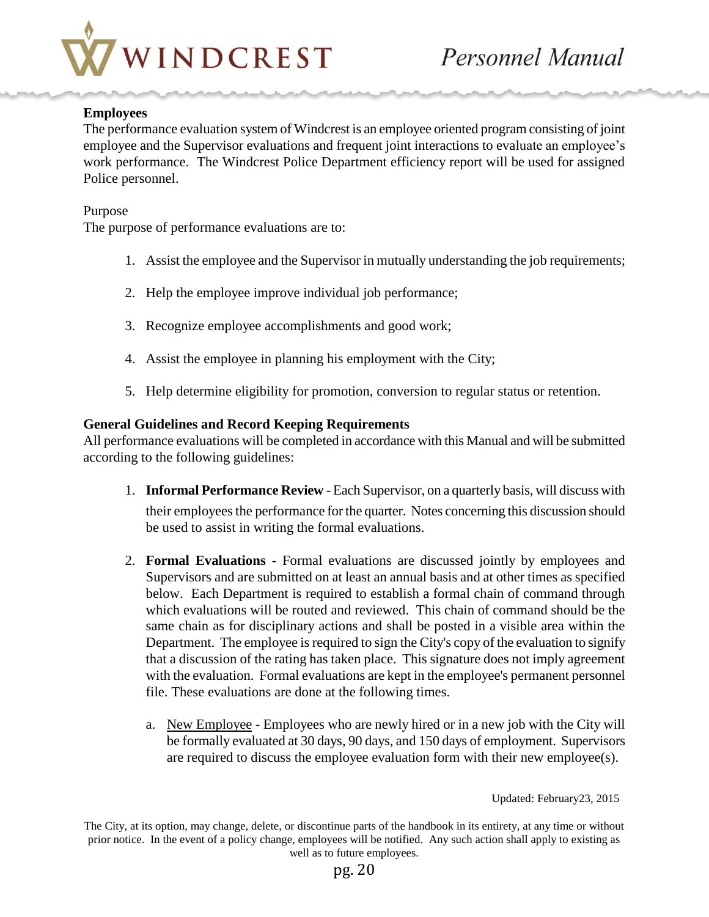**Employees**

The performance evaluation system of Windcrest is an employee oriented program consisting of joint employee and the Supervisor evaluations and frequent joint interactions to evaluate an employee's work performance. The Windcrest Police Department efficiency report will be used for assigned Police personnel.

Purpose

The purpose of performance evaluations are to:

1. Assist the employee and the Supervisor in mutually understanding the job requirements;
2. Help the employee improve individual job performance;
3. Recognize employee accomplishments and good work;
4. Assist the employee in planning his employment with the City;
5. Help determine eligibility for promotion, conversion to regular status or retention.

**General Guidelines and Record Keeping Requirements**

All performance evaluations will be completed in accordance with this Manual and will be submitted according to the following guidelines:

1. **Informal Performance Review** - Each Supervisor, on a quarterly basis, will discuss with their employees the performance for the quarter. Notes concerning this discussion should be used to assist in writing the formal evaluations.

2. **Formal Evaluations** - Formal evaluations are discussed jointly by employees and Supervisors and are submitted on at least an annual basis and at other times as specified below. Each Department is required to establish a formal chain of command through which evaluations will be routed and reviewed. This chain of command should be the same chain as for disciplinary actions and shall be posted in a visible area within the Department. The employee is required to sign the City's copy of the evaluation to signify that a discussion of the rating has taken place. This signature does not imply agreement with the evaluation. Formal evaluations are kept in the employee's permanent personnel file. These evaluations are done at the following times.

   a. New Employee - Employees who are newly hired or in a new job with the City will be formally evaluated at 30 days, 90 days, and 150 days of employment. Supervisors are required to discuss the employee evaluation form with their new employee(s).

Updated: February23, 2015

The City, at its option, may change, delete, or discontinue parts of the handbook in its entirety, at any time or without prior notice. In the event of a policy change, employees will be notified. Any such action shall apply to existing as well as to future employees.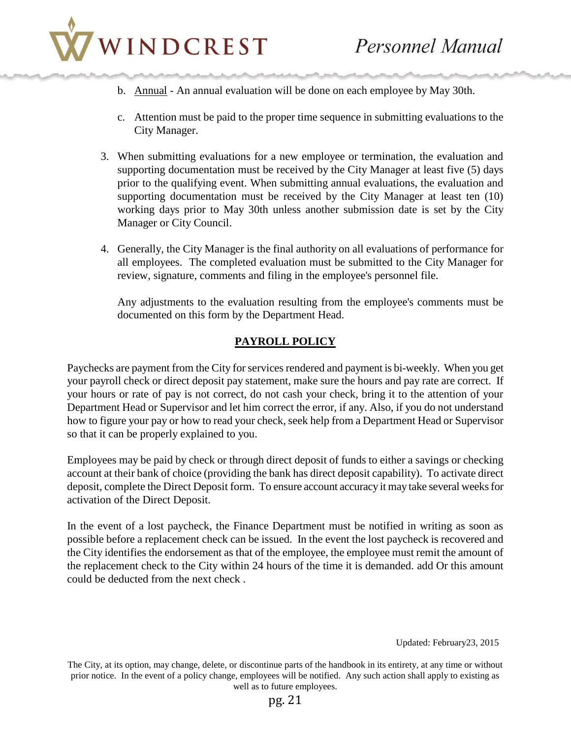b. Annual - An annual evaluation will be done on each employee by May 30th.

c. Attention must be paid to the proper time sequence in submitting evaluations to the City Manager.

3. When submitting evaluations for a new employee or termination, the evaluation and supporting documentation must be received by the City Manager at least five (5) days prior to the qualifying event. When submitting annual evaluations, the evaluation and supporting documentation must be received by the City Manager at least ten (10) working days prior to May 30th unless another submission date is set by the City Manager or City Council.

4. Generally, the City Manager is the final authority on all evaluations of performance for all employees. The completed evaluation must be submitted to the City Manager for review, signature, comments and filing in the employee's personnel file.

   Any adjustments to the evaluation resulting from the employee's comments must be documented on this form by the Department Head.

## PAYROLL POLICY

Paychecks are payment from the City for services rendered and payment is bi-weekly. When you get your payroll check or direct deposit pay statement, make sure the hours and pay rate are correct. If your hours or rate of pay is not correct, do not cash your check, bring it to the attention of your Department Head or Supervisor and let him correct the error, if any. Also, if you do not understand how to figure your pay or how to read your check, seek help from a Department Head or Supervisor so that it can be properly explained to you.

Employees may be paid by check or through direct deposit of funds to either a savings or checking account at their bank of choice (providing the bank has direct deposit capability). To activate direct deposit, complete the Direct Deposit form. To ensure account accuracy it may take several weeks for activation of the Direct Deposit.

In the event of a lost paycheck, the Finance Department must be notified in writing as soon as possible before a replacement check can be issued. In the event the lost paycheck is recovered and the City identifies the endorsement as that of the employee, the employee must remit the amount of the replacement check to the City within 24 hours of the time it is demanded. add Or this amount could be deducted from the next check .

Updated: February23, 2015

The City, at its option, may change, delete, or discontinue parts of the handbook in its entirety, at any time or without prior notice. In the event of a policy change, employees will be notified. Any such action shall apply to existing as well as to future employees.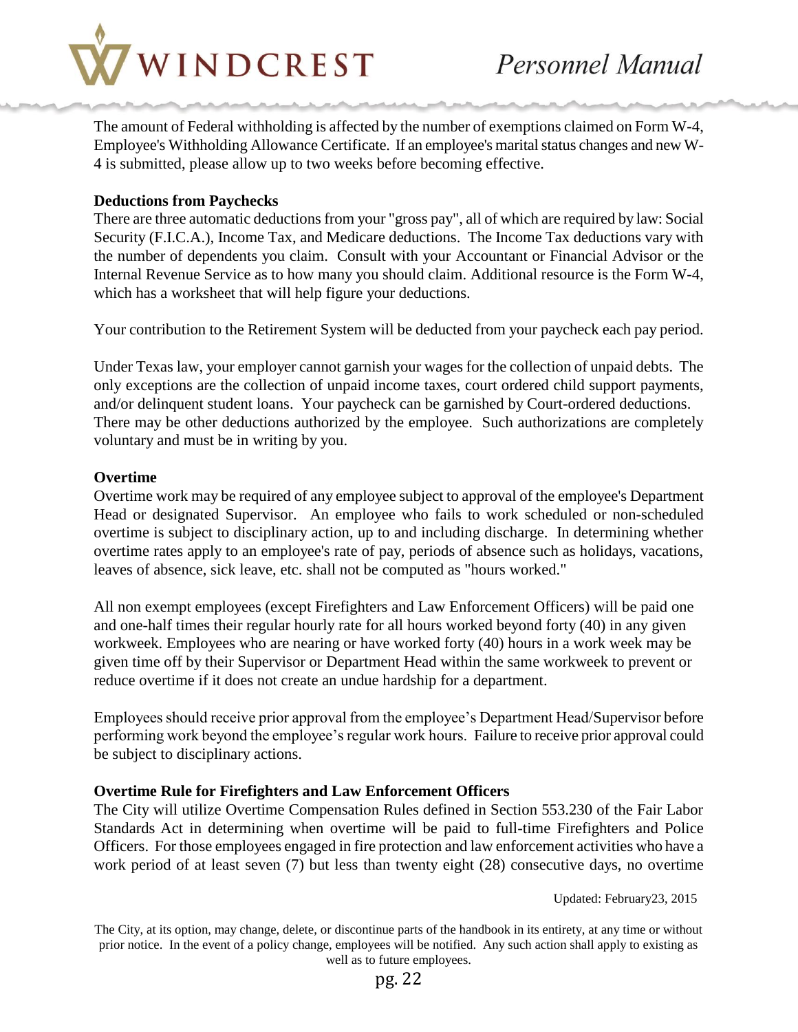The amount of Federal withholding is affected by the number of exemptions claimed on Form W-4, Employee's Withholding Allowance Certificate. If an employee's marital status changes and new W-4 is submitted, please allow up to two weeks before becoming effective.

**Deductions from Paychecks**

There are three automatic deductions from your "gross pay", all of which are required by law: Social Security (F.I.C.A.), Income Tax, and Medicare deductions. The Income Tax deductions vary with the number of dependents you claim. Consult with your Accountant or Financial Advisor or the Internal Revenue Service as to how many you should claim. Additional resource is the Form W-4, which has a worksheet that will help figure your deductions.

Your contribution to the Retirement System will be deducted from your paycheck each pay period.

Under Texas law, your employer cannot garnish your wages for the collection of unpaid debts. The only exceptions are the collection of unpaid income taxes, court ordered child support payments, and/or delinquent student loans. Your paycheck can be garnished by Court-ordered deductions. There may be other deductions authorized by the employee. Such authorizations are completely voluntary and must be in writing by you.

**Overtime**

Overtime work may be required of any employee subject to approval of the employee's Department Head or designated Supervisor. An employee who fails to work scheduled or non-scheduled overtime is subject to disciplinary action, up to and including discharge. In determining whether overtime rates apply to an employee's rate of pay, periods of absence such as holidays, vacations, leaves of absence, sick leave, etc. shall not be computed as "hours worked."

All non exempt employees (except Firefighters and Law Enforcement Officers) will be paid one and one-half times their regular hourly rate for all hours worked beyond forty (40) in any given workweek. Employees who are nearing or have worked forty (40) hours in a work week may be given time off by their Supervisor or Department Head within the same workweek to prevent or reduce overtime if it does not create an undue hardship for a department.

Employees should receive prior approval from the employee's Department Head/Supervisor before performing work beyond the employee's regular work hours. Failure to receive prior approval could be subject to disciplinary actions.

**Overtime Rule for Firefighters and Law Enforcement Officers**

The City will utilize Overtime Compensation Rules defined in Section 553.230 of the Fair Labor Standards Act in determining when overtime will be paid to full-time Firefighters and Police Officers. For those employees engaged in fire protection and law enforcement activities who have a work period of at least seven (7) but less than twenty eight (28) consecutive days, no overtime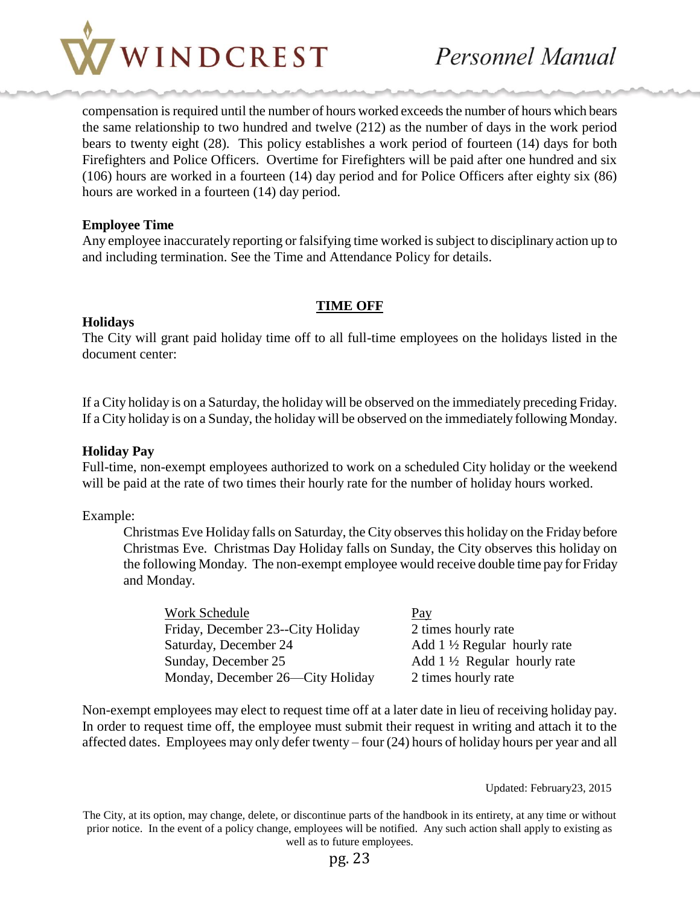compensation is required until the number of hours worked exceeds the number of hours which bears the same relationship to two hundred and twelve (212) as the number of days in the work period bears to twenty eight (28). This policy establishes a work period of fourteen (14) days for both Firefighters and Police Officers. Overtime for Firefighters will be paid after one hundred and six (106) hours are worked in a fourteen (14) day period and for Police Officers after eighty six (86) hours are worked in a fourteen (14) day period.

**Employee Time**

Any employee inaccurately reporting or falsifying time worked is subject to disciplinary action up to and including termination. See the Time and Attendance Policy for details.

## TIME OFF

**Holidays**

The City will grant paid holiday time off to all full-time employees on the holidays listed in the document center:

If a City holiday is on a Saturday, the holiday will be observed on the immediately preceding Friday. If a City holiday is on a Sunday, the holiday will be observed on the immediately following Monday.

**Holiday Pay**

Full-time, non-exempt employees authorized to work on a scheduled City holiday or the weekend will be paid at the rate of two times their hourly rate for the number of holiday hours worked.

Example:

> Christmas Eve Holiday falls on Saturday, the City observes this holiday on the Friday before Christmas Eve. Christmas Day Holiday falls on Sunday, the City observes this holiday on the following Monday. The non-exempt employee would receive double time pay for Friday and Monday.

| Work Schedule | Pay |
|---|---|
| Friday, December 23--City Holiday | 2 times hourly rate |
| Saturday, December 24 | Add 1 ½ Regular hourly rate |
| Sunday, December 25 | Add 1 ½ Regular hourly rate |
| Monday, December 26—City Holiday | 2 times hourly rate |

Non-exempt employees may elect to request time off at a later date in lieu of receiving holiday pay. In order to request time off, the employee must submit their request in writing and attach it to the affected dates. Employees may only defer twenty – four (24) hours of holiday hours per year and all

Updated: February23, 2015

The City, at its option, may change, delete, or discontinue parts of the handbook in its entirety, at any time or without prior notice. In the event of a policy change, employees will be notified. Any such action shall apply to existing as well as to future employees.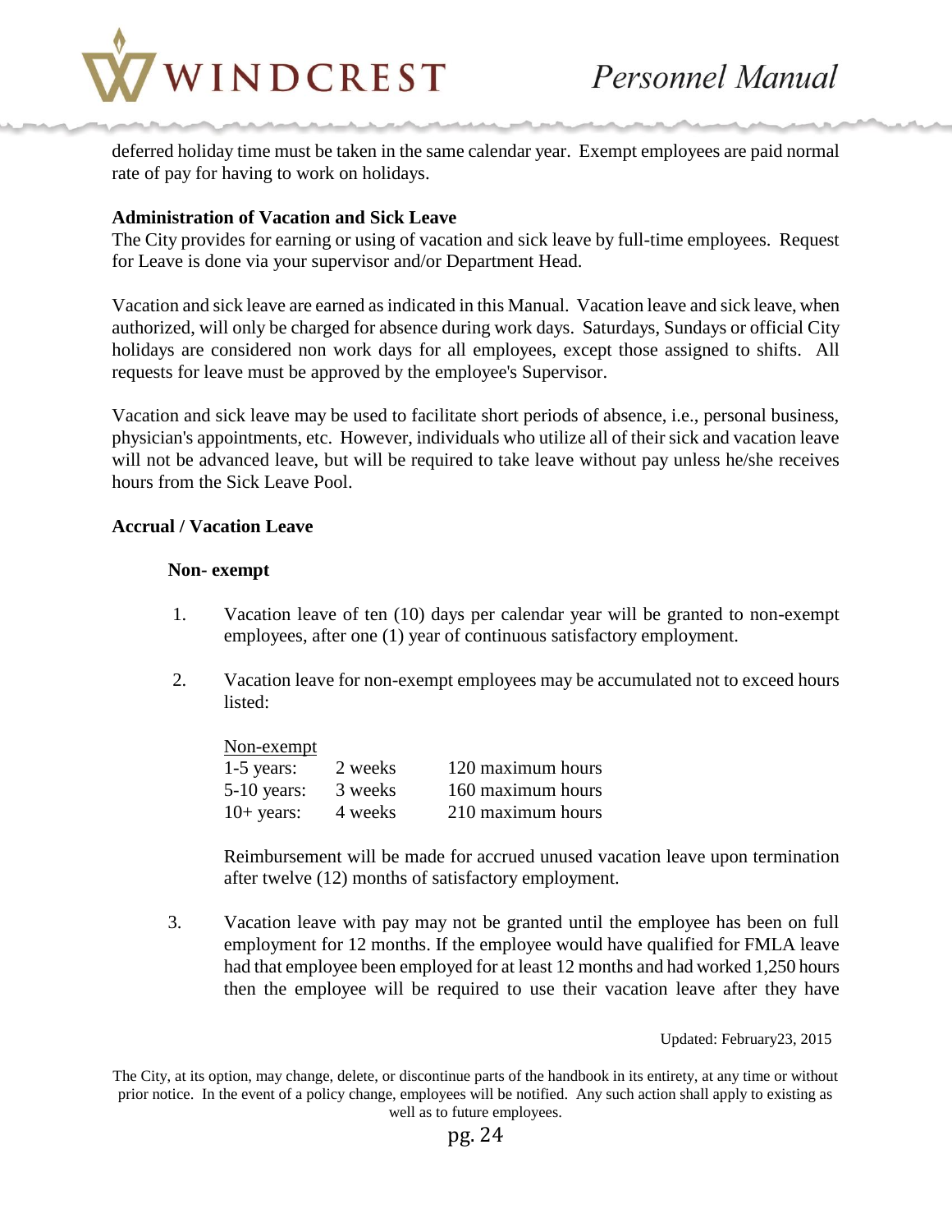deferred holiday time must be taken in the same calendar year. Exempt employees are paid normal rate of pay for having to work on holidays.

**Administration of Vacation and Sick Leave**

The City provides for earning or using of vacation and sick leave by full-time employees. Request for Leave is done via your supervisor and/or Department Head.

Vacation and sick leave are earned as indicated in this Manual. Vacation leave and sick leave, when authorized, will only be charged for absence during work days. Saturdays, Sundays or official City holidays are considered non work days for all employees, except those assigned to shifts. All requests for leave must be approved by the employee's Supervisor.

Vacation and sick leave may be used to facilitate short periods of absence, i.e., personal business, physician's appointments, etc. However, individuals who utilize all of their sick and vacation leave will not be advanced leave, but will be required to take leave without pay unless he/she receives hours from the Sick Leave Pool.

**Accrual / Vacation Leave**

**Non- exempt**

1. Vacation leave of ten (10) days per calendar year will be granted to non-exempt employees, after one (1) year of continuous satisfactory employment.

2. Vacation leave for non-exempt employees may be accumulated not to exceed hours listed:

   | Non-exempt | | |
   |---|---|---|
   | 1-5 years: | 2 weeks | 120 maximum hours |
   | 5-10 years: | 3 weeks | 160 maximum hours |
   | 10+ years: | 4 weeks | 210 maximum hours |

   Reimbursement will be made for accrued unused vacation leave upon termination after twelve (12) months of satisfactory employment.

3. Vacation leave with pay may not be granted until the employee has been on full employment for 12 months. If the employee would have qualified for FMLA leave had that employee been employed for at least 12 months and had worked 1,250 hours then the employee will be required to use their vacation leave after they have

Updated: February23, 2015

The City, at its option, may change, delete, or discontinue parts of the handbook in its entirety, at any time or without prior notice. In the event of a policy change, employees will be notified. Any such action shall apply to existing as well as to future employees.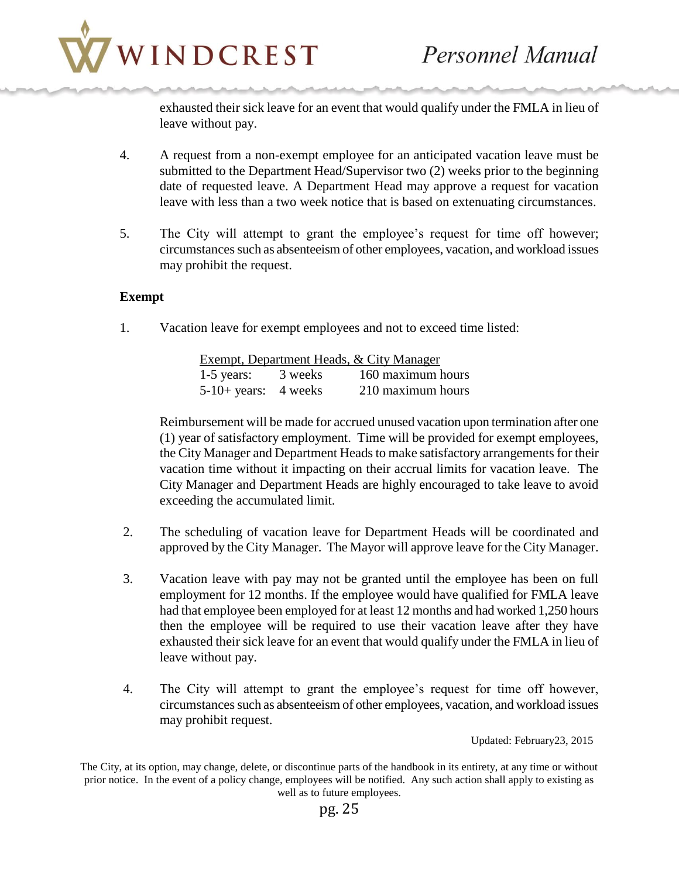exhausted their sick leave for an event that would qualify under the FMLA in lieu of leave without pay.

4. A request from a non-exempt employee for an anticipated vacation leave must be submitted to the Department Head/Supervisor two (2) weeks prior to the beginning date of requested leave. A Department Head may approve a request for vacation leave with less than a two week notice that is based on extenuating circumstances.

5. The City will attempt to grant the employee's request for time off however; circumstances such as absenteeism of other employees, vacation, and workload issues may prohibit the request.

**Exempt**

1. Vacation leave for exempt employees and not to exceed time listed:

| Exempt, Department Heads, & City Manager | | |
|---|---|---|
| 1-5 years: | 3 weeks | 160 maximum hours |
| 5-10+ years: | 4 weeks | 210 maximum hours |

Reimbursement will be made for accrued unused vacation upon termination after one (1) year of satisfactory employment. Time will be provided for exempt employees, the City Manager and Department Heads to make satisfactory arrangements for their vacation time without it impacting on their accrual limits for vacation leave. The City Manager and Department Heads are highly encouraged to take leave to avoid exceeding the accumulated limit.

2. The scheduling of vacation leave for Department Heads will be coordinated and approved by the City Manager. The Mayor will approve leave for the City Manager.

3. Vacation leave with pay may not be granted until the employee has been on full employment for 12 months. If the employee would have qualified for FMLA leave had that employee been employed for at least 12 months and had worked 1,250 hours then the employee will be required to use their vacation leave after they have exhausted their sick leave for an event that would qualify under the FMLA in lieu of leave without pay.

4. The City will attempt to grant the employee's request for time off however, circumstances such as absenteeism of other employees, vacation, and workload issues may prohibit request.

Updated: February23, 2015

The City, at its option, may change, delete, or discontinue parts of the handbook in its entirety, at any time or without prior notice. In the event of a policy change, employees will be notified. Any such action shall apply to existing as well as to future employees.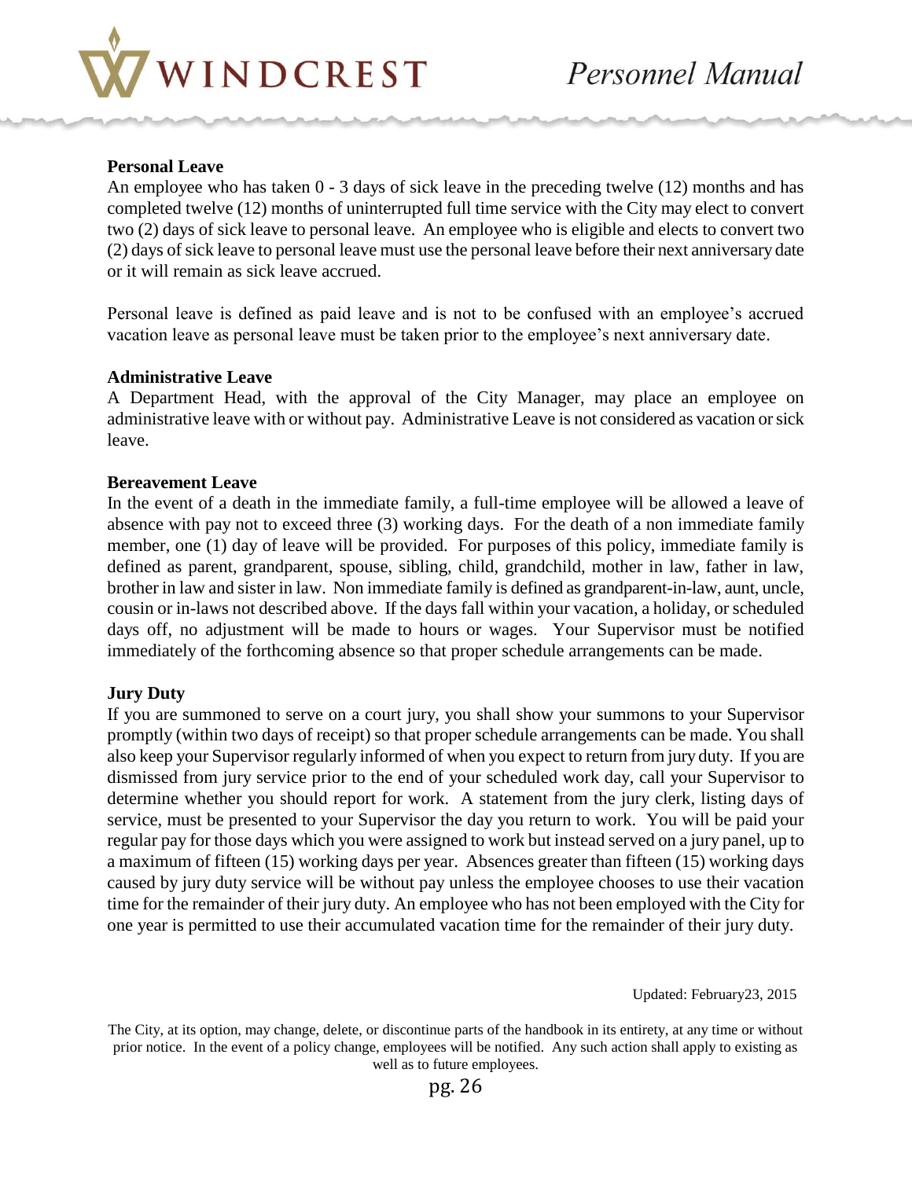**Personal Leave**

An employee who has taken 0 - 3 days of sick leave in the preceding twelve (12) months and has completed twelve (12) months of uninterrupted full time service with the City may elect to convert two (2) days of sick leave to personal leave. An employee who is eligible and elects to convert two (2) days of sick leave to personal leave must use the personal leave before their next anniversary date or it will remain as sick leave accrued.

Personal leave is defined as paid leave and is not to be confused with an employee's accrued vacation leave as personal leave must be taken prior to the employee's next anniversary date.

**Administrative Leave**

A Department Head, with the approval of the City Manager, may place an employee on administrative leave with or without pay. Administrative Leave is not considered as vacation or sick leave.

**Bereavement Leave**

In the event of a death in the immediate family, a full-time employee will be allowed a leave of absence with pay not to exceed three (3) working days. For the death of a non immediate family member, one (1) day of leave will be provided. For purposes of this policy, immediate family is defined as parent, grandparent, spouse, sibling, child, grandchild, mother in law, father in law, brother in law and sister in law. Non immediate family is defined as grandparent-in-law, aunt, uncle, cousin or in-laws not described above. If the days fall within your vacation, a holiday, or scheduled days off, no adjustment will be made to hours or wages. Your Supervisor must be notified immediately of the forthcoming absence so that proper schedule arrangements can be made.

**Jury Duty**

If you are summoned to serve on a court jury, you shall show your summons to your Supervisor promptly (within two days of receipt) so that proper schedule arrangements can be made. You shall also keep your Supervisor regularly informed of when you expect to return from jury duty. If you are dismissed from jury service prior to the end of your scheduled work day, call your Supervisor to determine whether you should report for work. A statement from the jury clerk, listing days of service, must be presented to your Supervisor the day you return to work. You will be paid your regular pay for those days which you were assigned to work but instead served on a jury panel, up to a maximum of fifteen (15) working days per year. Absences greater than fifteen (15) working days caused by jury duty service will be without pay unless the employee chooses to use their vacation time for the remainder of their jury duty. An employee who has not been employed with the City for one year is permitted to use their accumulated vacation time for the remainder of their jury duty.

Updated: February23, 2015

The City, at its option, may change, delete, or discontinue parts of the handbook in its entirety, at any time or without prior notice. In the event of a policy change, employees will be notified. Any such action shall apply to existing as well as to future employees.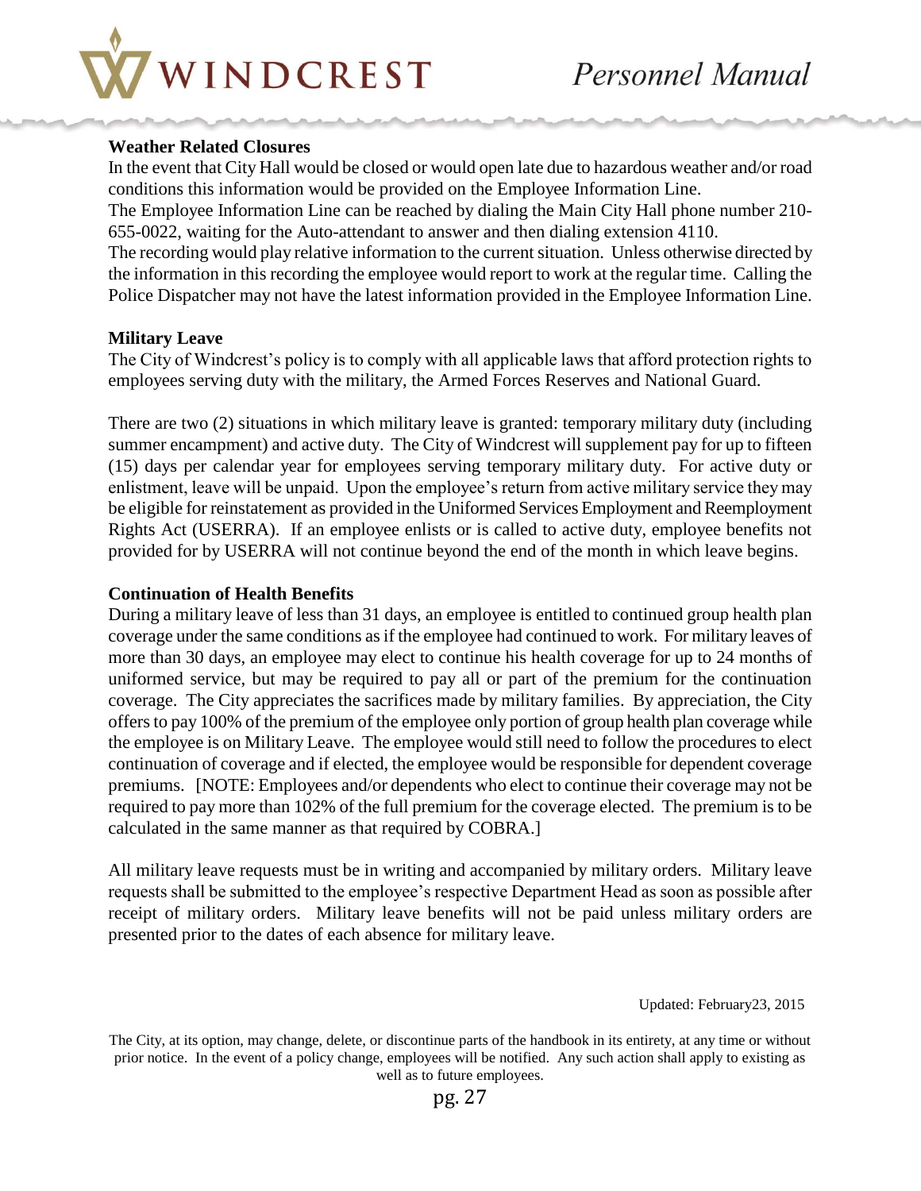**Weather Related Closures**

In the event that City Hall would be closed or would open late due to hazardous weather and/or road conditions this information would be provided on the Employee Information Line.

The Employee Information Line can be reached by dialing the Main City Hall phone number 210-655-0022, waiting for the Auto-attendant to answer and then dialing extension 4110.

The recording would play relative information to the current situation. Unless otherwise directed by the information in this recording the employee would report to work at the regular time. Calling the Police Dispatcher may not have the latest information provided in the Employee Information Line.

**Military Leave**

The City of Windcrest's policy is to comply with all applicable laws that afford protection rights to employees serving duty with the military, the Armed Forces Reserves and National Guard.

There are two (2) situations in which military leave is granted: temporary military duty (including summer encampment) and active duty. The City of Windcrest will supplement pay for up to fifteen (15) days per calendar year for employees serving temporary military duty. For active duty or enlistment, leave will be unpaid. Upon the employee's return from active military service they may be eligible for reinstatement as provided in the Uniformed Services Employment and Reemployment Rights Act (USERRA). If an employee enlists or is called to active duty, employee benefits not provided for by USERRA will not continue beyond the end of the month in which leave begins.

**Continuation of Health Benefits**

During a military leave of less than 31 days, an employee is entitled to continued group health plan coverage under the same conditions as if the employee had continued to work. For military leaves of more than 30 days, an employee may elect to continue his health coverage for up to 24 months of uniformed service, but may be required to pay all or part of the premium for the continuation coverage. The City appreciates the sacrifices made by military families. By appreciation, the City offers to pay 100% of the premium of the employee only portion of group health plan coverage while the employee is on Military Leave. The employee would still need to follow the procedures to elect continuation of coverage and if elected, the employee would be responsible for dependent coverage premiums. [NOTE: Employees and/or dependents who elect to continue their coverage may not be required to pay more than 102% of the full premium for the coverage elected. The premium is to be calculated in the same manner as that required by COBRA.]

All military leave requests must be in writing and accompanied by military orders. Military leave requests shall be submitted to the employee's respective Department Head as soon as possible after receipt of military orders. Military leave benefits will not be paid unless military orders are presented prior to the dates of each absence for military leave.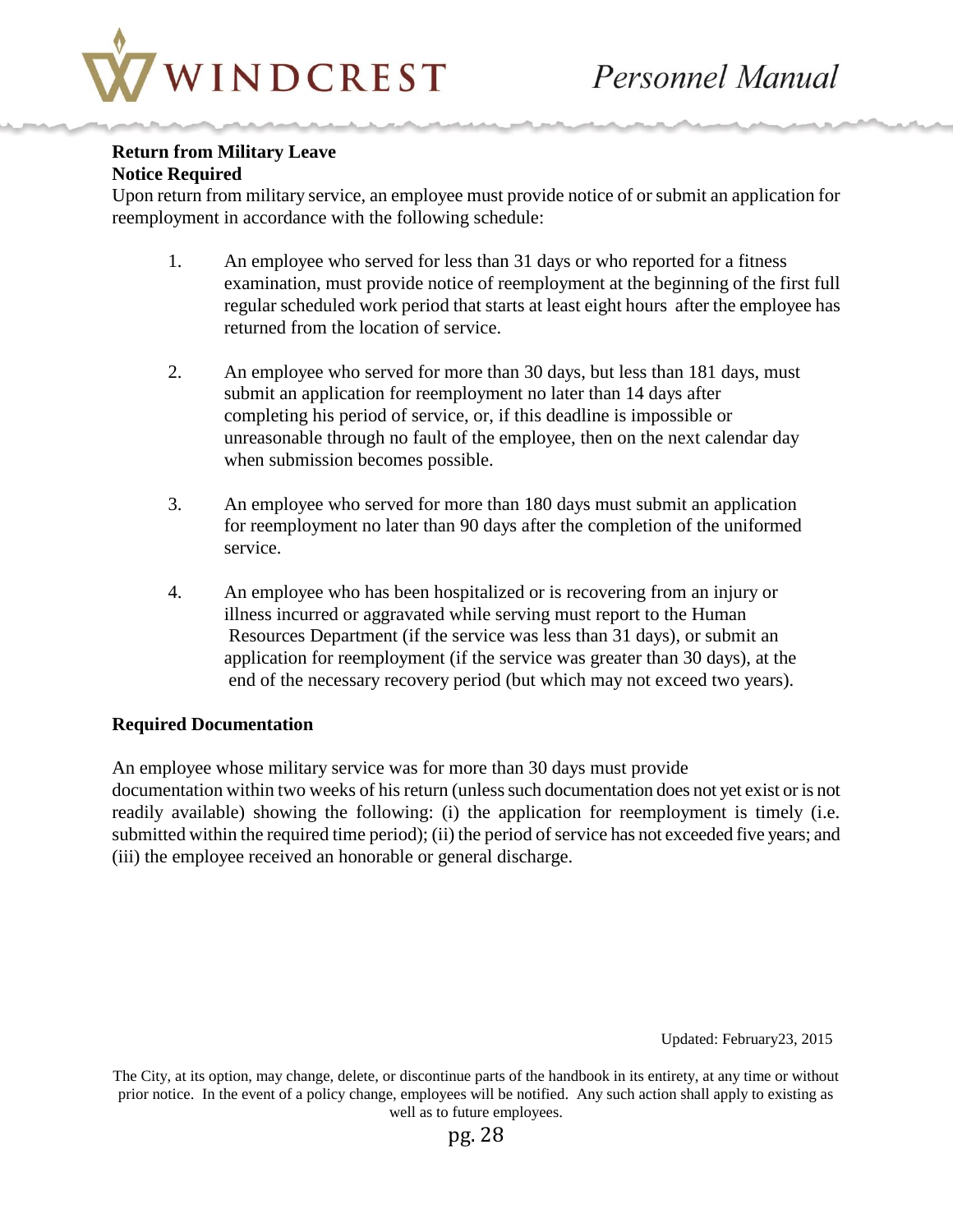**Return from Military Leave**

**Notice Required**

Upon return from military service, an employee must provide notice of or submit an application for reemployment in accordance with the following schedule:

1. An employee who served for less than 31 days or who reported for a fitness examination, must provide notice of reemployment at the beginning of the first full regular scheduled work period that starts at least eight hours after the employee has returned from the location of service.

2. An employee who served for more than 30 days, but less than 181 days, must submit an application for reemployment no later than 14 days after completing his period of service, or, if this deadline is impossible or unreasonable through no fault of the employee, then on the next calendar day when submission becomes possible.

3. An employee who served for more than 180 days must submit an application for reemployment no later than 90 days after the completion of the uniformed service.

4. An employee who has been hospitalized or is recovering from an injury or illness incurred or aggravated while serving must report to the Human Resources Department (if the service was less than 31 days), or submit an application for reemployment (if the service was greater than 30 days), at the end of the necessary recovery period (but which may not exceed two years).

**Required Documentation**

An employee whose military service was for more than 30 days must provide documentation within two weeks of his return (unless such documentation does not yet exist or is not readily available) showing the following: (i) the application for reemployment is timely (i.e. submitted within the required time period); (ii) the period of service has not exceeded five years; and (iii) the employee received an honorable or general discharge.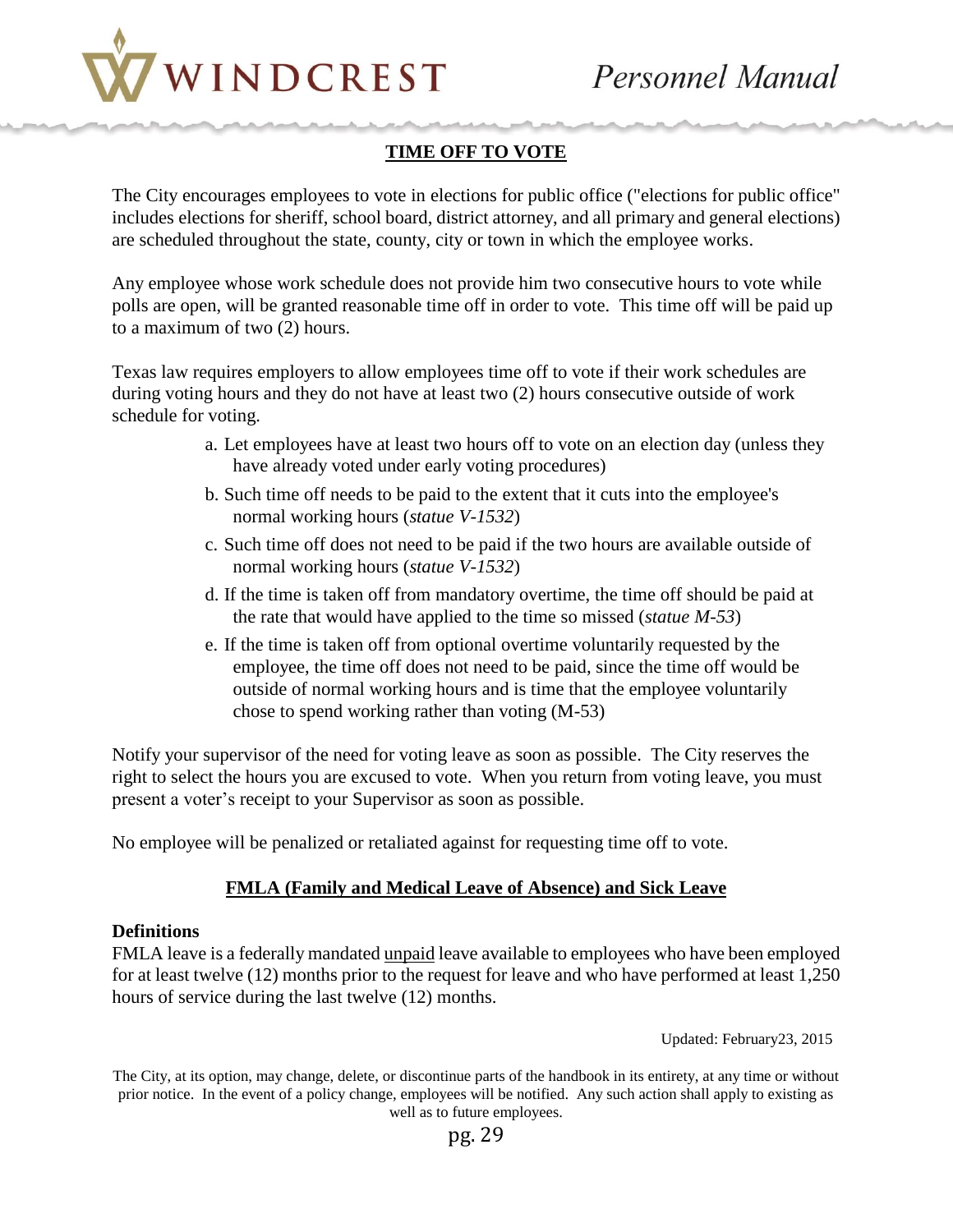## TIME OFF TO VOTE

The City encourages employees to vote in elections for public office ("elections for public office" includes elections for sheriff, school board, district attorney, and all primary and general elections) are scheduled throughout the state, county, city or town in which the employee works.

Any employee whose work schedule does not provide him two consecutive hours to vote while polls are open, will be granted reasonable time off in order to vote. This time off will be paid up to a maximum of two (2) hours.

Texas law requires employers to allow employees time off to vote if their work schedules are during voting hours and they do not have at least two (2) hours consecutive outside of work schedule for voting.

a. Let employees have at least two hours off to vote on an election day (unless they have already voted under early voting procedures)

b. Such time off needs to be paid to the extent that it cuts into the employee's normal working hours (*statue V-1532*)

c. Such time off does not need to be paid if the two hours are available outside of normal working hours (*statue V-1532*)

d. If the time is taken off from mandatory overtime, the time off should be paid at the rate that would have applied to the time so missed (*statue M-53*)

e. If the time is taken off from optional overtime voluntarily requested by the employee, the time off does not need to be paid, since the time off would be outside of normal working hours and is time that the employee voluntarily chose to spend working rather than voting (M-53)

Notify your supervisor of the need for voting leave as soon as possible. The City reserves the right to select the hours you are excused to vote. When you return from voting leave, you must present a voter's receipt to your Supervisor as soon as possible.

No employee will be penalized or retaliated against for requesting time off to vote.

## FMLA (Family and Medical Leave of Absence) and Sick Leave

**Definitions**

FMLA leave is a federally mandated unpaid leave available to employees who have been employed for at least twelve (12) months prior to the request for leave and who have performed at least 1,250 hours of service during the last twelve (12) months.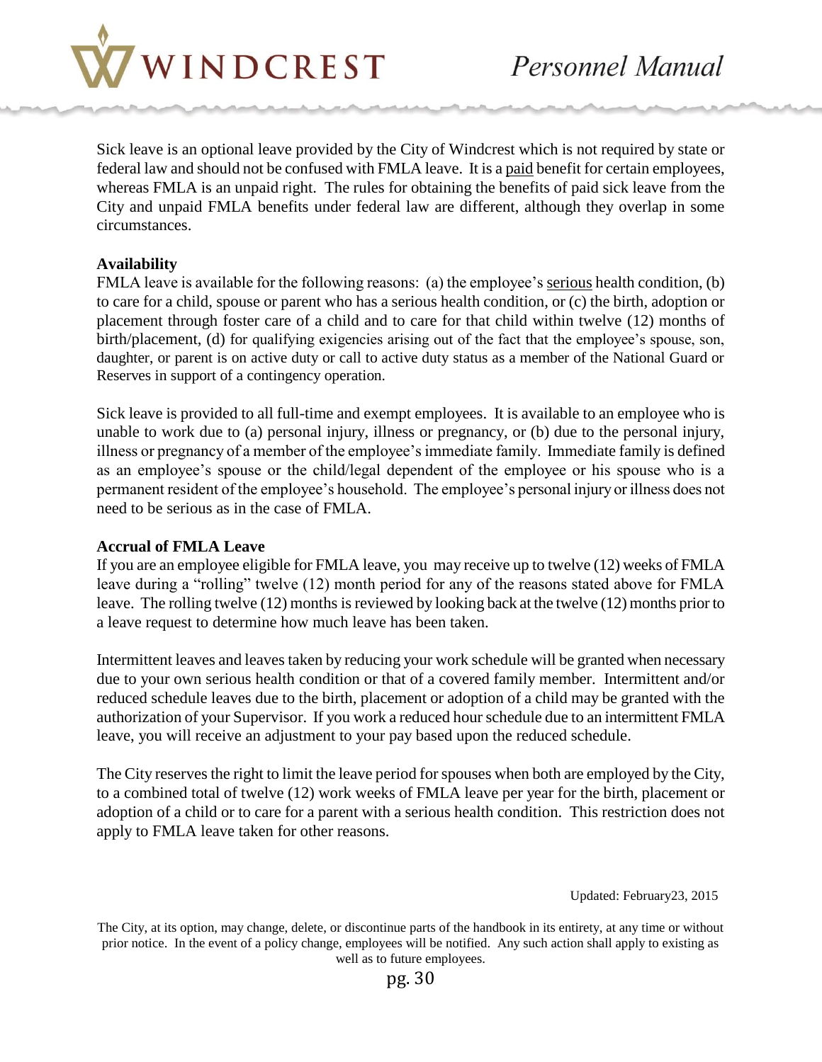Sick leave is an optional leave provided by the City of Windcrest which is not required by state or federal law and should not be confused with FMLA leave. It is a paid benefit for certain employees, whereas FMLA is an unpaid right. The rules for obtaining the benefits of paid sick leave from the City and unpaid FMLA benefits under federal law are different, although they overlap in some circumstances.

**Availability**

FMLA leave is available for the following reasons: (a) the employee's serious health condition, (b) to care for a child, spouse or parent who has a serious health condition, or (c) the birth, adoption or placement through foster care of a child and to care for that child within twelve (12) months of birth/placement, (d) for qualifying exigencies arising out of the fact that the employee's spouse, son, daughter, or parent is on active duty or call to active duty status as a member of the National Guard or Reserves in support of a contingency operation.

Sick leave is provided to all full-time and exempt employees. It is available to an employee who is unable to work due to (a) personal injury, illness or pregnancy, or (b) due to the personal injury, illness or pregnancy of a member of the employee's immediate family. Immediate family is defined as an employee's spouse or the child/legal dependent of the employee or his spouse who is a permanent resident of the employee's household. The employee's personal injury or illness does not need to be serious as in the case of FMLA.

**Accrual of FMLA Leave**

If you are an employee eligible for FMLA leave, you may receive up to twelve (12) weeks of FMLA leave during a "rolling" twelve (12) month period for any of the reasons stated above for FMLA leave. The rolling twelve (12) months is reviewed by looking back at the twelve (12) months prior to a leave request to determine how much leave has been taken.

Intermittent leaves and leaves taken by reducing your work schedule will be granted when necessary due to your own serious health condition or that of a covered family member. Intermittent and/or reduced schedule leaves due to the birth, placement or adoption of a child may be granted with the authorization of your Supervisor. If you work a reduced hour schedule due to an intermittent FMLA leave, you will receive an adjustment to your pay based upon the reduced schedule.

The City reserves the right to limit the leave period for spouses when both are employed by the City, to a combined total of twelve (12) work weeks of FMLA leave per year for the birth, placement or adoption of a child or to care for a parent with a serious health condition. This restriction does not apply to FMLA leave taken for other reasons.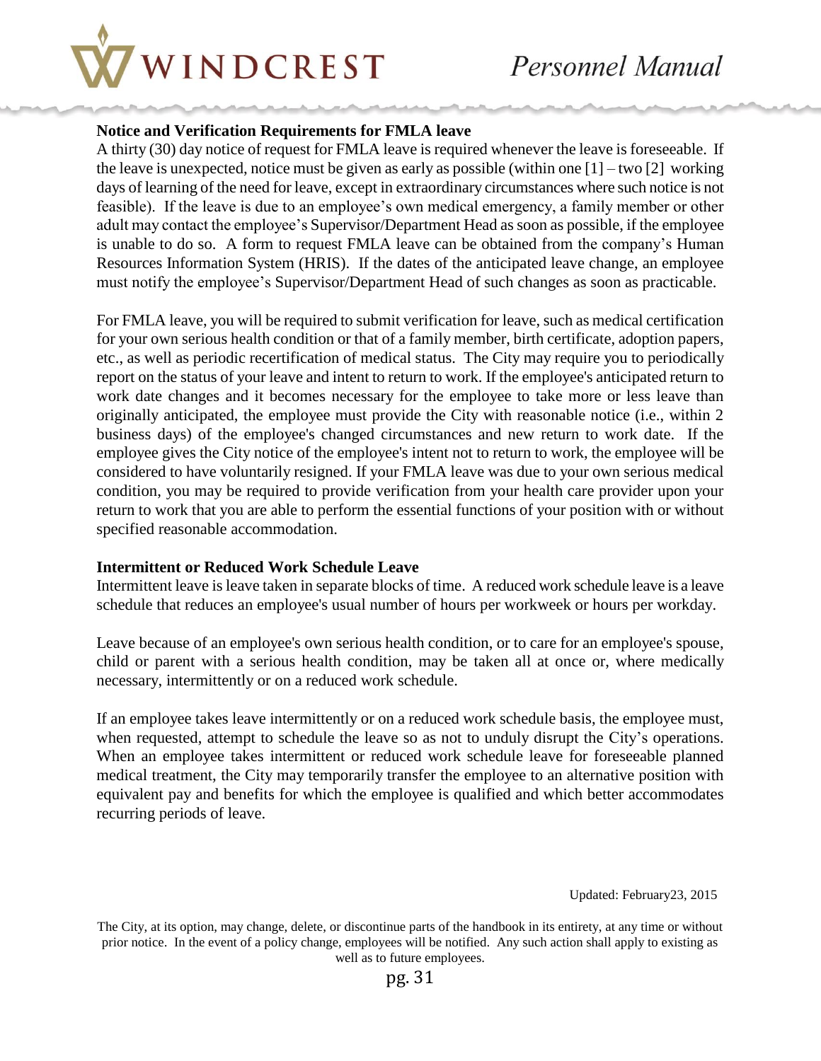**Notice and Verification Requirements for FMLA leave**

A thirty (30) day notice of request for FMLA leave is required whenever the leave is foreseeable. If the leave is unexpected, notice must be given as early as possible (within one [1] – two [2] working days of learning of the need for leave, except in extraordinary circumstances where such notice is not feasible). If the leave is due to an employee's own medical emergency, a family member or other adult may contact the employee's Supervisor/Department Head as soon as possible, if the employee is unable to do so. A form to request FMLA leave can be obtained from the company's Human Resources Information System (HRIS). If the dates of the anticipated leave change, an employee must notify the employee's Supervisor/Department Head of such changes as soon as practicable.

For FMLA leave, you will be required to submit verification for leave, such as medical certification for your own serious health condition or that of a family member, birth certificate, adoption papers, etc., as well as periodic recertification of medical status. The City may require you to periodically report on the status of your leave and intent to return to work. If the employee's anticipated return to work date changes and it becomes necessary for the employee to take more or less leave than originally anticipated, the employee must provide the City with reasonable notice (i.e., within 2 business days) of the employee's changed circumstances and new return to work date. If the employee gives the City notice of the employee's intent not to return to work, the employee will be considered to have voluntarily resigned. If your FMLA leave was due to your own serious medical condition, you may be required to provide verification from your health care provider upon your return to work that you are able to perform the essential functions of your position with or without specified reasonable accommodation.

**Intermittent or Reduced Work Schedule Leave**

Intermittent leave is leave taken in separate blocks of time. A reduced work schedule leave is a leave schedule that reduces an employee's usual number of hours per workweek or hours per workday.

Leave because of an employee's own serious health condition, or to care for an employee's spouse, child or parent with a serious health condition, may be taken all at once or, where medically necessary, intermittently or on a reduced work schedule.

If an employee takes leave intermittently or on a reduced work schedule basis, the employee must, when requested, attempt to schedule the leave so as not to unduly disrupt the City's operations. When an employee takes intermittent or reduced work schedule leave for foreseeable planned medical treatment, the City may temporarily transfer the employee to an alternative position with equivalent pay and benefits for which the employee is qualified and which better accommodates recurring periods of leave.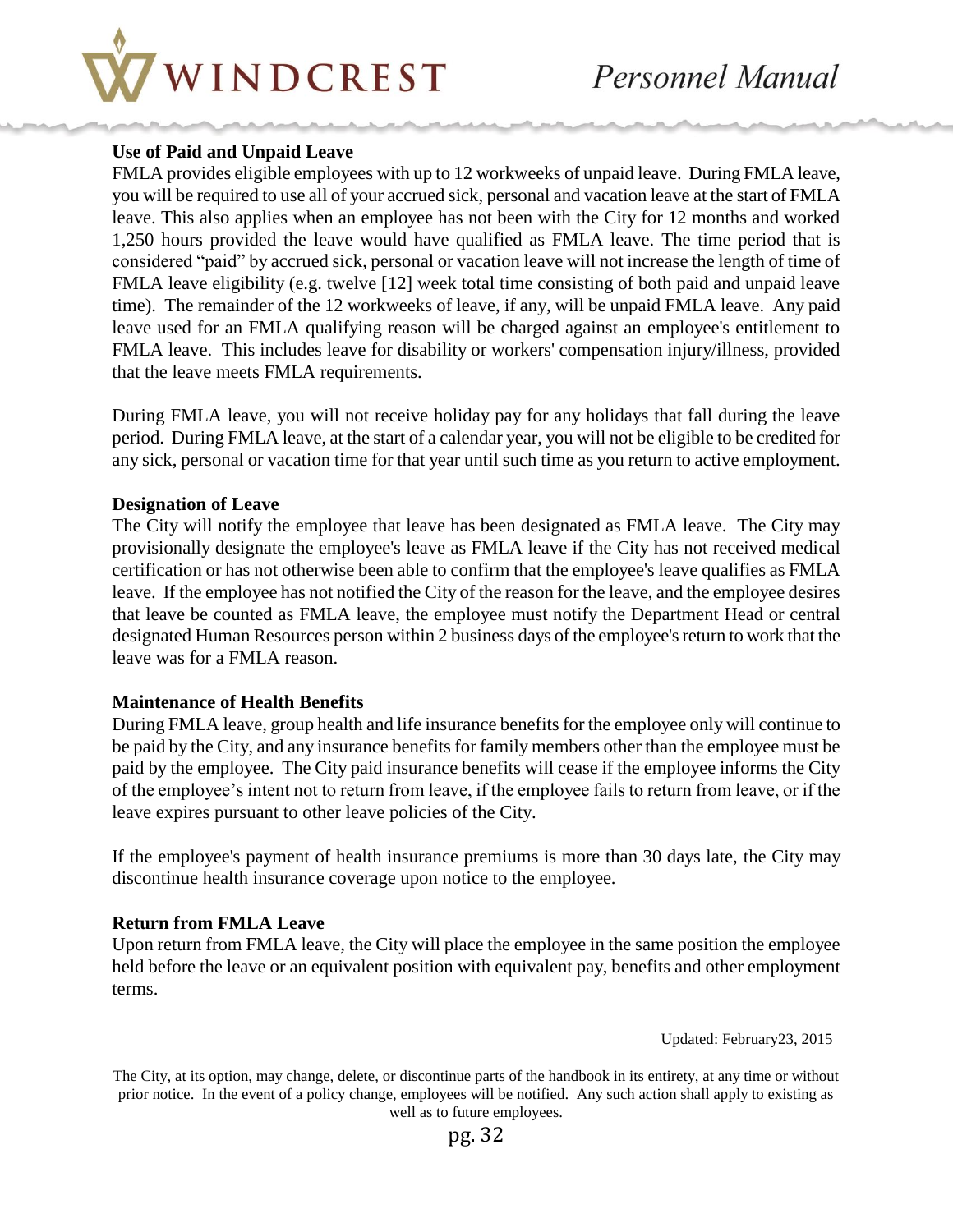### Use of Paid and Unpaid Leave

FMLA provides eligible employees with up to 12 workweeks of unpaid leave. During FMLA leave, you will be required to use all of your accrued sick, personal and vacation leave at the start of FMLA leave. This also applies when an employee has not been with the City for 12 months and worked 1,250 hours provided the leave would have qualified as FMLA leave. The time period that is considered "paid" by accrued sick, personal or vacation leave will not increase the length of time of FMLA leave eligibility (e.g. twelve [12] week total time consisting of both paid and unpaid leave time). The remainder of the 12 workweeks of leave, if any, will be unpaid FMLA leave. Any paid leave used for an FMLA qualifying reason will be charged against an employee's entitlement to FMLA leave. This includes leave for disability or workers' compensation injury/illness, provided that the leave meets FMLA requirements.

During FMLA leave, you will not receive holiday pay for any holidays that fall during the leave period. During FMLA leave, at the start of a calendar year, you will not be eligible to be credited for any sick, personal or vacation time for that year until such time as you return to active employment.

### Designation of Leave

The City will notify the employee that leave has been designated as FMLA leave. The City may provisionally designate the employee's leave as FMLA leave if the City has not received medical certification or has not otherwise been able to confirm that the employee's leave qualifies as FMLA leave. If the employee has not notified the City of the reason for the leave, and the employee desires that leave be counted as FMLA leave, the employee must notify the Department Head or central designated Human Resources person within 2 business days of the employee's return to work that the leave was for a FMLA reason.

### Maintenance of Health Benefits

During FMLA leave, group health and life insurance benefits for the employee <u>only</u> will continue to be paid by the City, and any insurance benefits for family members other than the employee must be paid by the employee. The City paid insurance benefits will cease if the employee informs the City of the employee's intent not to return from leave, if the employee fails to return from leave, or if the leave expires pursuant to other leave policies of the City.

If the employee's payment of health insurance premiums is more than 30 days late, the City may discontinue health insurance coverage upon notice to the employee.

### Return from FMLA Leave

Upon return from FMLA leave, the City will place the employee in the same position the employee held before the leave or an equivalent position with equivalent pay, benefits and other employment terms.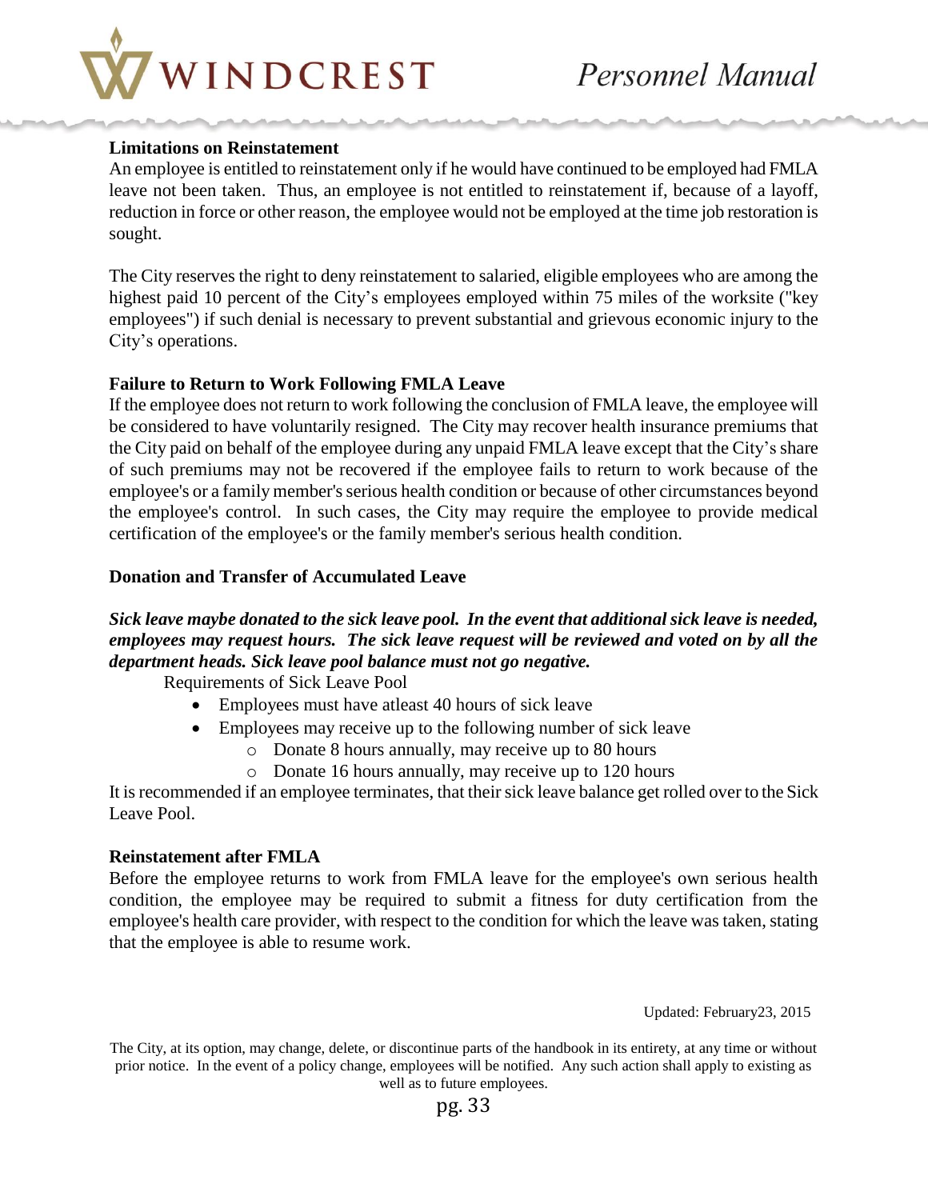**Limitations on Reinstatement**

An employee is entitled to reinstatement only if he would have continued to be employed had FMLA leave not been taken. Thus, an employee is not entitled to reinstatement if, because of a layoff, reduction in force or other reason, the employee would not be employed at the time job restoration is sought.

The City reserves the right to deny reinstatement to salaried, eligible employees who are among the highest paid 10 percent of the City's employees employed within 75 miles of the worksite ("key employees") if such denial is necessary to prevent substantial and grievous economic injury to the City's operations.

**Failure to Return to Work Following FMLA Leave**

If the employee does not return to work following the conclusion of FMLA leave, the employee will be considered to have voluntarily resigned. The City may recover health insurance premiums that the City paid on behalf of the employee during any unpaid FMLA leave except that the City's share of such premiums may not be recovered if the employee fails to return to work because of the employee's or a family member's serious health condition or because of other circumstances beyond the employee's control. In such cases, the City may require the employee to provide medical certification of the employee's or the family member's serious health condition.

**Donation and Transfer of Accumulated Leave**

***Sick leave maybe donated to the sick leave pool. In the event that additional sick leave is needed, employees may request hours. The sick leave request will be reviewed and voted on by all the department heads. Sick leave pool balance must not go negative.***

Requirements of Sick Leave Pool

- Employees must have atleast 40 hours of sick leave
- Employees may receive up to the following number of sick leave
    - Donate 8 hours annually, may receive up to 80 hours
    - Donate 16 hours annually, may receive up to 120 hours

It is recommended if an employee terminates, that their sick leave balance get rolled over to the Sick Leave Pool.

**Reinstatement after FMLA**

Before the employee returns to work from FMLA leave for the employee's own serious health condition, the employee may be required to submit a fitness for duty certification from the employee's health care provider, with respect to the condition for which the leave was taken, stating that the employee is able to resume work.

Updated: February23, 2015

The City, at its option, may change, delete, or discontinue parts of the handbook in its entirety, at any time or without prior notice. In the event of a policy change, employees will be notified. Any such action shall apply to existing as well as to future employees.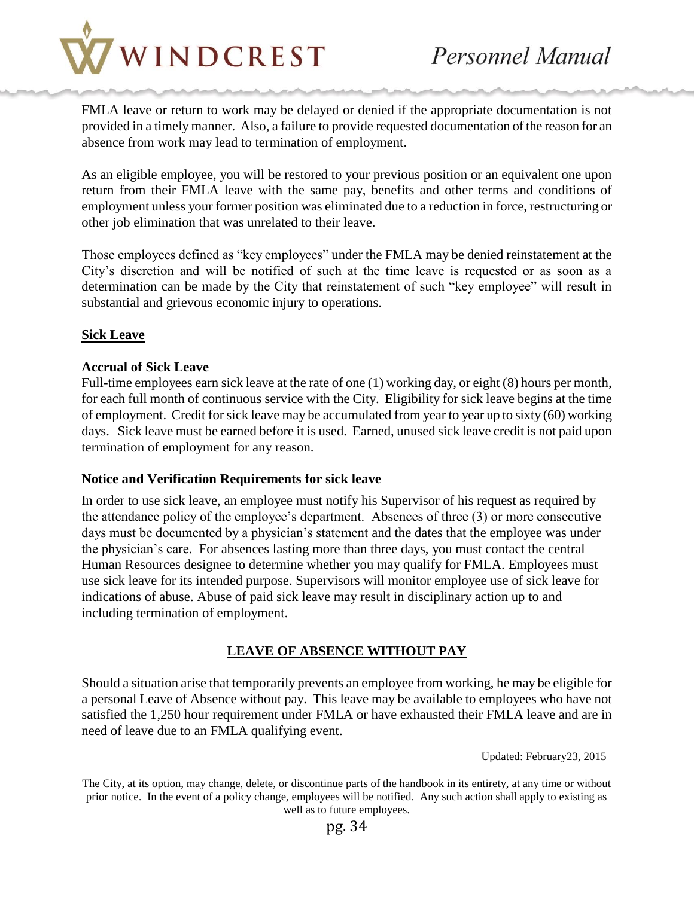FMLA leave or return to work may be delayed or denied if the appropriate documentation is not provided in a timely manner. Also, a failure to provide requested documentation of the reason for an absence from work may lead to termination of employment.

As an eligible employee, you will be restored to your previous position or an equivalent one upon return from their FMLA leave with the same pay, benefits and other terms and conditions of employment unless your former position was eliminated due to a reduction in force, restructuring or other job elimination that was unrelated to their leave.

Those employees defined as "key employees" under the FMLA may be denied reinstatement at the City's discretion and will be notified of such at the time leave is requested or as soon as a determination can be made by the City that reinstatement of such "key employee" will result in substantial and grievous economic injury to operations.

## Sick Leave

### Accrual of Sick Leave

Full-time employees earn sick leave at the rate of one (1) working day, or eight (8) hours per month, for each full month of continuous service with the City. Eligibility for sick leave begins at the time of employment. Credit for sick leave may be accumulated from year to year up to sixty (60) working days. Sick leave must be earned before it is used. Earned, unused sick leave credit is not paid upon termination of employment for any reason.

### Notice and Verification Requirements for sick leave

In order to use sick leave, an employee must notify his Supervisor of his request as required by the attendance policy of the employee's department. Absences of three (3) or more consecutive days must be documented by a physician's statement and the dates that the employee was under the physician's care. For absences lasting more than three days, you must contact the central Human Resources designee to determine whether you may qualify for FMLA. Employees must use sick leave for its intended purpose. Supervisors will monitor employee use of sick leave for indications of abuse. Abuse of paid sick leave may result in disciplinary action up to and including termination of employment.

## LEAVE OF ABSENCE WITHOUT PAY

Should a situation arise that temporarily prevents an employee from working, he may be eligible for a personal Leave of Absence without pay. This leave may be available to employees who have not satisfied the 1,250 hour requirement under FMLA or have exhausted their FMLA leave and are in need of leave due to an FMLA qualifying event.

Updated: February23, 2015

The City, at its option, may change, delete, or discontinue parts of the handbook in its entirety, at any time or without prior notice. In the event of a policy change, employees will be notified. Any such action shall apply to existing as well as to future employees.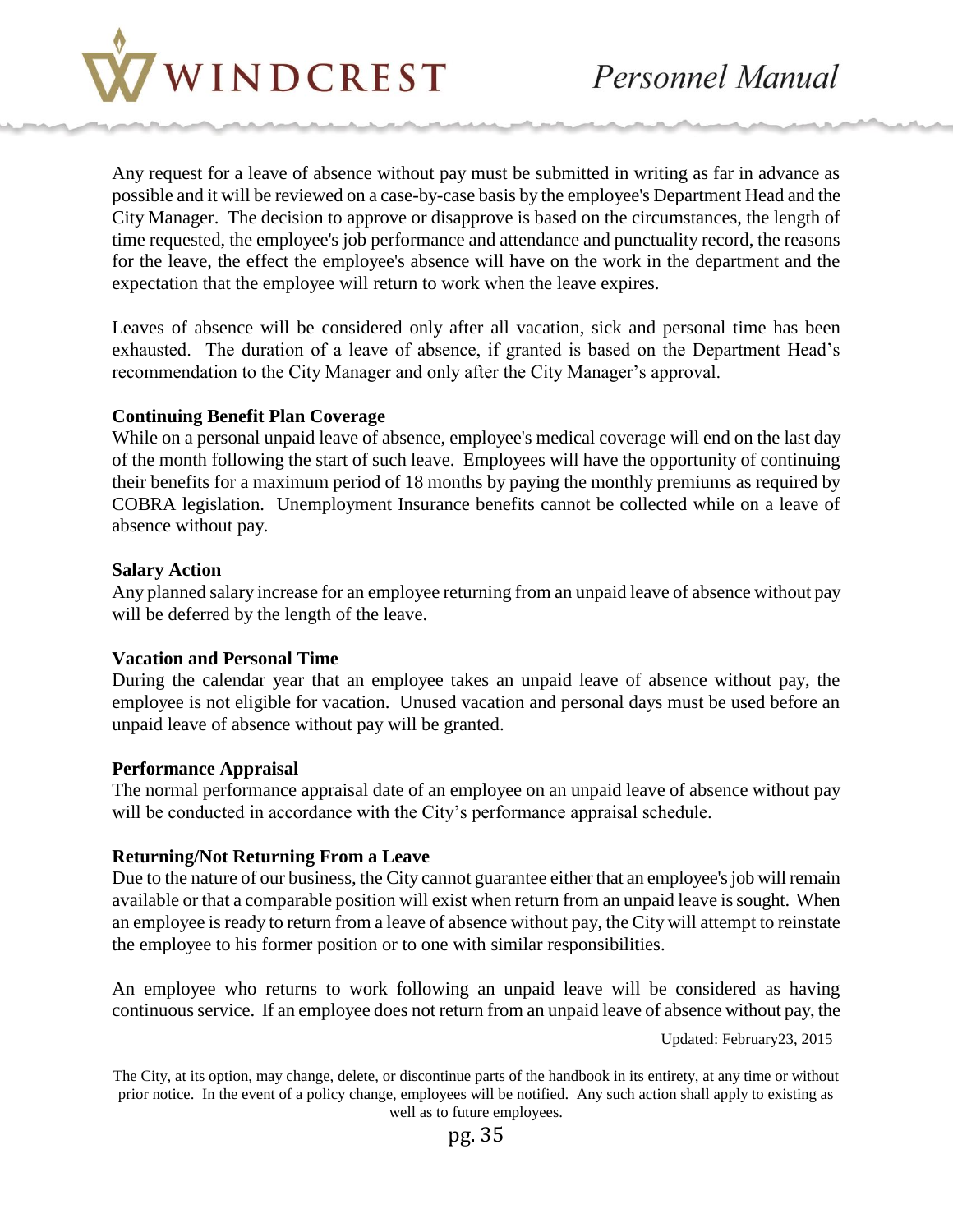Any request for a leave of absence without pay must be submitted in writing as far in advance as possible and it will be reviewed on a case-by-case basis by the employee's Department Head and the City Manager. The decision to approve or disapprove is based on the circumstances, the length of time requested, the employee's job performance and attendance and punctuality record, the reasons for the leave, the effect the employee's absence will have on the work in the department and the expectation that the employee will return to work when the leave expires.

Leaves of absence will be considered only after all vacation, sick and personal time has been exhausted. The duration of a leave of absence, if granted is based on the Department Head's recommendation to the City Manager and only after the City Manager's approval.

**Continuing Benefit Plan Coverage**

While on a personal unpaid leave of absence, employee's medical coverage will end on the last day of the month following the start of such leave. Employees will have the opportunity of continuing their benefits for a maximum period of 18 months by paying the monthly premiums as required by COBRA legislation. Unemployment Insurance benefits cannot be collected while on a leave of absence without pay.

**Salary Action**

Any planned salary increase for an employee returning from an unpaid leave of absence without pay will be deferred by the length of the leave.

**Vacation and Personal Time**

During the calendar year that an employee takes an unpaid leave of absence without pay, the employee is not eligible for vacation. Unused vacation and personal days must be used before an unpaid leave of absence without pay will be granted.

**Performance Appraisal**

The normal performance appraisal date of an employee on an unpaid leave of absence without pay will be conducted in accordance with the City's performance appraisal schedule.

**Returning/Not Returning From a Leave**

Due to the nature of our business, the City cannot guarantee either that an employee's job will remain available or that a comparable position will exist when return from an unpaid leave is sought. When an employee is ready to return from a leave of absence without pay, the City will attempt to reinstate the employee to his former position or to one with similar responsibilities.

An employee who returns to work following an unpaid leave will be considered as having continuous service. If an employee does not return from an unpaid leave of absence without pay, the

Updated: February23, 2015

The City, at its option, may change, delete, or discontinue parts of the handbook in its entirety, at any time or without prior notice. In the event of a policy change, employees will be notified. Any such action shall apply to existing as well as to future employees.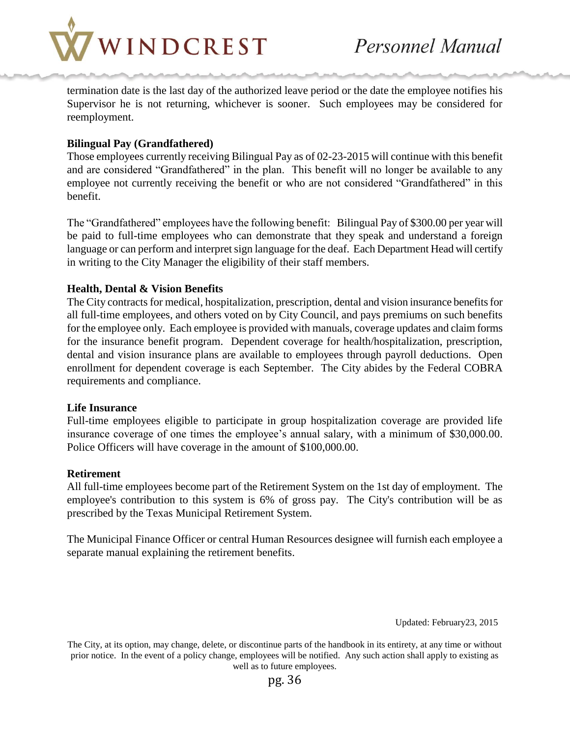termination date is the last day of the authorized leave period or the date the employee notifies his Supervisor he is not returning, whichever is sooner. Such employees may be considered for reemployment.

**Bilingual Pay (Grandfathered)**

Those employees currently receiving Bilingual Pay as of 02-23-2015 will continue with this benefit and are considered "Grandfathered" in the plan. This benefit will no longer be available to any employee not currently receiving the benefit or who are not considered "Grandfathered" in this benefit.

The "Grandfathered" employees have the following benefit: Bilingual Pay of $300.00 per year will be paid to full-time employees who can demonstrate that they speak and understand a foreign language or can perform and interpret sign language for the deaf. Each Department Head will certify in writing to the City Manager the eligibility of their staff members.

**Health, Dental & Vision Benefits**

The City contracts for medical, hospitalization, prescription, dental and vision insurance benefits for all full-time employees, and others voted on by City Council, and pays premiums on such benefits for the employee only. Each employee is provided with manuals, coverage updates and claim forms for the insurance benefit program. Dependent coverage for health/hospitalization, prescription, dental and vision insurance plans are available to employees through payroll deductions. Open enrollment for dependent coverage is each September. The City abides by the Federal COBRA requirements and compliance.

**Life Insurance**

Full-time employees eligible to participate in group hospitalization coverage are provided life insurance coverage of one times the employee's annual salary, with a minimum of $30,000.00. Police Officers will have coverage in the amount of $100,000.00.

**Retirement**

All full-time employees become part of the Retirement System on the 1st day of employment. The employee's contribution to this system is 6% of gross pay. The City's contribution will be as prescribed by the Texas Municipal Retirement System.

The Municipal Finance Officer or central Human Resources designee will furnish each employee a separate manual explaining the retirement benefits.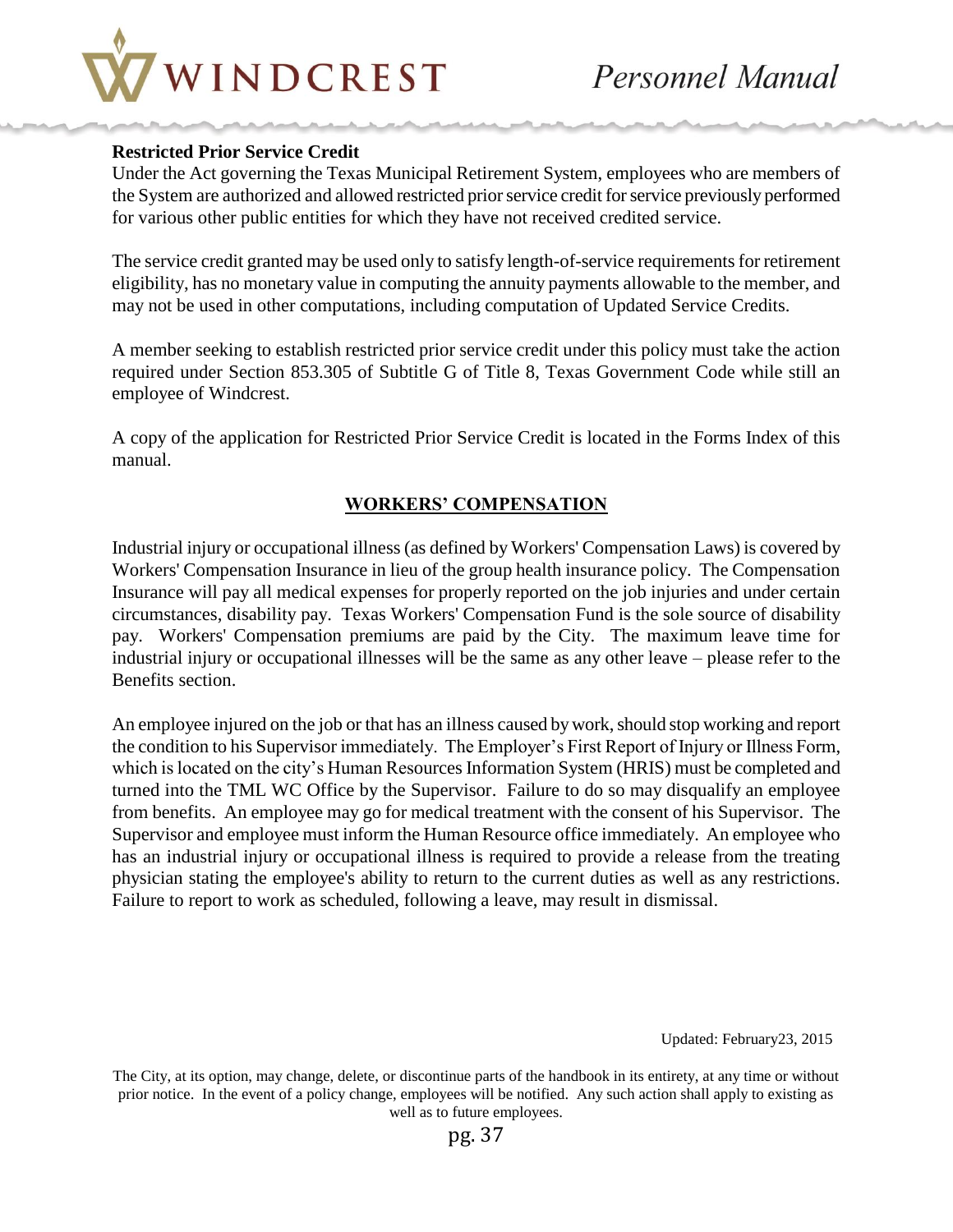**Restricted Prior Service Credit**

Under the Act governing the Texas Municipal Retirement System, employees who are members of the System are authorized and allowed restricted prior service credit for service previously performed for various other public entities for which they have not received credited service.

The service credit granted may be used only to satisfy length-of-service requirements for retirement eligibility, has no monetary value in computing the annuity payments allowable to the member, and may not be used in other computations, including computation of Updated Service Credits.

A member seeking to establish restricted prior service credit under this policy must take the action required under Section 853.305 of Subtitle G of Title 8, Texas Government Code while still an employee of Windcrest.

A copy of the application for Restricted Prior Service Credit is located in the Forms Index of this manual.

## WORKERS' COMPENSATION

Industrial injury or occupational illness (as defined by Workers' Compensation Laws) is covered by Workers' Compensation Insurance in lieu of the group health insurance policy. The Compensation Insurance will pay all medical expenses for properly reported on the job injuries and under certain circumstances, disability pay. Texas Workers' Compensation Fund is the sole source of disability pay. Workers' Compensation premiums are paid by the City. The maximum leave time for industrial injury or occupational illnesses will be the same as any other leave – please refer to the Benefits section.

An employee injured on the job or that has an illness caused by work, should stop working and report the condition to his Supervisor immediately. The Employer's First Report of Injury or Illness Form, which is located on the city's Human Resources Information System (HRIS) must be completed and turned into the TML WC Office by the Supervisor. Failure to do so may disqualify an employee from benefits. An employee may go for medical treatment with the consent of his Supervisor. The Supervisor and employee must inform the Human Resource office immediately. An employee who has an industrial injury or occupational illness is required to provide a release from the treating physician stating the employee's ability to return to the current duties as well as any restrictions. Failure to report to work as scheduled, following a leave, may result in dismissal.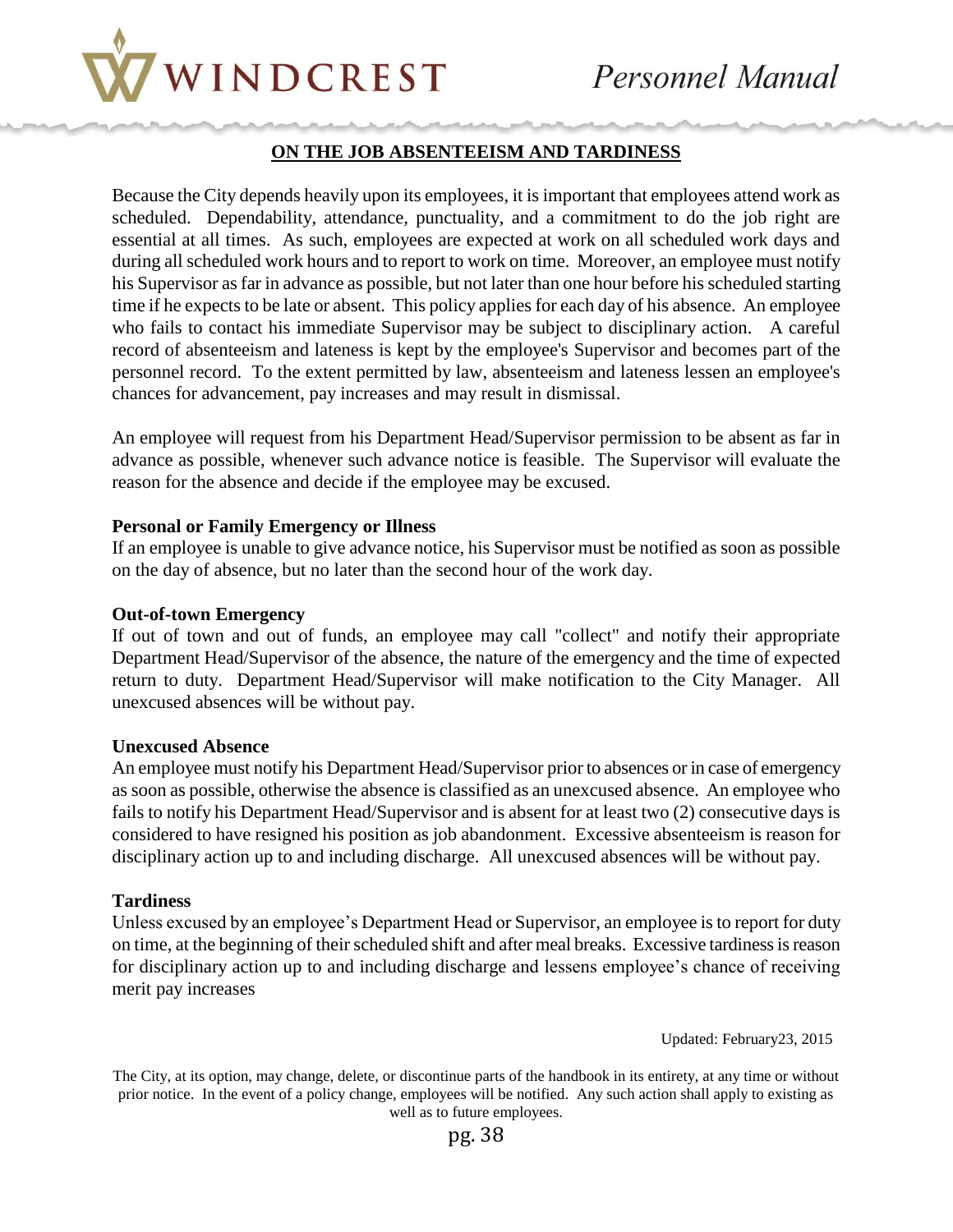## ON THE JOB ABSENTEEISM AND TARDINESS

Because the City depends heavily upon its employees, it is important that employees attend work as scheduled. Dependability, attendance, punctuality, and a commitment to do the job right are essential at all times. As such, employees are expected at work on all scheduled work days and during all scheduled work hours and to report to work on time. Moreover, an employee must notify his Supervisor as far in advance as possible, but not later than one hour before his scheduled starting time if he expects to be late or absent. This policy applies for each day of his absence. An employee who fails to contact his immediate Supervisor may be subject to disciplinary action. A careful record of absenteeism and lateness is kept by the employee's Supervisor and becomes part of the personnel record. To the extent permitted by law, absenteeism and lateness lessen an employee's chances for advancement, pay increases and may result in dismissal.

An employee will request from his Department Head/Supervisor permission to be absent as far in advance as possible, whenever such advance notice is feasible. The Supervisor will evaluate the reason for the absence and decide if the employee may be excused.

**Personal or Family Emergency or Illness**

If an employee is unable to give advance notice, his Supervisor must be notified as soon as possible on the day of absence, but no later than the second hour of the work day.

**Out-of-town Emergency**

If out of town and out of funds, an employee may call "collect" and notify their appropriate Department Head/Supervisor of the absence, the nature of the emergency and the time of expected return to duty. Department Head/Supervisor will make notification to the City Manager. All unexcused absences will be without pay.

**Unexcused Absence**

An employee must notify his Department Head/Supervisor prior to absences or in case of emergency as soon as possible, otherwise the absence is classified as an unexcused absence. An employee who fails to notify his Department Head/Supervisor and is absent for at least two (2) consecutive days is considered to have resigned his position as job abandonment. Excessive absenteeism is reason for disciplinary action up to and including discharge. All unexcused absences will be without pay.

**Tardiness**

Unless excused by an employee's Department Head or Supervisor, an employee is to report for duty on time, at the beginning of their scheduled shift and after meal breaks. Excessive tardiness is reason for disciplinary action up to and including discharge and lessens employee's chance of receiving merit pay increases

Updated: February23, 2015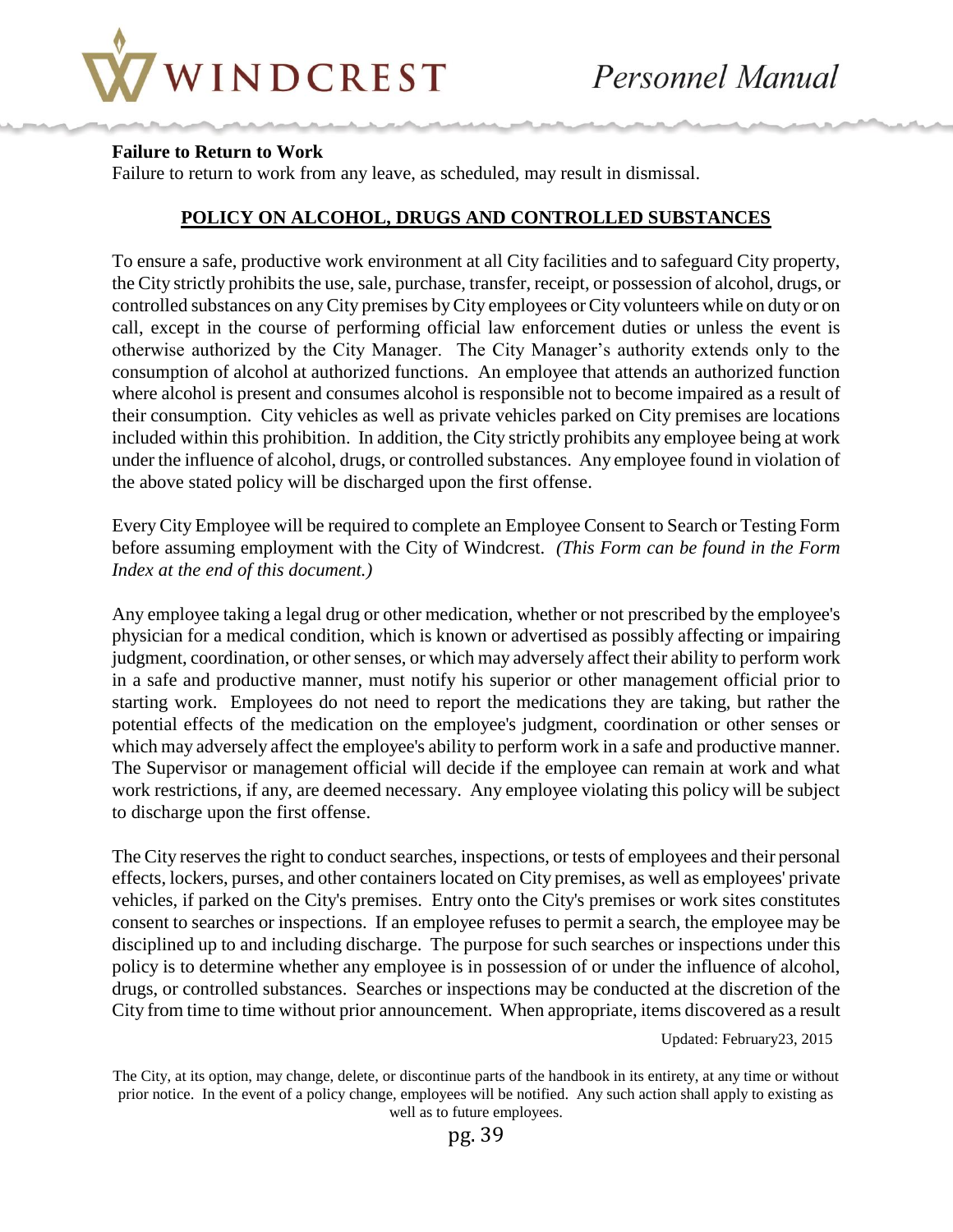**Failure to Return to Work**

Failure to return to work from any leave, as scheduled, may result in dismissal.

## POLICY ON ALCOHOL, DRUGS AND CONTROLLED SUBSTANCES

To ensure a safe, productive work environment at all City facilities and to safeguard City property, the City strictly prohibits the use, sale, purchase, transfer, receipt, or possession of alcohol, drugs, or controlled substances on any City premises by City employees or City volunteers while on duty or on call, except in the course of performing official law enforcement duties or unless the event is otherwise authorized by the City Manager. The City Manager's authority extends only to the consumption of alcohol at authorized functions. An employee that attends an authorized function where alcohol is present and consumes alcohol is responsible not to become impaired as a result of their consumption. City vehicles as well as private vehicles parked on City premises are locations included within this prohibition. In addition, the City strictly prohibits any employee being at work under the influence of alcohol, drugs, or controlled substances. Any employee found in violation of the above stated policy will be discharged upon the first offense.

Every City Employee will be required to complete an Employee Consent to Search or Testing Form before assuming employment with the City of Windcrest. *(This Form can be found in the Form Index at the end of this document.)*

Any employee taking a legal drug or other medication, whether or not prescribed by the employee's physician for a medical condition, which is known or advertised as possibly affecting or impairing judgment, coordination, or other senses, or which may adversely affect their ability to perform work in a safe and productive manner, must notify his superior or other management official prior to starting work. Employees do not need to report the medications they are taking, but rather the potential effects of the medication on the employee's judgment, coordination or other senses or which may adversely affect the employee's ability to perform work in a safe and productive manner. The Supervisor or management official will decide if the employee can remain at work and what work restrictions, if any, are deemed necessary. Any employee violating this policy will be subject to discharge upon the first offense.

The City reserves the right to conduct searches, inspections, or tests of employees and their personal effects, lockers, purses, and other containers located on City premises, as well as employees' private vehicles, if parked on the City's premises. Entry onto the City's premises or work sites constitutes consent to searches or inspections. If an employee refuses to permit a search, the employee may be disciplined up to and including discharge. The purpose for such searches or inspections under this policy is to determine whether any employee is in possession of or under the influence of alcohol, drugs, or controlled substances. Searches or inspections may be conducted at the discretion of the City from time to time without prior announcement. When appropriate, items discovered as a result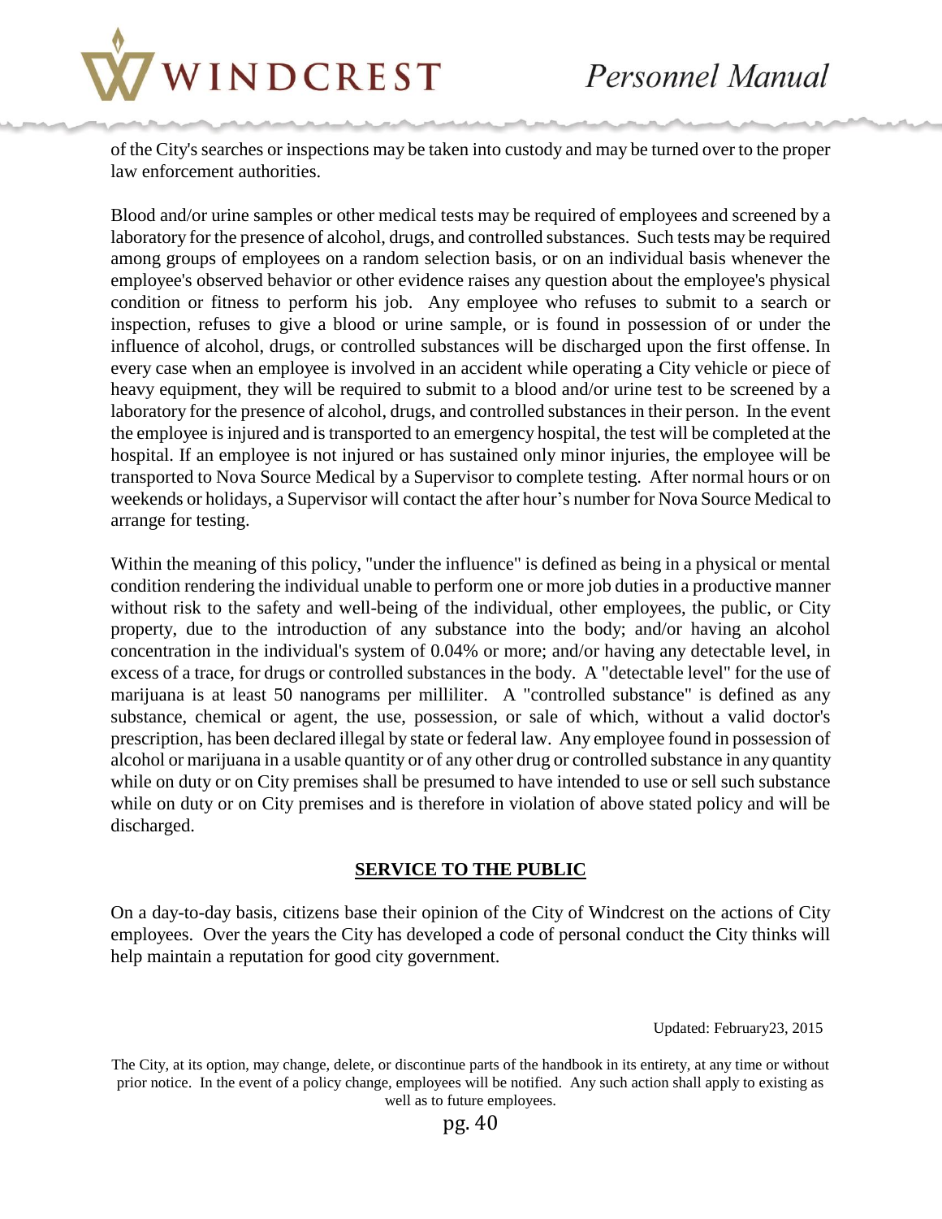of the City's searches or inspections may be taken into custody and may be turned over to the proper law enforcement authorities.

Blood and/or urine samples or other medical tests may be required of employees and screened by a laboratory for the presence of alcohol, drugs, and controlled substances. Such tests may be required among groups of employees on a random selection basis, or on an individual basis whenever the employee's observed behavior or other evidence raises any question about the employee's physical condition or fitness to perform his job. Any employee who refuses to submit to a search or inspection, refuses to give a blood or urine sample, or is found in possession of or under the influence of alcohol, drugs, or controlled substances will be discharged upon the first offense. In every case when an employee is involved in an accident while operating a City vehicle or piece of heavy equipment, they will be required to submit to a blood and/or urine test to be screened by a laboratory for the presence of alcohol, drugs, and controlled substances in their person. In the event the employee is injured and is transported to an emergency hospital, the test will be completed at the hospital. If an employee is not injured or has sustained only minor injuries, the employee will be transported to Nova Source Medical by a Supervisor to complete testing. After normal hours or on weekends or holidays, a Supervisor will contact the after hour's number for Nova Source Medical to arrange for testing.

Within the meaning of this policy, "under the influence" is defined as being in a physical or mental condition rendering the individual unable to perform one or more job duties in a productive manner without risk to the safety and well-being of the individual, other employees, the public, or City property, due to the introduction of any substance into the body; and/or having an alcohol concentration in the individual's system of 0.04% or more; and/or having any detectable level, in excess of a trace, for drugs or controlled substances in the body. A "detectable level" for the use of marijuana is at least 50 nanograms per milliliter. A "controlled substance" is defined as any substance, chemical or agent, the use, possession, or sale of which, without a valid doctor's prescription, has been declared illegal by state or federal law. Any employee found in possession of alcohol or marijuana in a usable quantity or of any other drug or controlled substance in any quantity while on duty or on City premises shall be presumed to have intended to use or sell such substance while on duty or on City premises and is therefore in violation of above stated policy and will be discharged.

## SERVICE TO THE PUBLIC

On a day-to-day basis, citizens base their opinion of the City of Windcrest on the actions of City employees. Over the years the City has developed a code of personal conduct the City thinks will help maintain a reputation for good city government.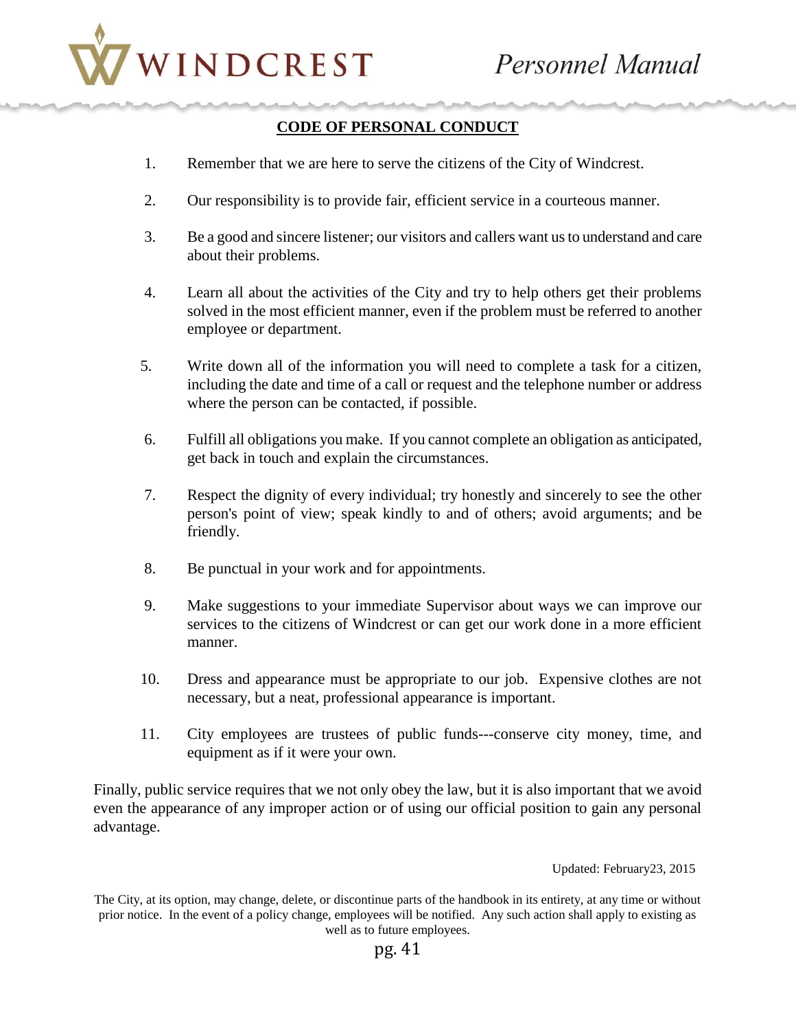## CODE OF PERSONAL CONDUCT

1. Remember that we are here to serve the citizens of the City of Windcrest.

2. Our responsibility is to provide fair, efficient service in a courteous manner.

3. Be a good and sincere listener; our visitors and callers want us to understand and care about their problems.

4. Learn all about the activities of the City and try to help others get their problems solved in the most efficient manner, even if the problem must be referred to another employee or department.

5. Write down all of the information you will need to complete a task for a citizen, including the date and time of a call or request and the telephone number or address where the person can be contacted, if possible.

6. Fulfill all obligations you make. If you cannot complete an obligation as anticipated, get back in touch and explain the circumstances.

7. Respect the dignity of every individual; try honestly and sincerely to see the other person's point of view; speak kindly to and of others; avoid arguments; and be friendly.

8. Be punctual in your work and for appointments.

9. Make suggestions to your immediate Supervisor about ways we can improve our services to the citizens of Windcrest or can get our work done in a more efficient manner.

10. Dress and appearance must be appropriate to our job. Expensive clothes are not necessary, but a neat, professional appearance is important.

11. City employees are trustees of public funds---conserve city money, time, and equipment as if it were your own.

Finally, public service requires that we not only obey the law, but it is also important that we avoid even the appearance of any improper action or of using our official position to gain any personal advantage.

Updated: February23, 2015

The City, at its option, may change, delete, or discontinue parts of the handbook in its entirety, at any time or without prior notice. In the event of a policy change, employees will be notified. Any such action shall apply to existing as well as to future employees.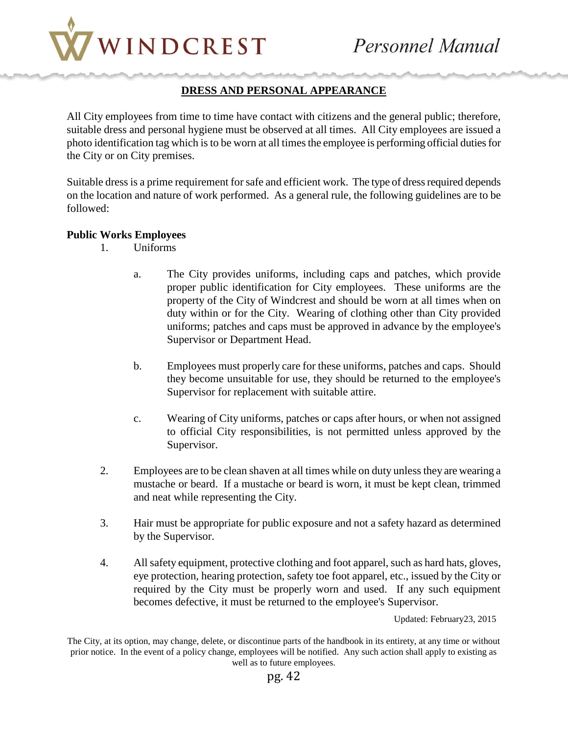## DRESS AND PERSONAL APPEARANCE

All City employees from time to time have contact with citizens and the general public; therefore, suitable dress and personal hygiene must be observed at all times. All City employees are issued a photo identification tag which is to be worn at all times the employee is performing official duties for the City or on City premises.

Suitable dress is a prime requirement for safe and efficient work. The type of dress required depends on the location and nature of work performed. As a general rule, the following guidelines are to be followed:

**Public Works Employees**

1. Uniforms

    a. The City provides uniforms, including caps and patches, which provide proper public identification for City employees. These uniforms are the property of the City of Windcrest and should be worn at all times when on duty within or for the City. Wearing of clothing other than City provided uniforms; patches and caps must be approved in advance by the employee's Supervisor or Department Head.

    b. Employees must properly care for these uniforms, patches and caps. Should they become unsuitable for use, they should be returned to the employee's Supervisor for replacement with suitable attire.

    c. Wearing of City uniforms, patches or caps after hours, or when not assigned to official City responsibilities, is not permitted unless approved by the Supervisor.

2. Employees are to be clean shaven at all times while on duty unless they are wearing a mustache or beard. If a mustache or beard is worn, it must be kept clean, trimmed and neat while representing the City.

3. Hair must be appropriate for public exposure and not a safety hazard as determined by the Supervisor.

4. All safety equipment, protective clothing and foot apparel, such as hard hats, gloves, eye protection, hearing protection, safety toe foot apparel, etc., issued by the City or required by the City must be properly worn and used. If any such equipment becomes defective, it must be returned to the employee's Supervisor.

Updated: February23, 2015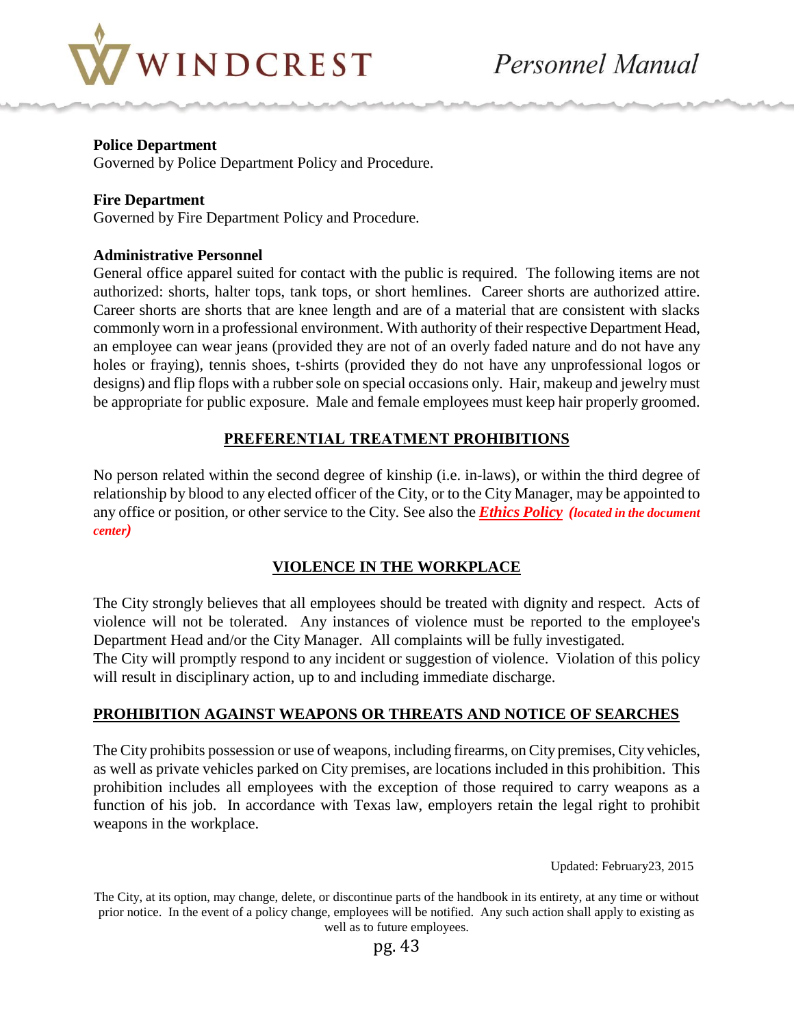**Police Department**
Governed by Police Department Policy and Procedure.

**Fire Department**
Governed by Fire Department Policy and Procedure.

**Administrative Personnel**
General office apparel suited for contact with the public is required. The following items are not authorized: shorts, halter tops, tank tops, or short hemlines. Career shorts are authorized attire. Career shorts are shorts that are knee length and are of a material that are consistent with slacks commonly worn in a professional environment. With authority of their respective Department Head, an employee can wear jeans (provided they are not of an overly faded nature and do not have any holes or fraying), tennis shoes, t-shirts (provided they do not have any unprofessional logos or designs) and flip flops with a rubber sole on special occasions only. Hair, makeup and jewelry must be appropriate for public exposure. Male and female employees must keep hair properly groomed.

## PREFERENTIAL TREATMENT PROHIBITIONS

No person related within the second degree of kinship (i.e. in-laws), or within the third degree of relationship by blood to any elected officer of the City, or to the City Manager, may be appointed to any office or position, or other service to the City. See also the ***Ethics Policy*** ***(located in the document center)***

## VIOLENCE IN THE WORKPLACE

The City strongly believes that all employees should be treated with dignity and respect. Acts of violence will not be tolerated. Any instances of violence must be reported to the employee's Department Head and/or the City Manager. All complaints will be fully investigated.
The City will promptly respond to any incident or suggestion of violence. Violation of this policy will result in disciplinary action, up to and including immediate discharge.

## PROHIBITION AGAINST WEAPONS OR THREATS AND NOTICE OF SEARCHES

The City prohibits possession or use of weapons, including firearms, on City premises, City vehicles, as well as private vehicles parked on City premises, are locations included in this prohibition. This prohibition includes all employees with the exception of those required to carry weapons as a function of his job. In accordance with Texas law, employers retain the legal right to prohibit weapons in the workplace.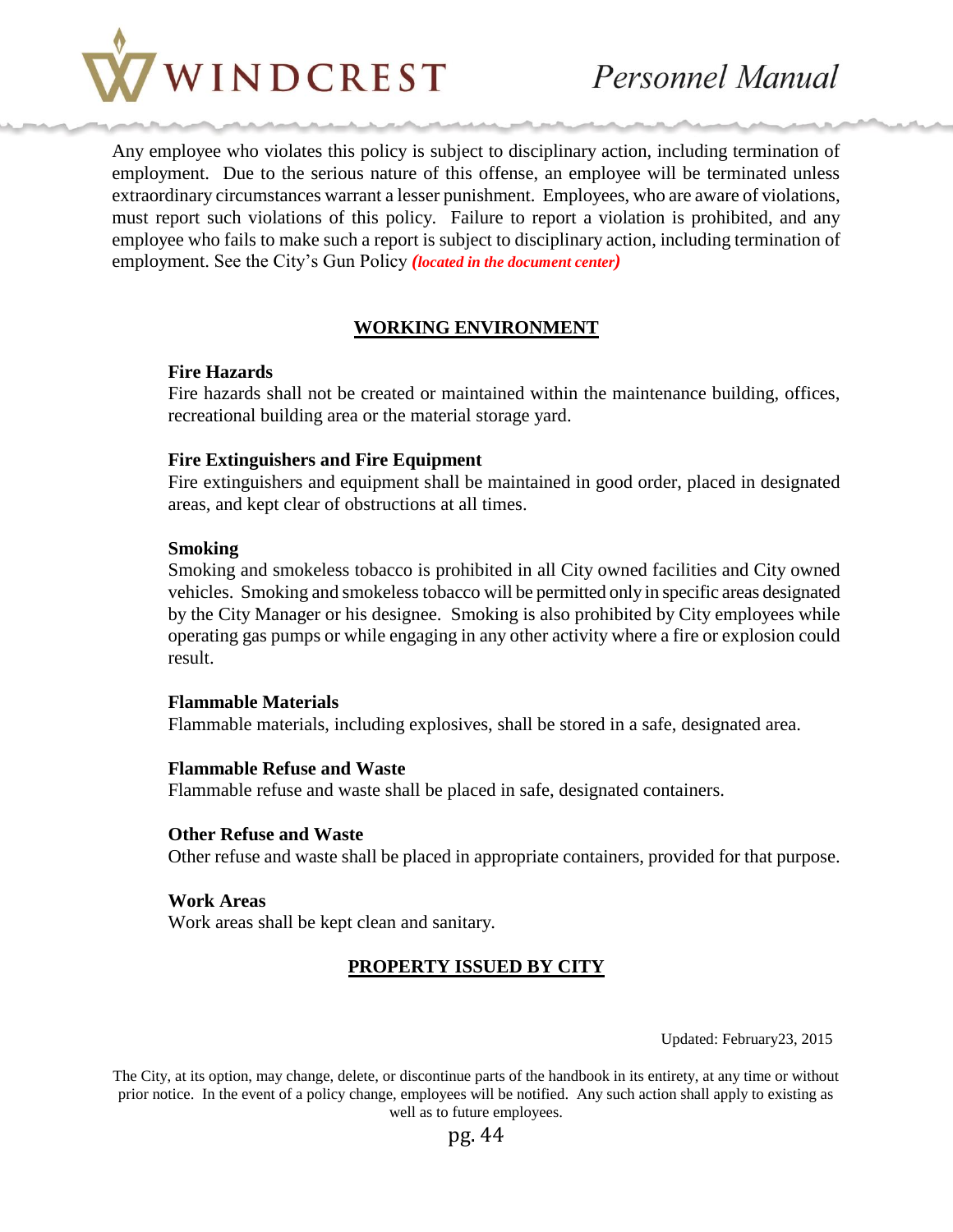Any employee who violates this policy is subject to disciplinary action, including termination of employment. Due to the serious nature of this offense, an employee will be terminated unless extraordinary circumstances warrant a lesser punishment. Employees, who are aware of violations, must report such violations of this policy. Failure to report a violation is prohibited, and any employee who fails to make such a report is subject to disciplinary action, including termination of employment. See the City's Gun Policy ***(located in the document center)***

## WORKING ENVIRONMENT

**Fire Hazards**
Fire hazards shall not be created or maintained within the maintenance building, offices, recreational building area or the material storage yard.

**Fire Extinguishers and Fire Equipment**
Fire extinguishers and equipment shall be maintained in good order, placed in designated areas, and kept clear of obstructions at all times.

**Smoking**
Smoking and smokeless tobacco is prohibited in all City owned facilities and City owned vehicles. Smoking and smokeless tobacco will be permitted only in specific areas designated by the City Manager or his designee. Smoking is also prohibited by City employees while operating gas pumps or while engaging in any other activity where a fire or explosion could result.

**Flammable Materials**
Flammable materials, including explosives, shall be stored in a safe, designated area.

**Flammable Refuse and Waste**
Flammable refuse and waste shall be placed in safe, designated containers.

**Other Refuse and Waste**
Other refuse and waste shall be placed in appropriate containers, provided for that purpose.

**Work Areas**
Work areas shall be kept clean and sanitary.

## PROPERTY ISSUED BY CITY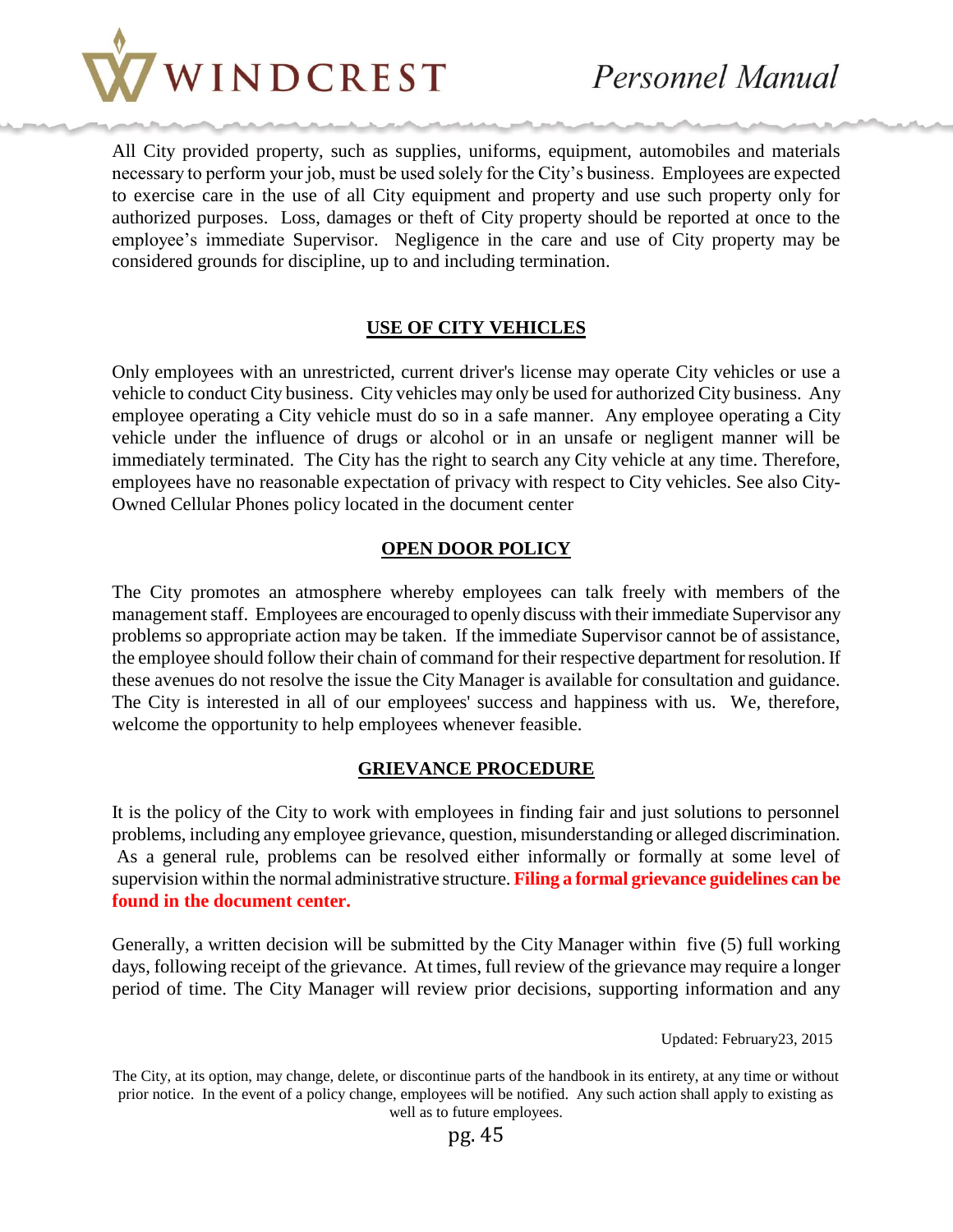All City provided property, such as supplies, uniforms, equipment, automobiles and materials necessary to perform your job, must be used solely for the City's business. Employees are expected to exercise care in the use of all City equipment and property and use such property only for authorized purposes. Loss, damages or theft of City property should be reported at once to the employee's immediate Supervisor. Negligence in the care and use of City property may be considered grounds for discipline, up to and including termination.

## USE OF CITY VEHICLES

Only employees with an unrestricted, current driver's license may operate City vehicles or use a vehicle to conduct City business. City vehicles may only be used for authorized City business. Any employee operating a City vehicle must do so in a safe manner. Any employee operating a City vehicle under the influence of drugs or alcohol or in an unsafe or negligent manner will be immediately terminated. The City has the right to search any City vehicle at any time. Therefore, employees have no reasonable expectation of privacy with respect to City vehicles. See also City-Owned Cellular Phones policy located in the document center

## OPEN DOOR POLICY

The City promotes an atmosphere whereby employees can talk freely with members of the management staff. Employees are encouraged to openly discuss with their immediate Supervisor any problems so appropriate action may be taken. If the immediate Supervisor cannot be of assistance, the employee should follow their chain of command for their respective department for resolution. If these avenues do not resolve the issue the City Manager is available for consultation and guidance. The City is interested in all of our employees' success and happiness with us. We, therefore, welcome the opportunity to help employees whenever feasible.

## GRIEVANCE PROCEDURE

It is the policy of the City to work with employees in finding fair and just solutions to personnel problems, including any employee grievance, question, misunderstanding or alleged discrimination. As a general rule, problems can be resolved either informally or formally at some level of supervision within the normal administrative structure. **Filing a formal grievance guidelines can be found in the document center.**

Generally, a written decision will be submitted by the City Manager within five (5) full working days, following receipt of the grievance. At times, full review of the grievance may require a longer period of time. The City Manager will review prior decisions, supporting information and any

Updated: February23, 2015

The City, at its option, may change, delete, or discontinue parts of the handbook in its entirety, at any time or without prior notice. In the event of a policy change, employees will be notified. Any such action shall apply to existing as well as to future employees.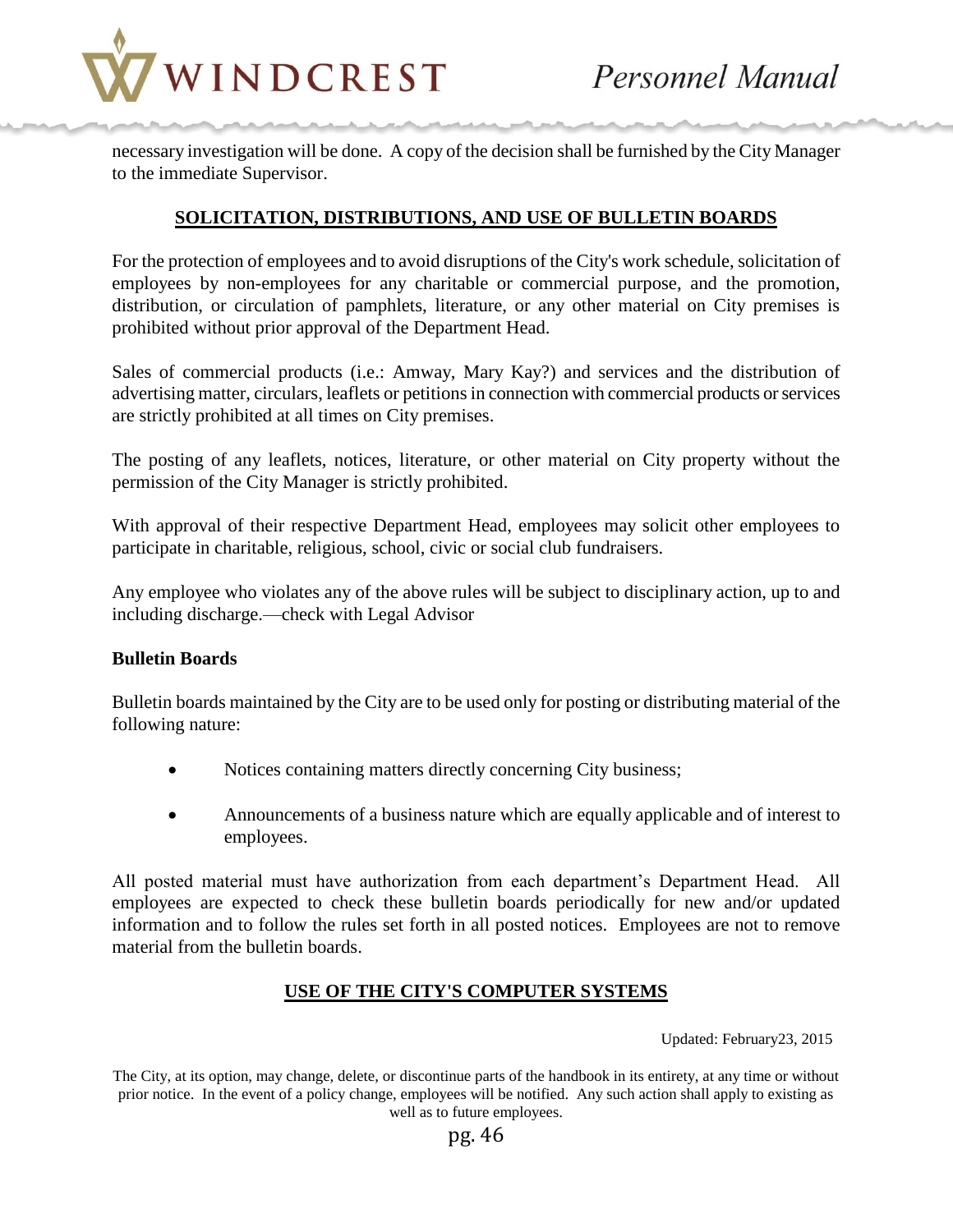necessary investigation will be done. A copy of the decision shall be furnished by the City Manager to the immediate Supervisor.

## SOLICITATION, DISTRIBUTIONS, AND USE OF BULLETIN BOARDS

For the protection of employees and to avoid disruptions of the City's work schedule, solicitation of employees by non-employees for any charitable or commercial purpose, and the promotion, distribution, or circulation of pamphlets, literature, or any other material on City premises is prohibited without prior approval of the Department Head.

Sales of commercial products (i.e.: Amway, Mary Kay?) and services and the distribution of advertising matter, circulars, leaflets or petitions in connection with commercial products or services are strictly prohibited at all times on City premises.

The posting of any leaflets, notices, literature, or other material on City property without the permission of the City Manager is strictly prohibited.

With approval of their respective Department Head, employees may solicit other employees to participate in charitable, religious, school, civic or social club fundraisers.

Any employee who violates any of the above rules will be subject to disciplinary action, up to and including discharge.—check with Legal Advisor

**Bulletin Boards**

Bulletin boards maintained by the City are to be used only for posting or distributing material of the following nature:

- Notices containing matters directly concerning City business;
- Announcements of a business nature which are equally applicable and of interest to employees.

All posted material must have authorization from each department's Department Head. All employees are expected to check these bulletin boards periodically for new and/or updated information and to follow the rules set forth in all posted notices. Employees are not to remove material from the bulletin boards.

## USE OF THE CITY'S COMPUTER SYSTEMS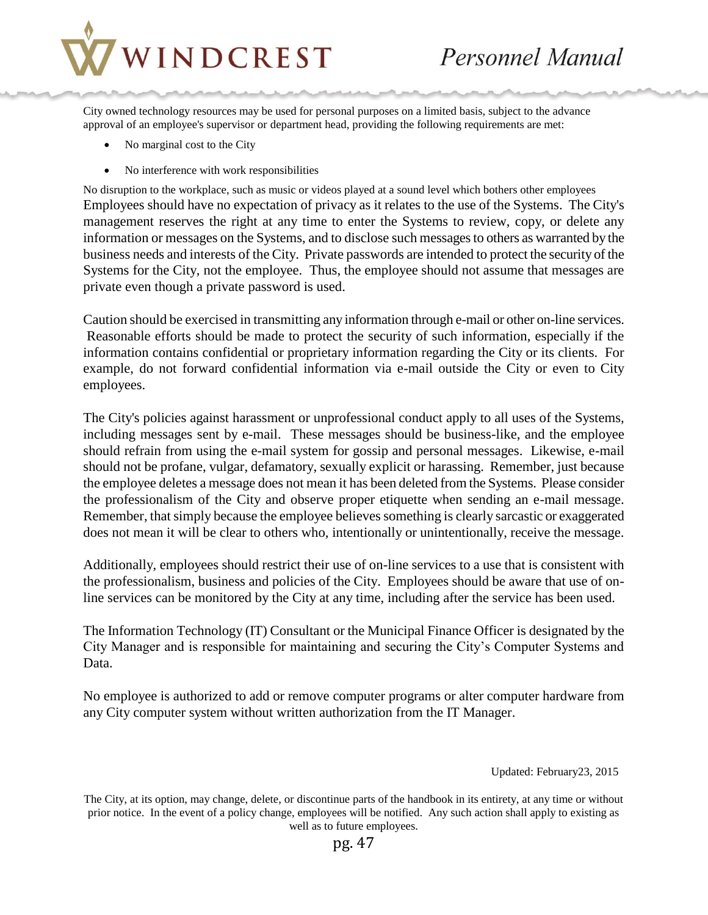City owned technology resources may be used for personal purposes on a limited basis, subject to the advance approval of an employee's supervisor or department head, providing the following requirements are met:

- No marginal cost to the City
- No interference with work responsibilities

No disruption to the workplace, such as music or videos played at a sound level which bothers other employees

Employees should have no expectation of privacy as it relates to the use of the Systems. The City's management reserves the right at any time to enter the Systems to review, copy, or delete any information or messages on the Systems, and to disclose such messages to others as warranted by the business needs and interests of the City. Private passwords are intended to protect the security of the Systems for the City, not the employee. Thus, the employee should not assume that messages are private even though a private password is used.

Caution should be exercised in transmitting any information through e-mail or other on-line services. Reasonable efforts should be made to protect the security of such information, especially if the information contains confidential or proprietary information regarding the City or its clients. For example, do not forward confidential information via e-mail outside the City or even to City employees.

The City's policies against harassment or unprofessional conduct apply to all uses of the Systems, including messages sent by e-mail. These messages should be business-like, and the employee should refrain from using the e-mail system for gossip and personal messages. Likewise, e-mail should not be profane, vulgar, defamatory, sexually explicit or harassing. Remember, just because the employee deletes a message does not mean it has been deleted from the Systems. Please consider the professionalism of the City and observe proper etiquette when sending an e-mail message. Remember, that simply because the employee believes something is clearly sarcastic or exaggerated does not mean it will be clear to others who, intentionally or unintentionally, receive the message.

Additionally, employees should restrict their use of on-line services to a use that is consistent with the professionalism, business and policies of the City. Employees should be aware that use of on-line services can be monitored by the City at any time, including after the service has been used.

The Information Technology (IT) Consultant or the Municipal Finance Officer is designated by the City Manager and is responsible for maintaining and securing the City's Computer Systems and Data.

No employee is authorized to add or remove computer programs or alter computer hardware from any City computer system without written authorization from the IT Manager.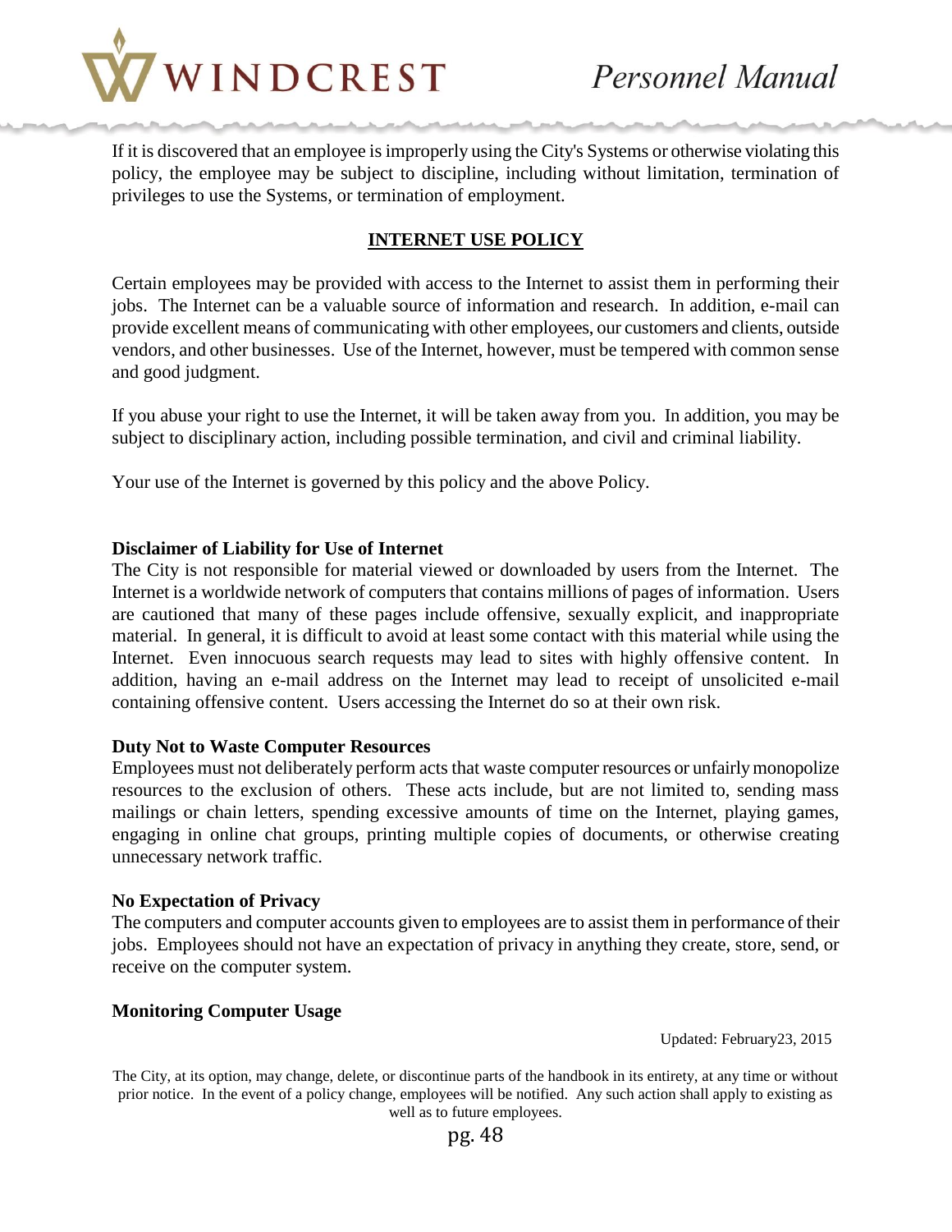If it is discovered that an employee is improperly using the City's Systems or otherwise violating this policy, the employee may be subject to discipline, including without limitation, termination of privileges to use the Systems, or termination of employment.

## INTERNET USE POLICY

Certain employees may be provided with access to the Internet to assist them in performing their jobs. The Internet can be a valuable source of information and research. In addition, e-mail can provide excellent means of communicating with other employees, our customers and clients, outside vendors, and other businesses. Use of the Internet, however, must be tempered with common sense and good judgment.

If you abuse your right to use the Internet, it will be taken away from you. In addition, you may be subject to disciplinary action, including possible termination, and civil and criminal liability.

Your use of the Internet is governed by this policy and the above Policy.

**Disclaimer of Liability for Use of Internet**

The City is not responsible for material viewed or downloaded by users from the Internet. The Internet is a worldwide network of computers that contains millions of pages of information. Users are cautioned that many of these pages include offensive, sexually explicit, and inappropriate material. In general, it is difficult to avoid at least some contact with this material while using the Internet. Even innocuous search requests may lead to sites with highly offensive content. In addition, having an e-mail address on the Internet may lead to receipt of unsolicited e-mail containing offensive content. Users accessing the Internet do so at their own risk.

**Duty Not to Waste Computer Resources**

Employees must not deliberately perform acts that waste computer resources or unfairly monopolize resources to the exclusion of others. These acts include, but are not limited to, sending mass mailings or chain letters, spending excessive amounts of time on the Internet, playing games, engaging in online chat groups, printing multiple copies of documents, or otherwise creating unnecessary network traffic.

**No Expectation of Privacy**

The computers and computer accounts given to employees are to assist them in performance of their jobs. Employees should not have an expectation of privacy in anything they create, store, send, or receive on the computer system.

**Monitoring Computer Usage**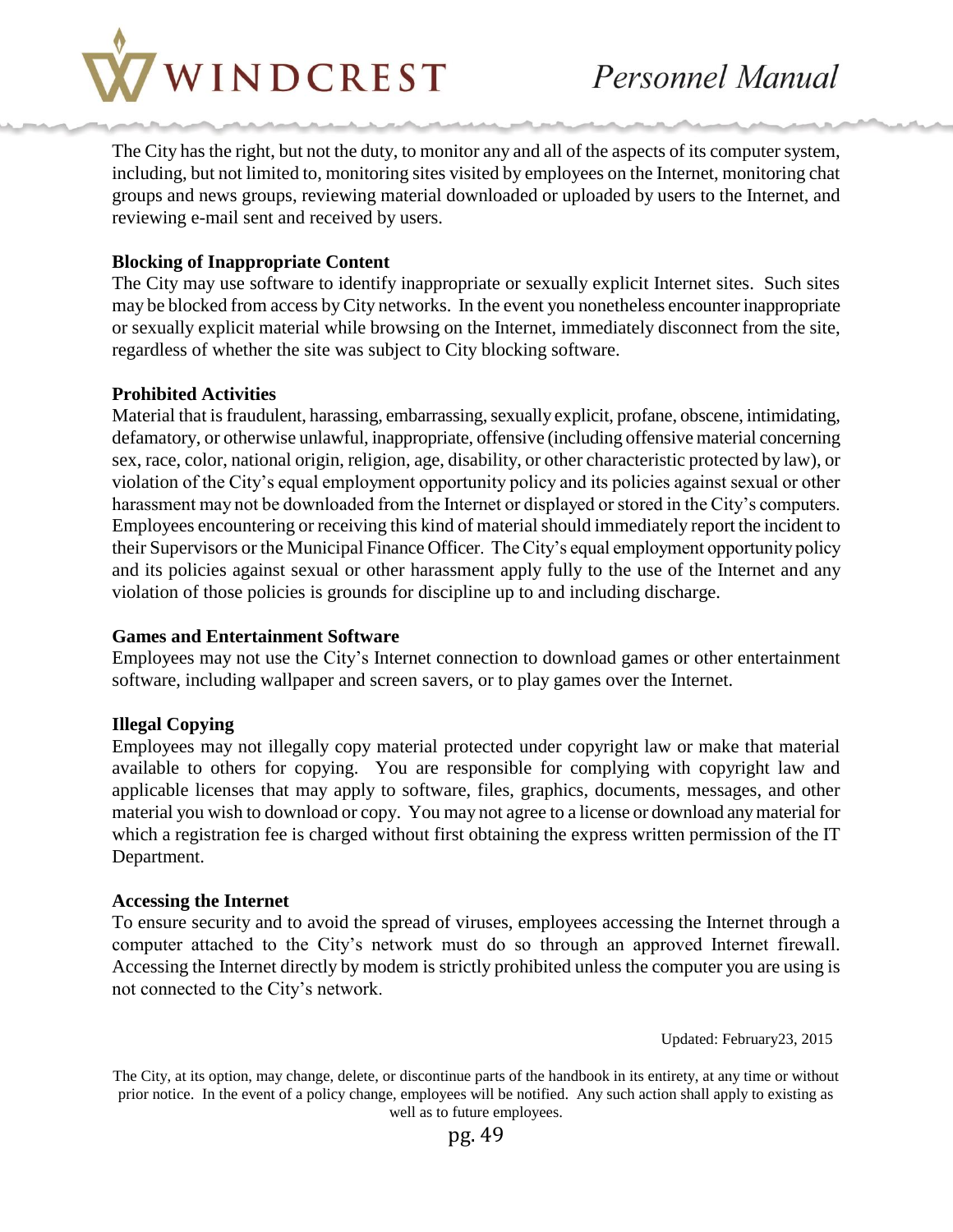The City has the right, but not the duty, to monitor any and all of the aspects of its computer system, including, but not limited to, monitoring sites visited by employees on the Internet, monitoring chat groups and news groups, reviewing material downloaded or uploaded by users to the Internet, and reviewing e-mail sent and received by users.

**Blocking of Inappropriate Content**

The City may use software to identify inappropriate or sexually explicit Internet sites. Such sites may be blocked from access by City networks. In the event you nonetheless encounter inappropriate or sexually explicit material while browsing on the Internet, immediately disconnect from the site, regardless of whether the site was subject to City blocking software.

**Prohibited Activities**

Material that is fraudulent, harassing, embarrassing, sexually explicit, profane, obscene, intimidating, defamatory, or otherwise unlawful, inappropriate, offensive (including offensive material concerning sex, race, color, national origin, religion, age, disability, or other characteristic protected by law), or violation of the City's equal employment opportunity policy and its policies against sexual or other harassment may not be downloaded from the Internet or displayed or stored in the City's computers. Employees encountering or receiving this kind of material should immediately report the incident to their Supervisors or the Municipal Finance Officer. The City's equal employment opportunity policy and its policies against sexual or other harassment apply fully to the use of the Internet and any violation of those policies is grounds for discipline up to and including discharge.

**Games and Entertainment Software**

Employees may not use the City's Internet connection to download games or other entertainment software, including wallpaper and screen savers, or to play games over the Internet.

**Illegal Copying**

Employees may not illegally copy material protected under copyright law or make that material available to others for copying. You are responsible for complying with copyright law and applicable licenses that may apply to software, files, graphics, documents, messages, and other material you wish to download or copy. You may not agree to a license or download any material for which a registration fee is charged without first obtaining the express written permission of the IT Department.

**Accessing the Internet**

To ensure security and to avoid the spread of viruses, employees accessing the Internet through a computer attached to the City's network must do so through an approved Internet firewall. Accessing the Internet directly by modem is strictly prohibited unless the computer you are using is not connected to the City's network.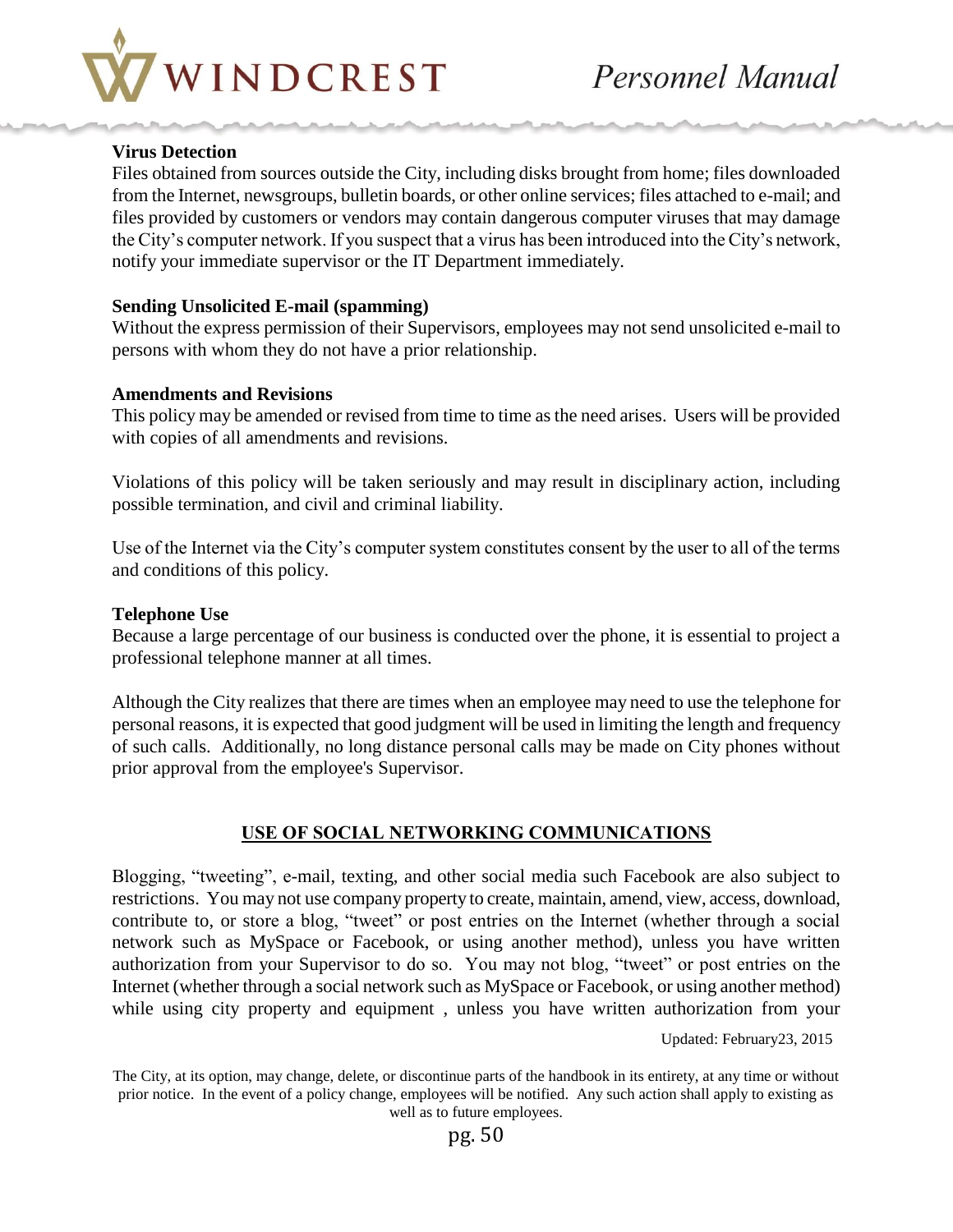**Virus Detection**
Files obtained from sources outside the City, including disks brought from home; files downloaded from the Internet, newsgroups, bulletin boards, or other online services; files attached to e-mail; and files provided by customers or vendors may contain dangerous computer viruses that may damage the City's computer network. If you suspect that a virus has been introduced into the City's network, notify your immediate supervisor or the IT Department immediately.

**Sending Unsolicited E-mail (spamming)**
Without the express permission of their Supervisors, employees may not send unsolicited e-mail to persons with whom they do not have a prior relationship.

**Amendments and Revisions**
This policy may be amended or revised from time to time as the need arises. Users will be provided with copies of all amendments and revisions.

Violations of this policy will be taken seriously and may result in disciplinary action, including possible termination, and civil and criminal liability.

Use of the Internet via the City's computer system constitutes consent by the user to all of the terms and conditions of this policy.

**Telephone Use**
Because a large percentage of our business is conducted over the phone, it is essential to project a professional telephone manner at all times.

Although the City realizes that there are times when an employee may need to use the telephone for personal reasons, it is expected that good judgment will be used in limiting the length and frequency of such calls. Additionally, no long distance personal calls may be made on City phones without prior approval from the employee's Supervisor.

## USE OF SOCIAL NETWORKING COMMUNICATIONS

Blogging, "tweeting", e-mail, texting, and other social media such Facebook are also subject to restrictions. You may not use company property to create, maintain, amend, view, access, download, contribute to, or store a blog, "tweet" or post entries on the Internet (whether through a social network such as MySpace or Facebook, or using another method), unless you have written authorization from your Supervisor to do so. You may not blog, "tweet" or post entries on the Internet (whether through a social network such as MySpace or Facebook, or using another method) while using city property and equipment , unless you have written authorization from your

Updated: February23, 2015

The City, at its option, may change, delete, or discontinue parts of the handbook in its entirety, at any time or without prior notice. In the event of a policy change, employees will be notified. Any such action shall apply to existing as well as to future employees.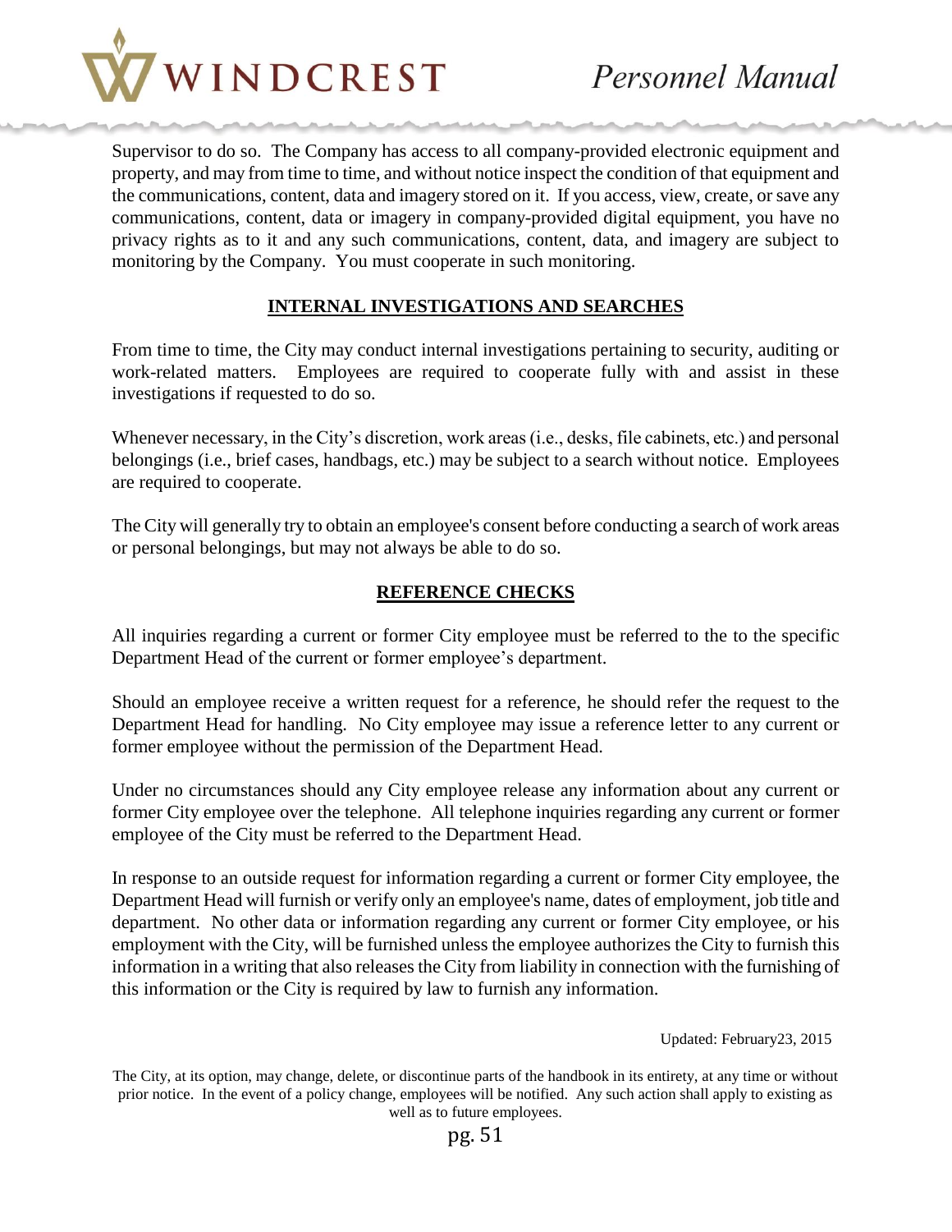Supervisor to do so. The Company has access to all company-provided electronic equipment and property, and may from time to time, and without notice inspect the condition of that equipment and the communications, content, data and imagery stored on it. If you access, view, create, or save any communications, content, data or imagery in company-provided digital equipment, you have no privacy rights as to it and any such communications, content, data, and imagery are subject to monitoring by the Company. You must cooperate in such monitoring.

## INTERNAL INVESTIGATIONS AND SEARCHES

From time to time, the City may conduct internal investigations pertaining to security, auditing or work-related matters. Employees are required to cooperate fully with and assist in these investigations if requested to do so.

Whenever necessary, in the City's discretion, work areas (i.e., desks, file cabinets, etc.) and personal belongings (i.e., brief cases, handbags, etc.) may be subject to a search without notice. Employees are required to cooperate.

The City will generally try to obtain an employee's consent before conducting a search of work areas or personal belongings, but may not always be able to do so.

## REFERENCE CHECKS

All inquiries regarding a current or former City employee must be referred to the to the specific Department Head of the current or former employee's department.

Should an employee receive a written request for a reference, he should refer the request to the Department Head for handling. No City employee may issue a reference letter to any current or former employee without the permission of the Department Head.

Under no circumstances should any City employee release any information about any current or former City employee over the telephone. All telephone inquiries regarding any current or former employee of the City must be referred to the Department Head.

In response to an outside request for information regarding a current or former City employee, the Department Head will furnish or verify only an employee's name, dates of employment, job title and department. No other data or information regarding any current or former City employee, or his employment with the City, will be furnished unless the employee authorizes the City to furnish this information in a writing that also releases the City from liability in connection with the furnishing of this information or the City is required by law to furnish any information.

Updated: February23, 2015

The City, at its option, may change, delete, or discontinue parts of the handbook in its entirety, at any time or without prior notice. In the event of a policy change, employees will be notified. Any such action shall apply to existing as well as to future employees.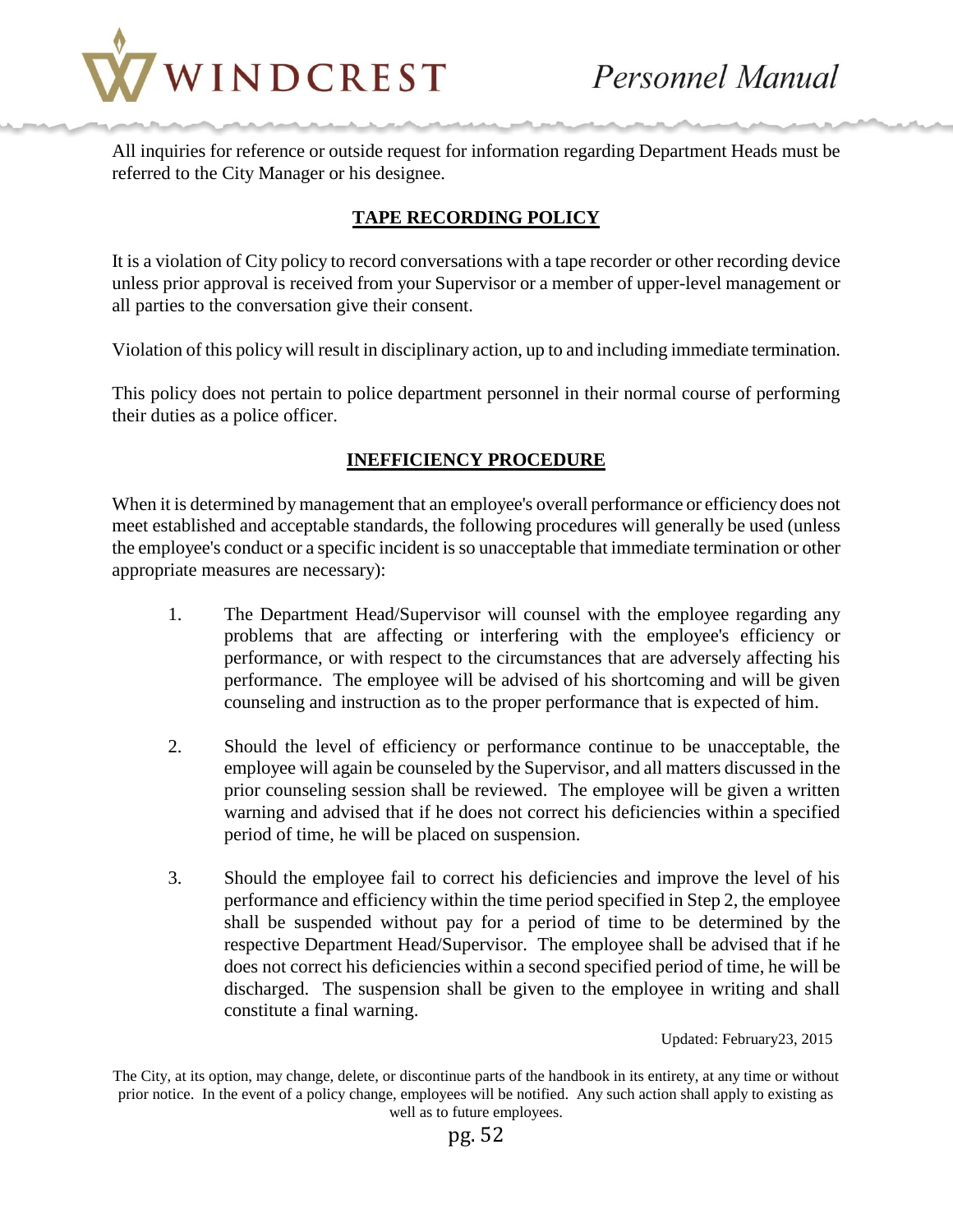All inquiries for reference or outside request for information regarding Department Heads must be referred to the City Manager or his designee.

## TAPE RECORDING POLICY

It is a violation of City policy to record conversations with a tape recorder or other recording device unless prior approval is received from your Supervisor or a member of upper-level management or all parties to the conversation give their consent.

Violation of this policy will result in disciplinary action, up to and including immediate termination.

This policy does not pertain to police department personnel in their normal course of performing their duties as a police officer.

## INEFFICIENCY PROCEDURE

When it is determined by management that an employee's overall performance or efficiency does not meet established and acceptable standards, the following procedures will generally be used (unless the employee's conduct or a specific incident is so unacceptable that immediate termination or other appropriate measures are necessary):

1. The Department Head/Supervisor will counsel with the employee regarding any problems that are affecting or interfering with the employee's efficiency or performance, or with respect to the circumstances that are adversely affecting his performance. The employee will be advised of his shortcoming and will be given counseling and instruction as to the proper performance that is expected of him.

2. Should the level of efficiency or performance continue to be unacceptable, the employee will again be counseled by the Supervisor, and all matters discussed in the prior counseling session shall be reviewed. The employee will be given a written warning and advised that if he does not correct his deficiencies within a specified period of time, he will be placed on suspension.

3. Should the employee fail to correct his deficiencies and improve the level of his performance and efficiency within the time period specified in Step 2, the employee shall be suspended without pay for a period of time to be determined by the respective Department Head/Supervisor. The employee shall be advised that if he does not correct his deficiencies within a second specified period of time, he will be discharged. The suspension shall be given to the employee in writing and shall constitute a final warning.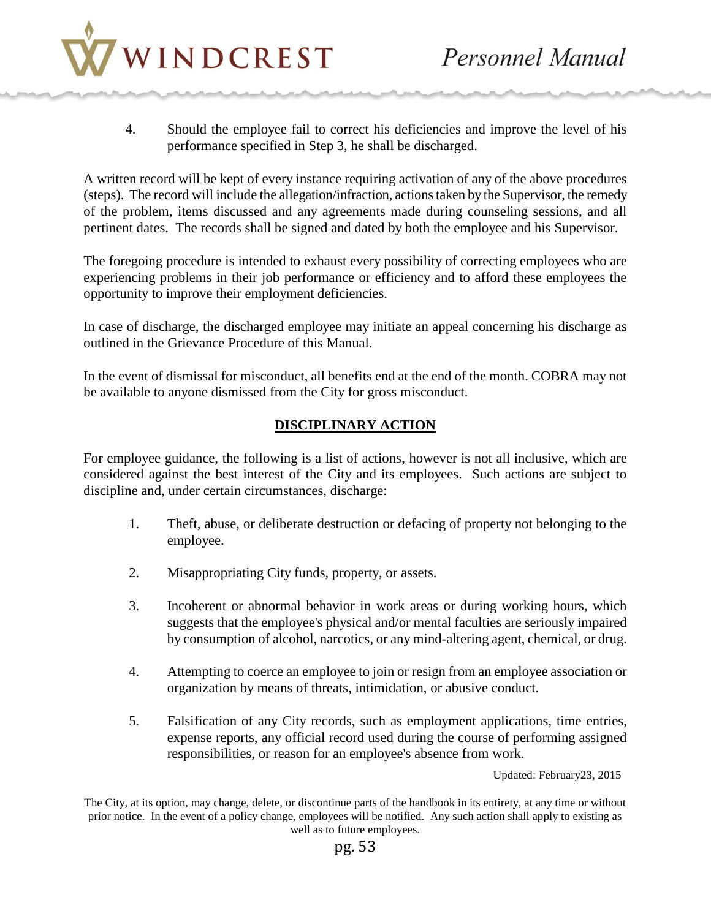4. Should the employee fail to correct his deficiencies and improve the level of his performance specified in Step 3, he shall be discharged.

A written record will be kept of every instance requiring activation of any of the above procedures (steps). The record will include the allegation/infraction, actions taken by the Supervisor, the remedy of the problem, items discussed and any agreements made during counseling sessions, and all pertinent dates. The records shall be signed and dated by both the employee and his Supervisor.

The foregoing procedure is intended to exhaust every possibility of correcting employees who are experiencing problems in their job performance or efficiency and to afford these employees the opportunity to improve their employment deficiencies.

In case of discharge, the discharged employee may initiate an appeal concerning his discharge as outlined in the Grievance Procedure of this Manual.

In the event of dismissal for misconduct, all benefits end at the end of the month. COBRA may not be available to anyone dismissed from the City for gross misconduct.

## DISCIPLINARY ACTION

For employee guidance, the following is a list of actions, however is not all inclusive, which are considered against the best interest of the City and its employees. Such actions are subject to discipline and, under certain circumstances, discharge:

1. Theft, abuse, or deliberate destruction or defacing of property not belonging to the employee.

2. Misappropriating City funds, property, or assets.

3. Incoherent or abnormal behavior in work areas or during working hours, which suggests that the employee's physical and/or mental faculties are seriously impaired by consumption of alcohol, narcotics, or any mind-altering agent, chemical, or drug.

4. Attempting to coerce an employee to join or resign from an employee association or organization by means of threats, intimidation, or abusive conduct.

5. Falsification of any City records, such as employment applications, time entries, expense reports, any official record used during the course of performing assigned responsibilities, or reason for an employee's absence from work.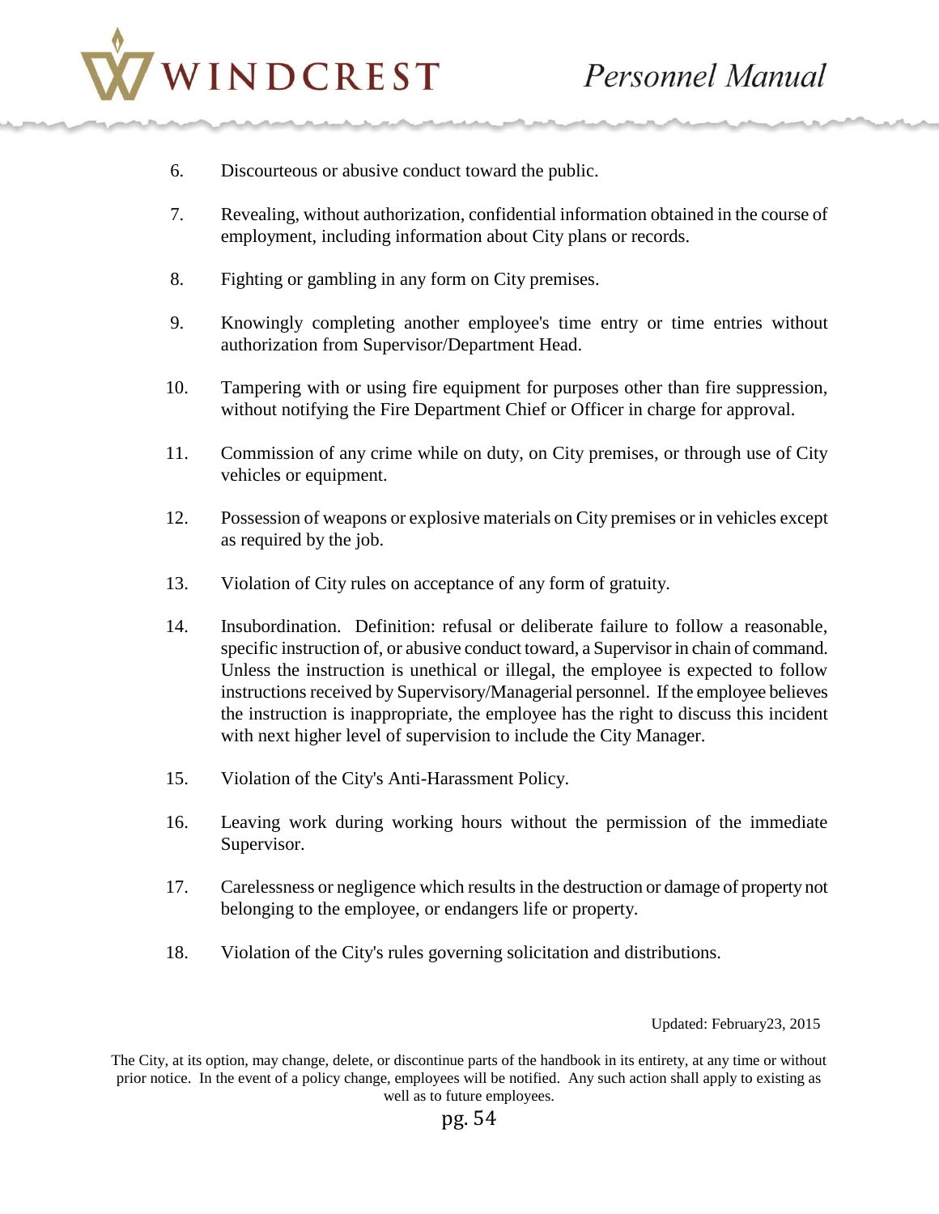6. Discourteous or abusive conduct toward the public.

7. Revealing, without authorization, confidential information obtained in the course of employment, including information about City plans or records.

8. Fighting or gambling in any form on City premises.

9. Knowingly completing another employee's time entry or time entries without authorization from Supervisor/Department Head.

10. Tampering with or using fire equipment for purposes other than fire suppression, without notifying the Fire Department Chief or Officer in charge for approval.

11. Commission of any crime while on duty, on City premises, or through use of City vehicles or equipment.

12. Possession of weapons or explosive materials on City premises or in vehicles except as required by the job.

13. Violation of City rules on acceptance of any form of gratuity.

14. Insubordination. Definition: refusal or deliberate failure to follow a reasonable, specific instruction of, or abusive conduct toward, a Supervisor in chain of command. Unless the instruction is unethical or illegal, the employee is expected to follow instructions received by Supervisory/Managerial personnel. If the employee believes the instruction is inappropriate, the employee has the right to discuss this incident with next higher level of supervision to include the City Manager.

15. Violation of the City's Anti-Harassment Policy.

16. Leaving work during working hours without the permission of the immediate Supervisor.

17. Carelessness or negligence which results in the destruction or damage of property not belonging to the employee, or endangers life or property.

18. Violation of the City's rules governing solicitation and distributions.

Updated: February23, 2015

The City, at its option, may change, delete, or discontinue parts of the handbook in its entirety, at any time or without prior notice. In the event of a policy change, employees will be notified. Any such action shall apply to existing as well as to future employees.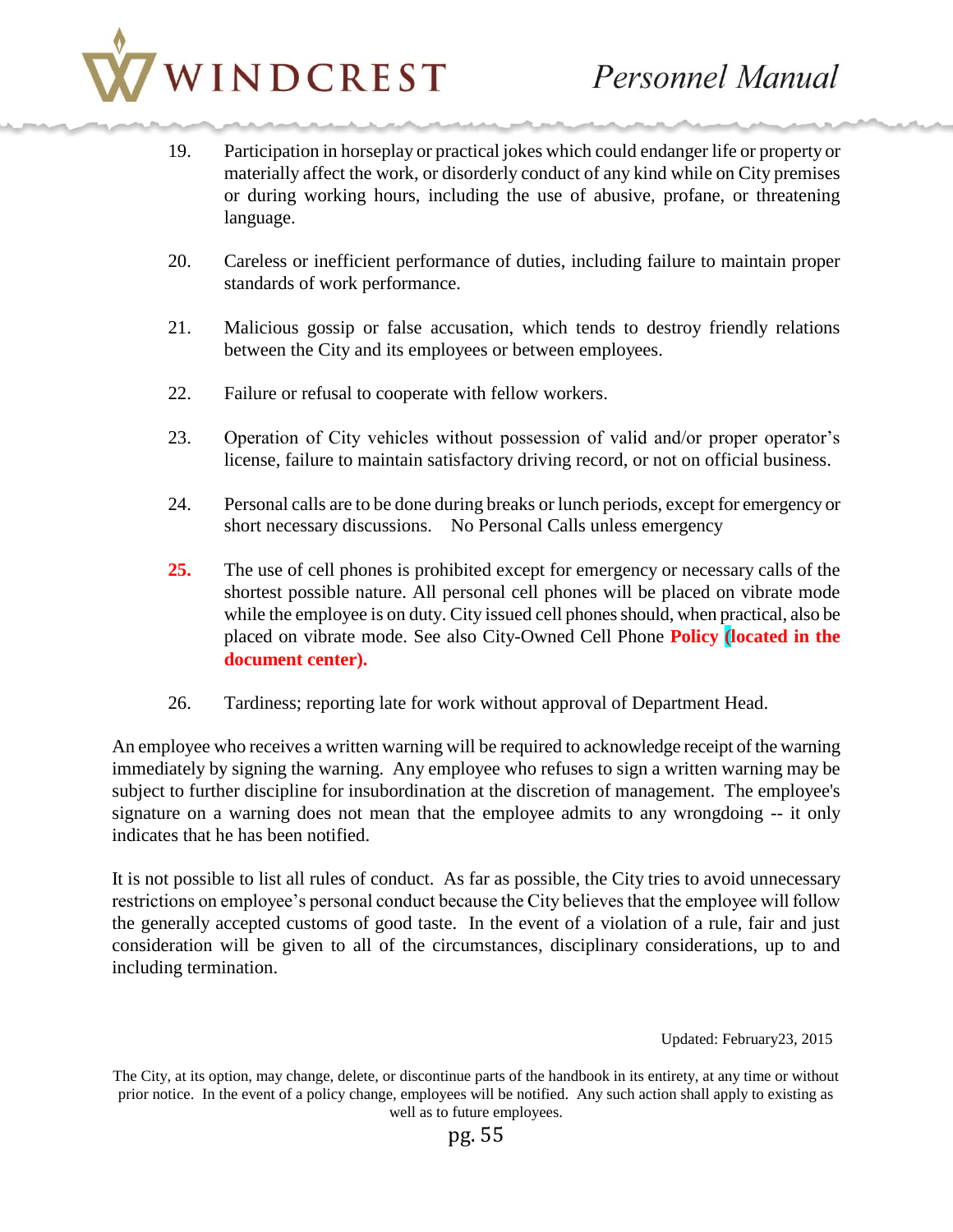19. Participation in horseplay or practical jokes which could endanger life or property or materially affect the work, or disorderly conduct of any kind while on City premises or during working hours, including the use of abusive, profane, or threatening language.

20. Careless or inefficient performance of duties, including failure to maintain proper standards of work performance.

21. Malicious gossip or false accusation, which tends to destroy friendly relations between the City and its employees or between employees.

22. Failure or refusal to cooperate with fellow workers.

23. Operation of City vehicles without possession of valid and/or proper operator's license, failure to maintain satisfactory driving record, or not on official business.

24. Personal calls are to be done during breaks or lunch periods, except for emergency or short necessary discussions. No Personal Calls unless emergency

**25.** The use of cell phones is prohibited except for emergency or necessary calls of the shortest possible nature. All personal cell phones will be placed on vibrate mode while the employee is on duty. City issued cell phones should, when practical, also be placed on vibrate mode. See also City-Owned Cell Phone **Policy (located in the document center).**

26. Tardiness; reporting late for work without approval of Department Head.

An employee who receives a written warning will be required to acknowledge receipt of the warning immediately by signing the warning. Any employee who refuses to sign a written warning may be subject to further discipline for insubordination at the discretion of management. The employee's signature on a warning does not mean that the employee admits to any wrongdoing -- it only indicates that he has been notified.

It is not possible to list all rules of conduct. As far as possible, the City tries to avoid unnecessary restrictions on employee's personal conduct because the City believes that the employee will follow the generally accepted customs of good taste. In the event of a violation of a rule, fair and just consideration will be given to all of the circumstances, disciplinary considerations, up to and including termination.

Updated: February23, 2015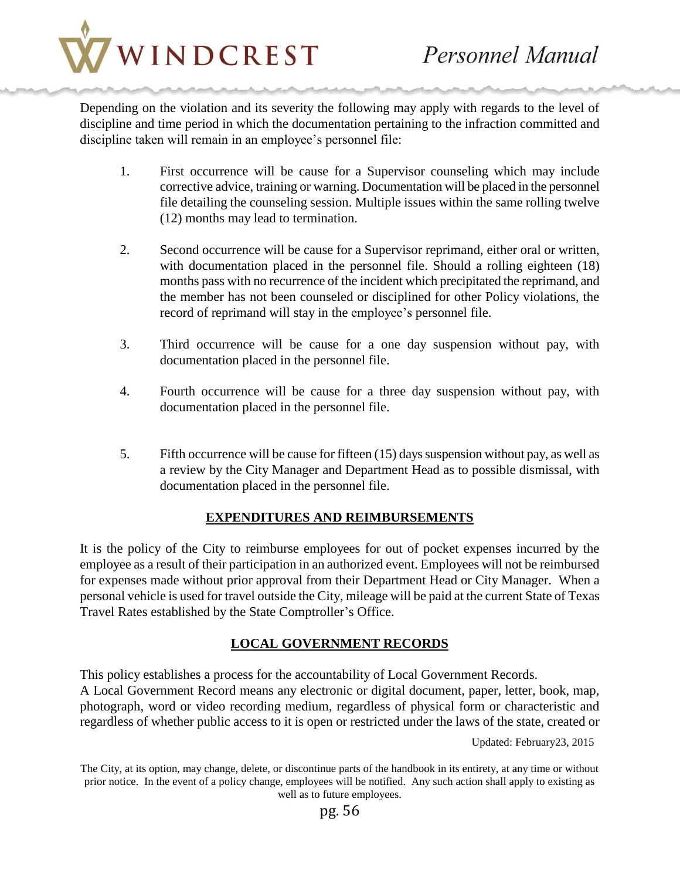Depending on the violation and its severity the following may apply with regards to the level of discipline and time period in which the documentation pertaining to the infraction committed and discipline taken will remain in an employee's personnel file:

1. First occurrence will be cause for a Supervisor counseling which may include corrective advice, training or warning. Documentation will be placed in the personnel file detailing the counseling session. Multiple issues within the same rolling twelve (12) months may lead to termination.

2. Second occurrence will be cause for a Supervisor reprimand, either oral or written, with documentation placed in the personnel file. Should a rolling eighteen (18) months pass with no recurrence of the incident which precipitated the reprimand, and the member has not been counseled or disciplined for other Policy violations, the record of reprimand will stay in the employee's personnel file.

3. Third occurrence will be cause for a one day suspension without pay, with documentation placed in the personnel file.

4. Fourth occurrence will be cause for a three day suspension without pay, with documentation placed in the personnel file.

5. Fifth occurrence will be cause for fifteen (15) days suspension without pay, as well as a review by the City Manager and Department Head as to possible dismissal, with documentation placed in the personnel file.

## EXPENDITURES AND REIMBURSEMENTS

It is the policy of the City to reimburse employees for out of pocket expenses incurred by the employee as a result of their participation in an authorized event. Employees will not be reimbursed for expenses made without prior approval from their Department Head or City Manager. When a personal vehicle is used for travel outside the City, mileage will be paid at the current State of Texas Travel Rates established by the State Comptroller's Office.

## LOCAL GOVERNMENT RECORDS

This policy establishes a process for the accountability of Local Government Records.
A Local Government Record means any electronic or digital document, paper, letter, book, map, photograph, word or video recording medium, regardless of physical form or characteristic and regardless of whether public access to it is open or restricted under the laws of the state, created or

Updated: February23, 2015

The City, at its option, may change, delete, or discontinue parts of the handbook in its entirety, at any time or without prior notice. In the event of a policy change, employees will be notified. Any such action shall apply to existing as well as to future employees.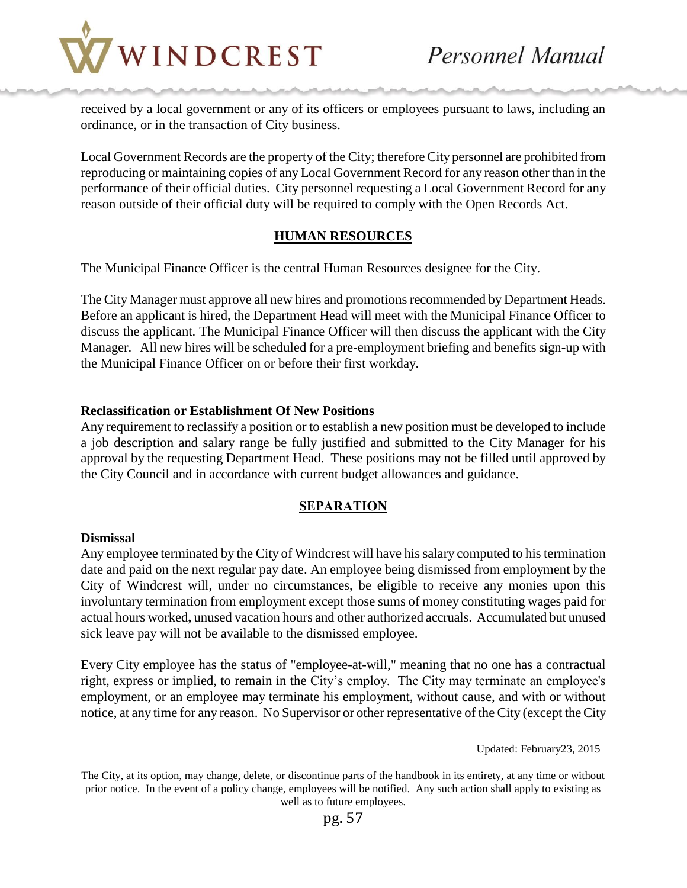received by a local government or any of its officers or employees pursuant to laws, including an ordinance, or in the transaction of City business.

Local Government Records are the property of the City; therefore City personnel are prohibited from reproducing or maintaining copies of any Local Government Record for any reason other than in the performance of their official duties. City personnel requesting a Local Government Record for any reason outside of their official duty will be required to comply with the Open Records Act.

## HUMAN RESOURCES

The Municipal Finance Officer is the central Human Resources designee for the City.

The City Manager must approve all new hires and promotions recommended by Department Heads. Before an applicant is hired, the Department Head will meet with the Municipal Finance Officer to discuss the applicant. The Municipal Finance Officer will then discuss the applicant with the City Manager. All new hires will be scheduled for a pre-employment briefing and benefits sign-up with the Municipal Finance Officer on or before their first workday.

### Reclassification or Establishment Of New Positions

Any requirement to reclassify a position or to establish a new position must be developed to include a job description and salary range be fully justified and submitted to the City Manager for his approval by the requesting Department Head. These positions may not be filled until approved by the City Council and in accordance with current budget allowances and guidance.

## SEPARATION

### Dismissal

Any employee terminated by the City of Windcrest will have his salary computed to his termination date and paid on the next regular pay date. An employee being dismissed from employment by the City of Windcrest will, under no circumstances, be eligible to receive any monies upon this involuntary termination from employment except those sums of money constituting wages paid for actual hours worked**,** unused vacation hours and other authorized accruals. Accumulated but unused sick leave pay will not be available to the dismissed employee.

Every City employee has the status of "employee-at-will," meaning that no one has a contractual right, express or implied, to remain in the City's employ. The City may terminate an employee's employment, or an employee may terminate his employment, without cause, and with or without notice, at any time for any reason. No Supervisor or other representative of the City (except the City

Updated: February23, 2015

The City, at its option, may change, delete, or discontinue parts of the handbook in its entirety, at any time or without prior notice. In the event of a policy change, employees will be notified. Any such action shall apply to existing as well as to future employees.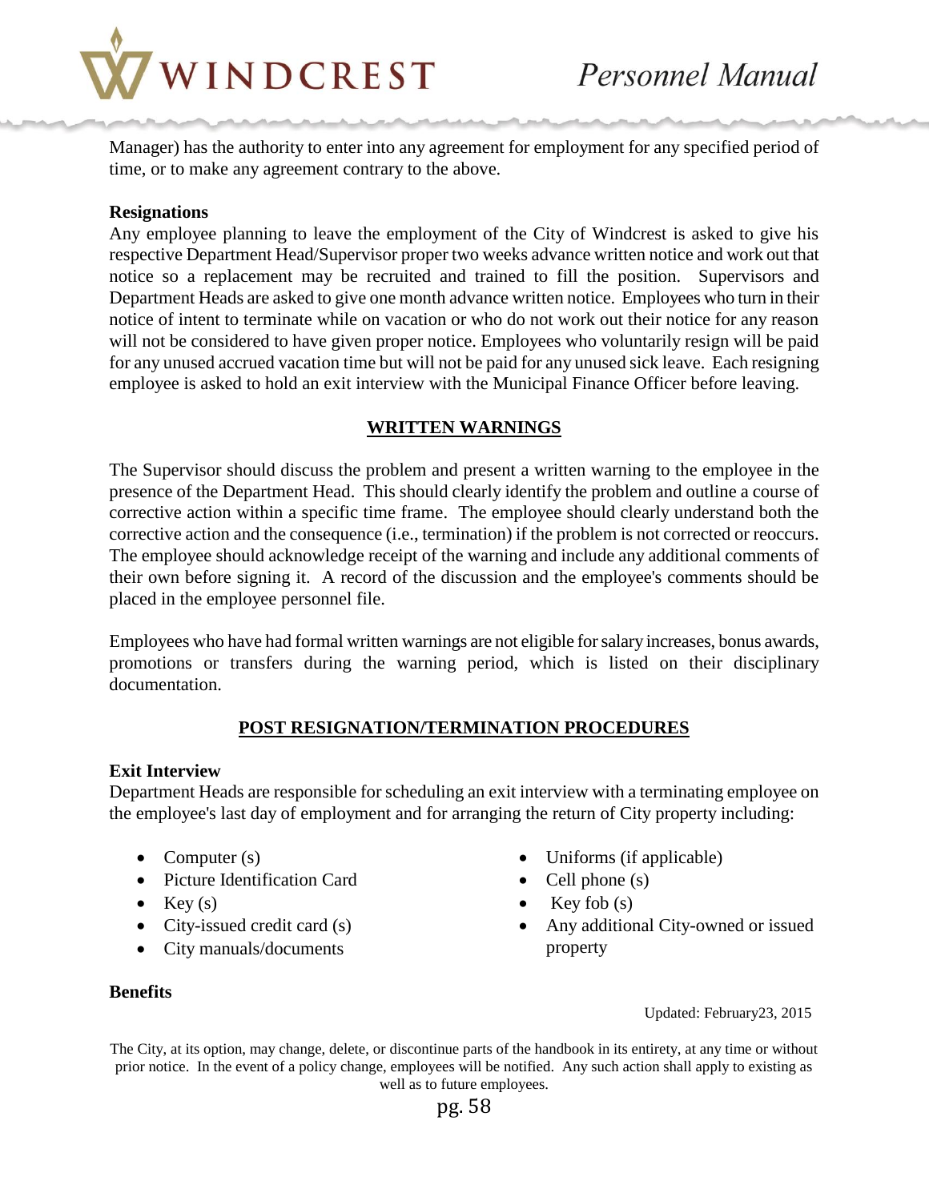Manager) has the authority to enter into any agreement for employment for any specified period of time, or to make any agreement contrary to the above.

**Resignations**

Any employee planning to leave the employment of the City of Windcrest is asked to give his respective Department Head/Supervisor proper two weeks advance written notice and work out that notice so a replacement may be recruited and trained to fill the position. Supervisors and Department Heads are asked to give one month advance written notice. Employees who turn in their notice of intent to terminate while on vacation or who do not work out their notice for any reason will not be considered to have given proper notice. Employees who voluntarily resign will be paid for any unused accrued vacation time but will not be paid for any unused sick leave. Each resigning employee is asked to hold an exit interview with the Municipal Finance Officer before leaving.

## WRITTEN WARNINGS

The Supervisor should discuss the problem and present a written warning to the employee in the presence of the Department Head. This should clearly identify the problem and outline a course of corrective action within a specific time frame. The employee should clearly understand both the corrective action and the consequence (i.e., termination) if the problem is not corrected or reoccurs. The employee should acknowledge receipt of the warning and include any additional comments of their own before signing it. A record of the discussion and the employee's comments should be placed in the employee personnel file.

Employees who have had formal written warnings are not eligible for salary increases, bonus awards, promotions or transfers during the warning period, which is listed on their disciplinary documentation.

## POST RESIGNATION/TERMINATION PROCEDURES

**Exit Interview**

Department Heads are responsible for scheduling an exit interview with a terminating employee on the employee's last day of employment and for arranging the return of City property including:

- Computer (s)
- Picture Identification Card
- Key (s)
- City-issued credit card (s)
- City manuals/documents
- Uniforms (if applicable)
- Cell phone (s)
- Key fob (s)
- Any additional City-owned or issued property

**Benefits**

Updated: February23, 2015

The City, at its option, may change, delete, or discontinue parts of the handbook in its entirety, at any time or without prior notice. In the event of a policy change, employees will be notified. Any such action shall apply to existing as well as to future employees.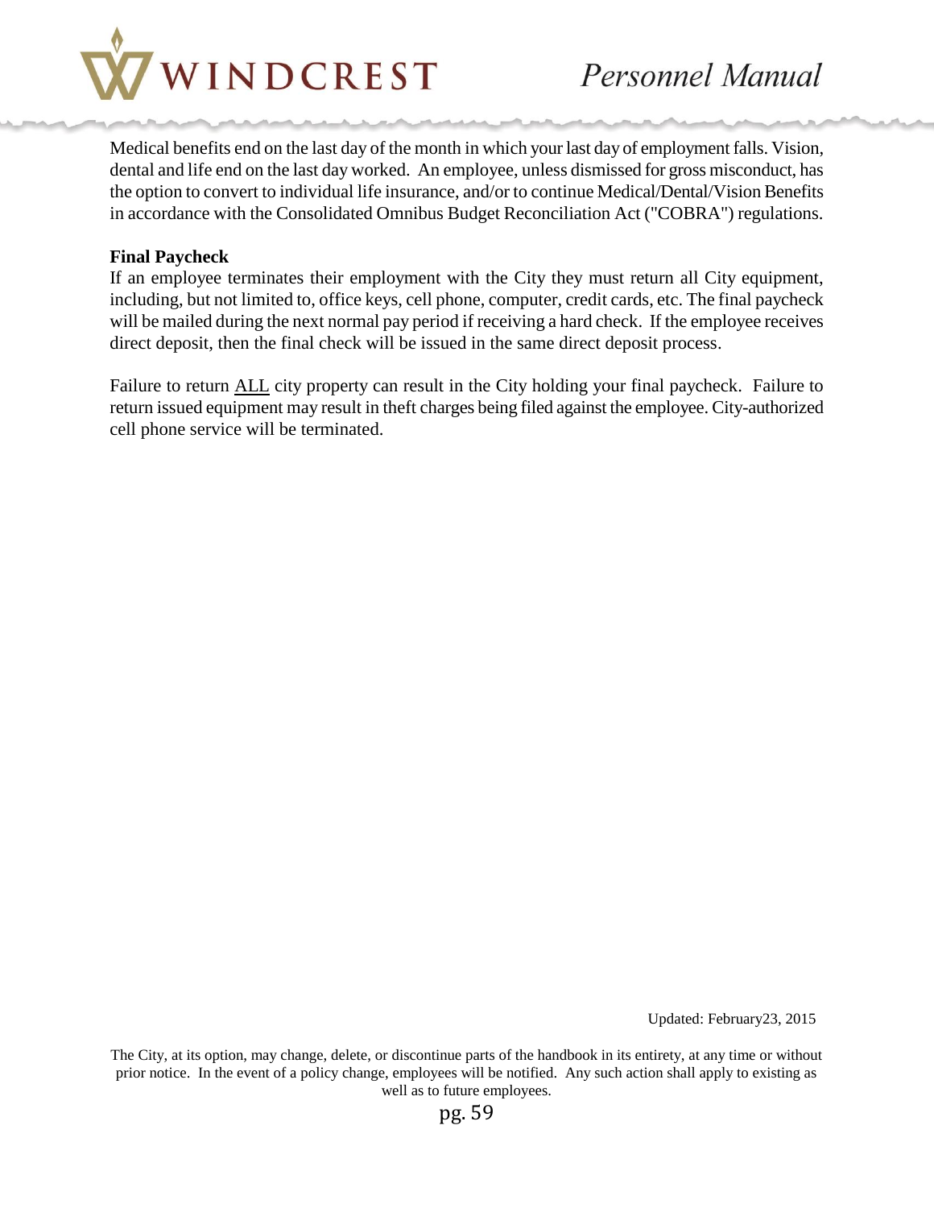Medical benefits end on the last day of the month in which your last day of employment falls. Vision, dental and life end on the last day worked. An employee, unless dismissed for gross misconduct, has the option to convert to individual life insurance, and/or to continue Medical/Dental/Vision Benefits in accordance with the Consolidated Omnibus Budget Reconciliation Act ("COBRA") regulations.

**Final Paycheck**

If an employee terminates their employment with the City they must return all City equipment, including, but not limited to, office keys, cell phone, computer, credit cards, etc. The final paycheck will be mailed during the next normal pay period if receiving a hard check. If the employee receives direct deposit, then the final check will be issued in the same direct deposit process.

Failure to return ALL city property can result in the City holding your final paycheck. Failure to return issued equipment may result in theft charges being filed against the employee. City-authorized cell phone service will be terminated.

Updated: February23, 2015

The City, at its option, may change, delete, or discontinue parts of the handbook in its entirety, at any time or without prior notice. In the event of a policy change, employees will be notified. Any such action shall apply to existing as well as to future employees.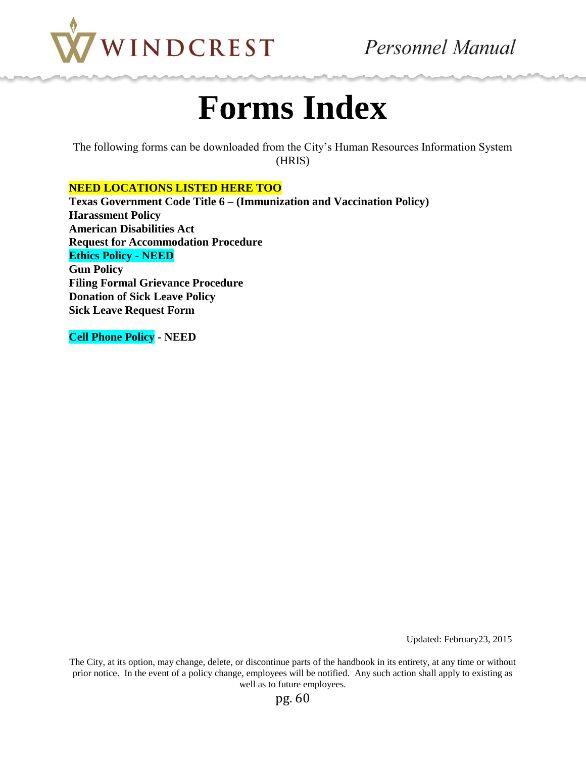# Forms Index

The following forms can be downloaded from the City's Human Resources Information System (HRIS)

**NEED LOCATIONS LISTED HERE TOO**
**Texas Government Code Title 6 – (Immunization and Vaccination Policy)**
**Harassment Policy**
**American Disabilities Act**
**Request for Accommodation Procedure**
**Ethics Policy - NEED**
**Gun Policy**
**Filing Formal Grievance Procedure**
**Donation of Sick Leave Policy**
**Sick Leave Request Form**

**Cell Phone Policy - NEED**

Updated: February23, 2015

The City, at its option, may change, delete, or discontinue parts of the handbook in its entirety, at any time or without prior notice. In the event of a policy change, employees will be notified. Any such action shall apply to existing as well as to future employees.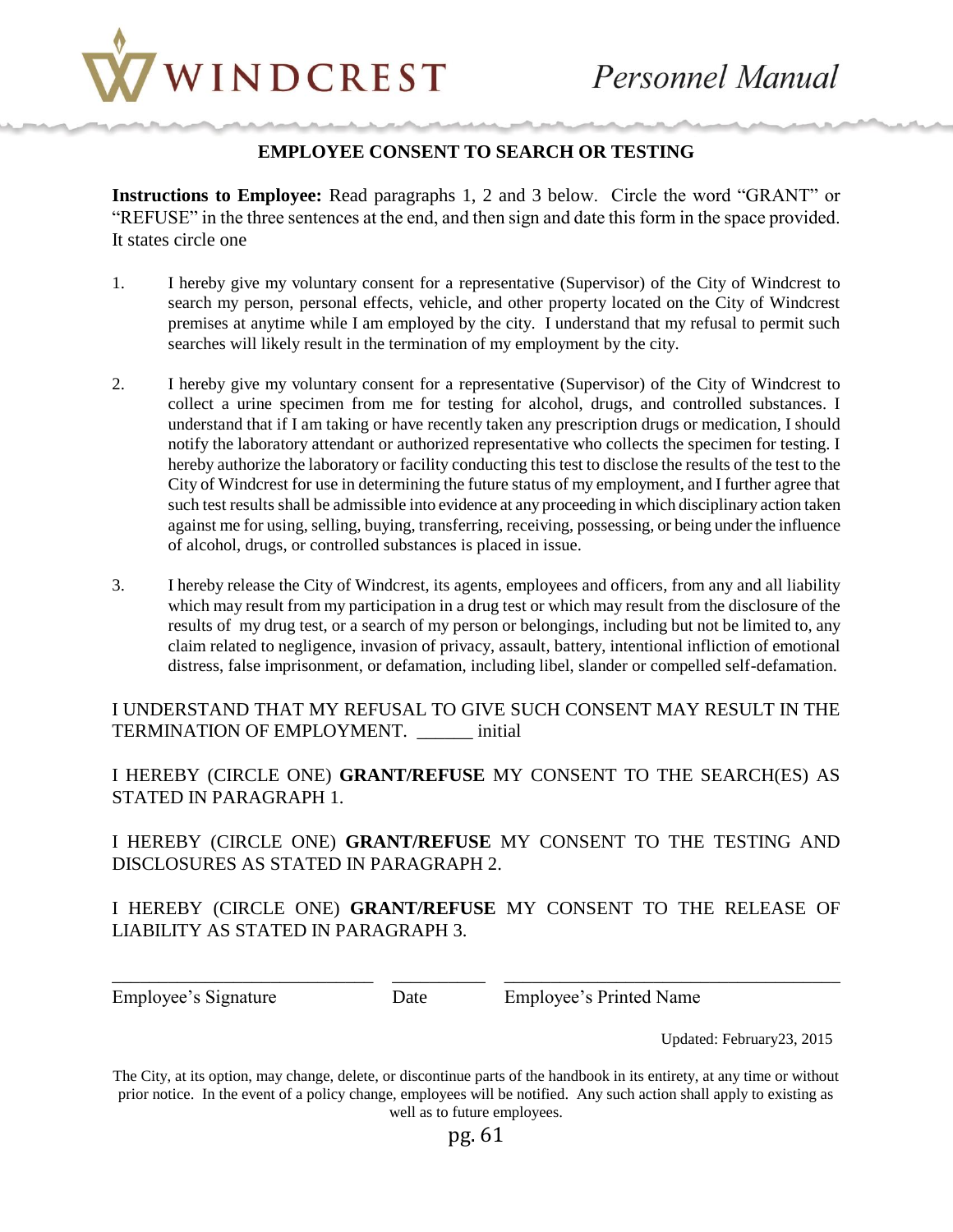## EMPLOYEE CONSENT TO SEARCH OR TESTING

**Instructions to Employee:** Read paragraphs 1, 2 and 3 below. Circle the word "GRANT" or "REFUSE" in the three sentences at the end, and then sign and date this form in the space provided. It states circle one

1. I hereby give my voluntary consent for a representative (Supervisor) of the City of Windcrest to search my person, personal effects, vehicle, and other property located on the City of Windcrest premises at anytime while I am employed by the city. I understand that my refusal to permit such searches will likely result in the termination of my employment by the city.

2. I hereby give my voluntary consent for a representative (Supervisor) of the City of Windcrest to collect a urine specimen from me for testing for alcohol, drugs, and controlled substances. I understand that if I am taking or have recently taken any prescription drugs or medication, I should notify the laboratory attendant or authorized representative who collects the specimen for testing. I hereby authorize the laboratory or facility conducting this test to disclose the results of the test to the City of Windcrest for use in determining the future status of my employment, and I further agree that such test results shall be admissible into evidence at any proceeding in which disciplinary action taken against me for using, selling, buying, transferring, receiving, possessing, or being under the influence of alcohol, drugs, or controlled substances is placed in issue.

3. I hereby release the City of Windcrest, its agents, employees and officers, from any and all liability which may result from my participation in a drug test or which may result from the disclosure of the results of my drug test, or a search of my person or belongings, including but not be limited to, any claim related to negligence, invasion of privacy, assault, battery, intentional infliction of emotional distress, false imprisonment, or defamation, including libel, slander or compelled self-defamation.

I UNDERSTAND THAT MY REFUSAL TO GIVE SUCH CONSENT MAY RESULT IN THE TERMINATION OF EMPLOYMENT. ______ initial

I HEREBY (CIRCLE ONE) **GRANT/REFUSE** MY CONSENT TO THE SEARCH(ES) AS STATED IN PARAGRAPH 1.

I HEREBY (CIRCLE ONE) **GRANT/REFUSE** MY CONSENT TO THE TESTING AND DISCLOSURES AS STATED IN PARAGRAPH 2.

I HEREBY (CIRCLE ONE) **GRANT/REFUSE** MY CONSENT TO THE RELEASE OF LIABILITY AS STATED IN PARAGRAPH 3.

____________________________ __________ ____________________________________

Employee's Signature Date Employee's Printed Name

Updated: February23, 2015

The City, at its option, may change, delete, or discontinue parts of the handbook in its entirety, at any time or without prior notice. In the event of a policy change, employees will be notified. Any such action shall apply to existing as well as to future employees.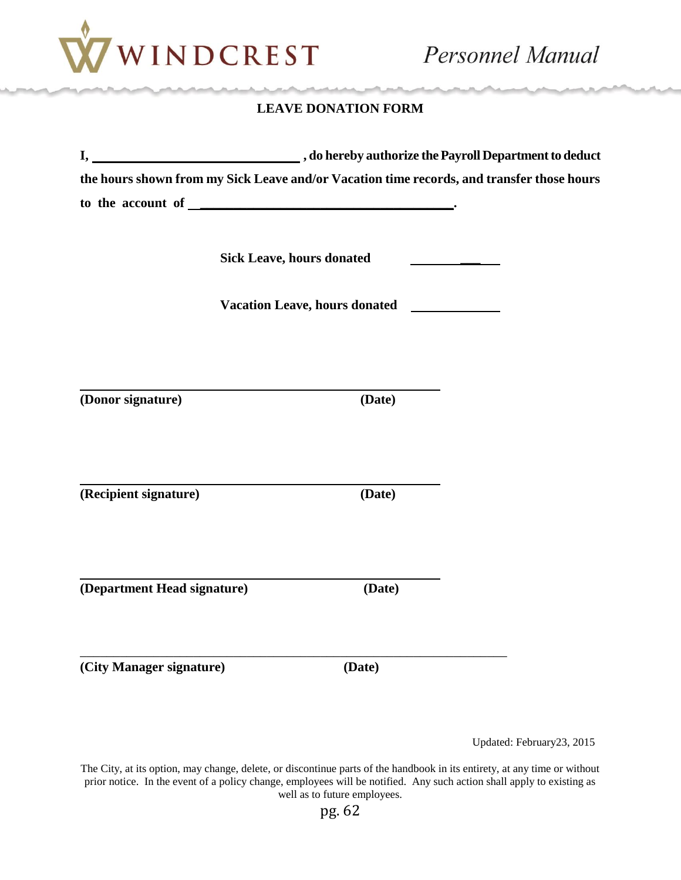## LEAVE DONATION FORM

**I, ________________________________ , do hereby authorize the Payroll Department to deduct the hours shown from my Sick Leave and/or Vacation time records, and transfer those hours to the account of ________________________________________.**

**Sick Leave, hours donated** ______________

**Vacation Leave, hours donated** ______________

________________________________________________________
**(Donor signature)** **(Date)**

________________________________________________________
**(Recipient signature)** **(Date)**

________________________________________________________
**(Department Head signature)** **(Date)**

________________________________________________________
**(City Manager signature)** **(Date)**

Updated: February23, 2015

The City, at its option, may change, delete, or discontinue parts of the handbook in its entirety, at any time or without prior notice. In the event of a policy change, employees will be notified. Any such action shall apply to existing as well as to future employees.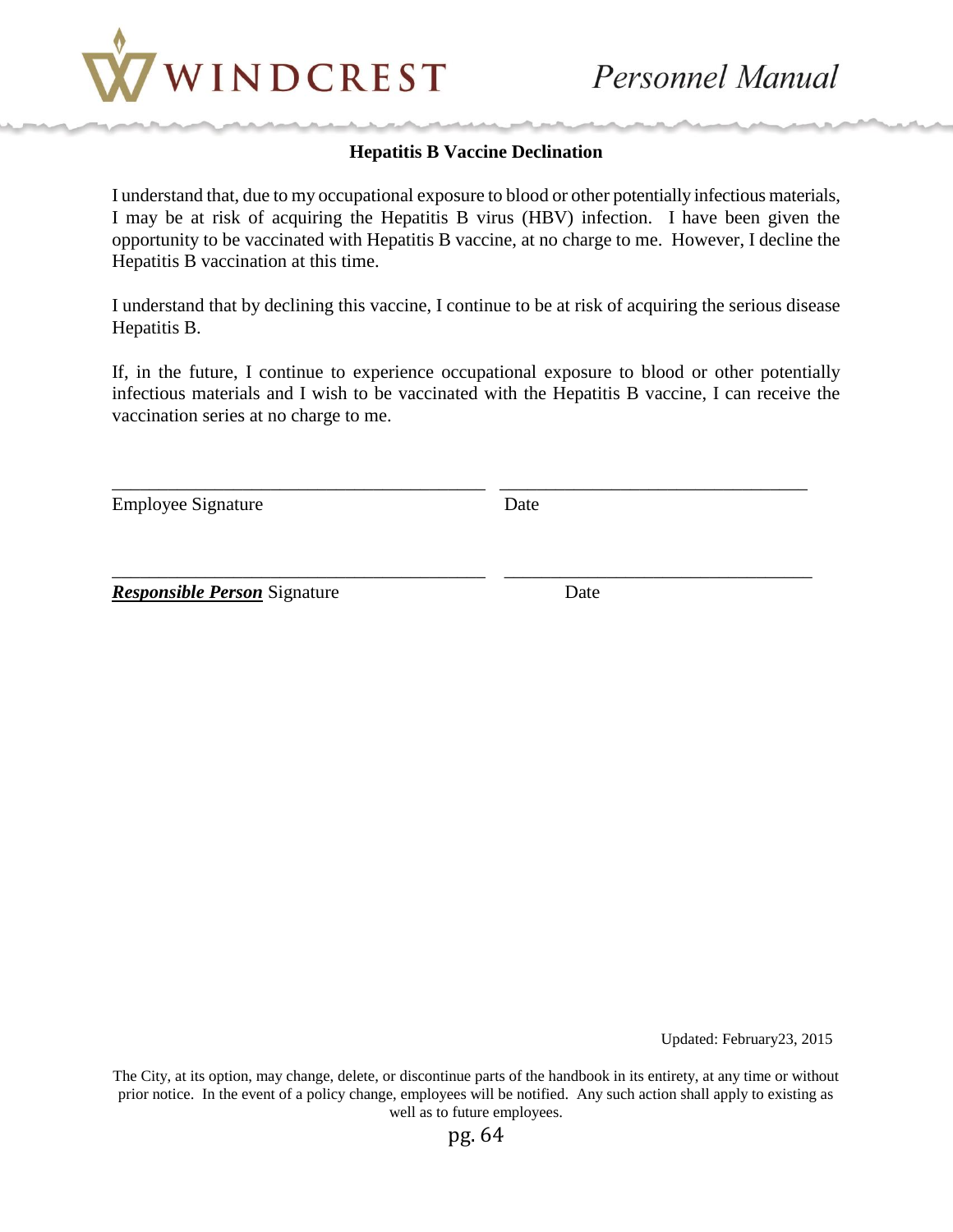## Hepatitis B Vaccine Declination

I understand that, due to my occupational exposure to blood or other potentially infectious materials, I may be at risk of acquiring the Hepatitis B virus (HBV) infection. I have been given the opportunity to be vaccinated with Hepatitis B vaccine, at no charge to me. However, I decline the Hepatitis B vaccination at this time.

I understand that by declining this vaccine, I continue to be at risk of acquiring the serious disease Hepatitis B.

If, in the future, I continue to experience occupational exposure to blood or other potentially infectious materials and I wish to be vaccinated with the Hepatitis B vaccine, I can receive the vaccination series at no charge to me.

_________________________________________ _________________________________

Employee Signature Date

_________________________________________ _________________________________

***Responsible Person*** Signature Date

Updated: February23, 2015

The City, at its option, may change, delete, or discontinue parts of the handbook in its entirety, at any time or without prior notice. In the event of a policy change, employees will be notified. Any such action shall apply to existing as well as to future employees.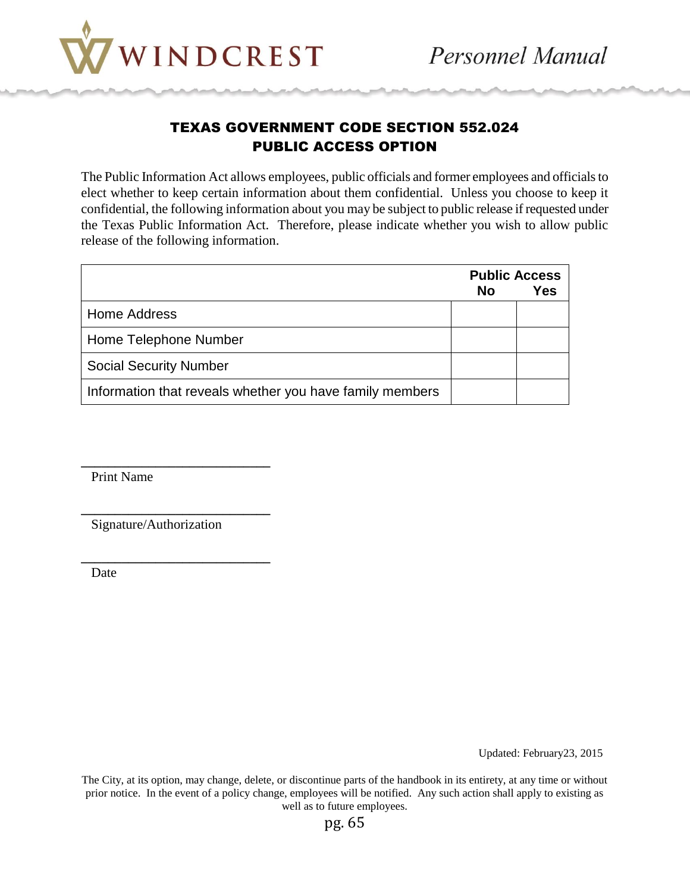## TEXAS GOVERNMENT CODE SECTION 552.024
## PUBLIC ACCESS OPTION

The Public Information Act allows employees, public officials and former employees and officials to elect whether to keep certain information about them confidential. Unless you choose to keep it confidential, the following information about you may be subject to public release if requested under the Texas Public Information Act. Therefore, please indicate whether you wish to allow public release of the following information.

| | **Public Access** | |
|---|---|---|
| | **No** | **Yes** |
| Home Address | | |
| Home Telephone Number | | |
| Social Security Number | | |
| Information that reveals whether you have family members | | |

___________________________
Print Name

___________________________
Signature/Authorization

___________________________
Date

Updated: February23, 2015

The City, at its option, may change, delete, or discontinue parts of the handbook in its entirety, at any time or without prior notice. In the event of a policy change, employees will be notified. Any such action shall apply to existing as well as to future employees.